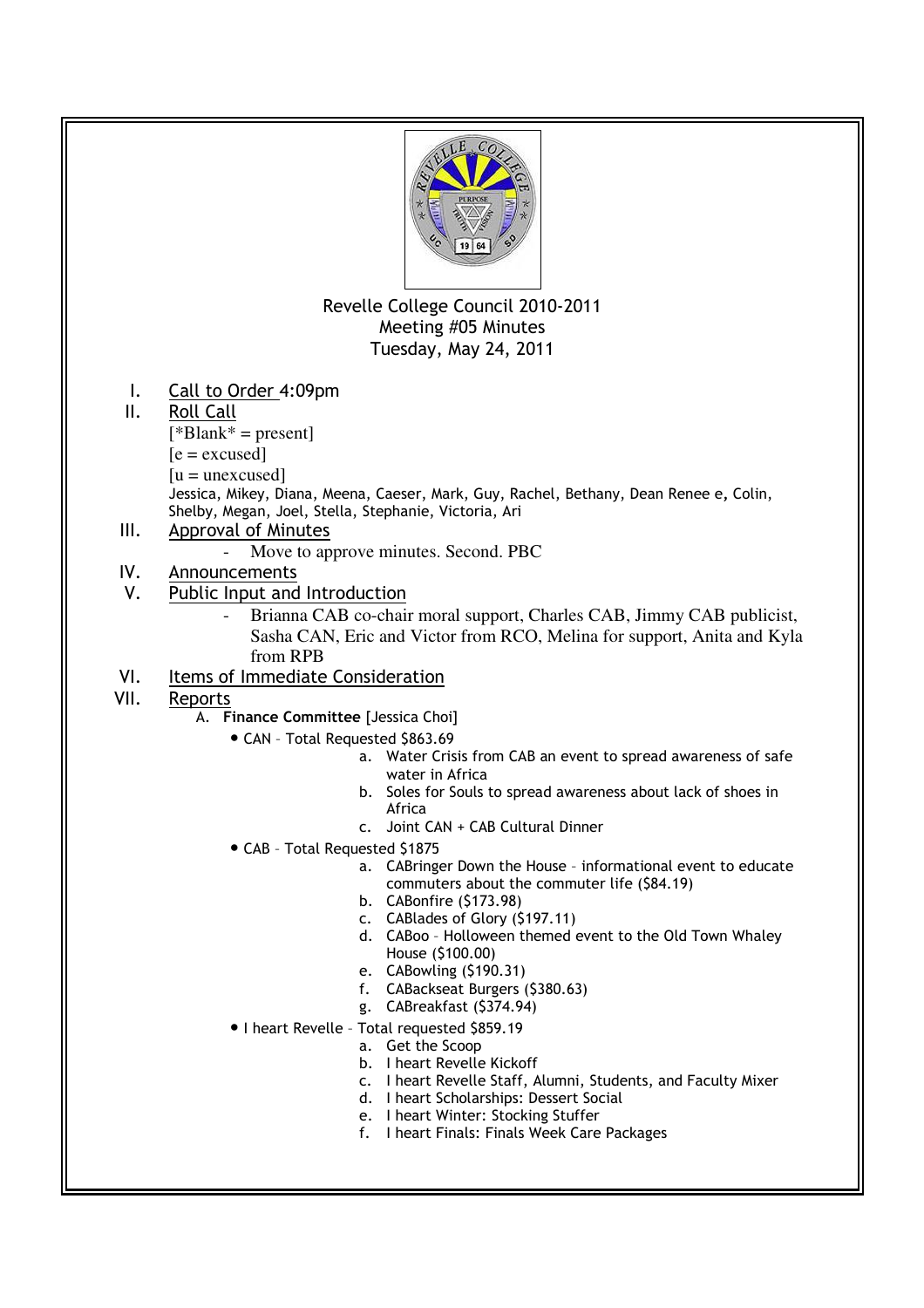Revelle College Council 2010-2011
Meeting #05 Minutes
Tuesday, May 24, 2011

I. Call to Order 4:09pm

II. Roll Call

[*Blank* = present]
[e = excused]
[u = unexcused]

Jessica, Mikey, Diana, Meena, Caeser, Mark, Guy, Rachel, Bethany, Dean Renee e, Colin, Shelby, Megan, Joel, Stella, Stephanie, Victoria, Ari

III. Approval of Minutes

- Move to approve minutes. Second. PBC

IV. Announcements

V. Public Input and Introduction

- Brianna CAB co-chair moral support, Charles CAB, Jimmy CAB publicist, Sasha CAN, Eric and Victor from RCO, Melina for support, Anita and Kyla from RPB

VI. Items of Immediate Consideration

VII. Reports

A. **Finance Committee** [Jessica Choi]

- CAN – Total Requested $863.69
  a. Water Crisis from CAB an event to spread awareness of safe water in Africa
  b. Soles for Souls to spread awareness about lack of shoes in Africa
  c. Joint CAN + CAB Cultural Dinner
- CAB – Total Requested $1875
  a. CABringer Down the House – informational event to educate commuters about the commuter life ($84.19)
  b. CABonfire ($173.98)
  c. CABlades of Glory ($197.11)
  d. CABoo – Holloween themed event to the Old Town Whaley House ($100.00)
  e. CABowling ($190.31)
  f. CABackseat Burgers ($380.63)
  g. CABreakfast ($374.94)
- I heart Revelle – Total requested $859.19
  a. Get the Scoop
  b. I heart Revelle Kickoff
  c. I heart Revelle Staff, Alumni, Students, and Faculty Mixer
  d. I heart Scholarships: Dessert Social
  e. I heart Winter: Stocking Stuffer
  f. I heart Finals: Finals Week Care Packages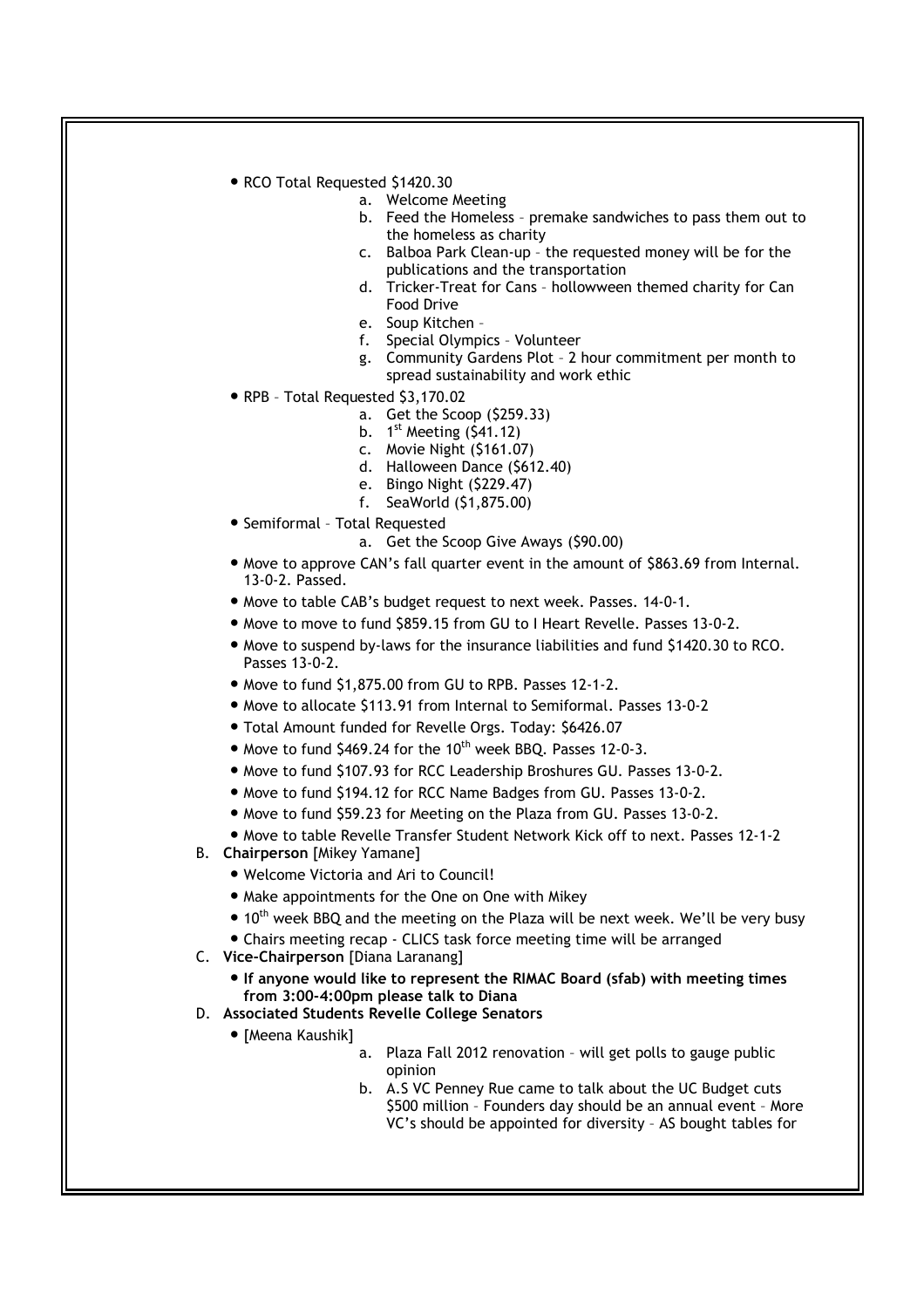- RCO Total Requested $1420.30
  a. Welcome Meeting
  b. Feed the Homeless – premake sandwiches to pass them out to the homeless as charity
  c. Balboa Park Clean-up – the requested money will be for the publications and the transportation
  d. Tricker-Treat for Cans – hollowween themed charity for Can Food Drive
  e. Soup Kitchen –
  f. Special Olympics – Volunteer
  g. Community Gardens Plot – 2 hour commitment per month to spread sustainability and work ethic
- RPB – Total Requested $3,170.02
  a. Get the Scoop ($259.33)
  b. 1st Meeting ($41.12)
  c. Movie Night ($161.07)
  d. Halloween Dance ($612.40)
  e. Bingo Night ($229.47)
  f. SeaWorld ($1,875.00)
- Semiformal – Total Requested
  a. Get the Scoop Give Aways ($90.00)
- Move to approve CAN's fall quarter event in the amount of $863.69 from Internal. 13-0-2. Passed.
- Move to table CAB's budget request to next week. Passes. 14-0-1.
- Move to move to fund $859.15 from GU to I Heart Revelle. Passes 13-0-2.
- Move to suspend by-laws for the insurance liabilities and fund $1420.30 to RCO. Passes 13-0-2.
- Move to fund $1,875.00 from GU to RPB. Passes 12-1-2.
- Move to allocate $113.91 from Internal to Semiformal. Passes 13-0-2
- Total Amount funded for Revelle Orgs. Today: $6426.07
- Move to fund $469.24 for the 10th week BBQ. Passes 12-0-3.
- Move to fund $107.93 for RCC Leadership Broshures GU. Passes 13-0-2.
- Move to fund $194.12 for RCC Name Badges from GU. Passes 13-0-2.
- Move to fund $59.23 for Meeting on the Plaza from GU. Passes 13-0-2.
- Move to table Revelle Transfer Student Network Kick off to next. Passes 12-1-2

B. **Chairperson** [Mikey Yamane]
- Welcome Victoria and Ari to Council!
- Make appointments for the One on One with Mikey
- 10th week BBQ and the meeting on the Plaza will be next week. We'll be very busy
- Chairs meeting recap - CLICS task force meeting time will be arranged

C. **Vice-Chairperson** [Diana Laranang]
- **If anyone would like to represent the RIMAC Board (sfab) with meeting times from 3:00-4:00pm please talk to Diana**

D. **Associated Students Revelle College Senators**
- [Meena Kaushik]
  a. Plaza Fall 2012 renovation – will get polls to gauge public opinion
  b. A.S VC Penney Rue came to talk about the UC Budget cuts $500 million – Founders day should be an annual event – More VC's should be appointed for diversity – AS bought tables for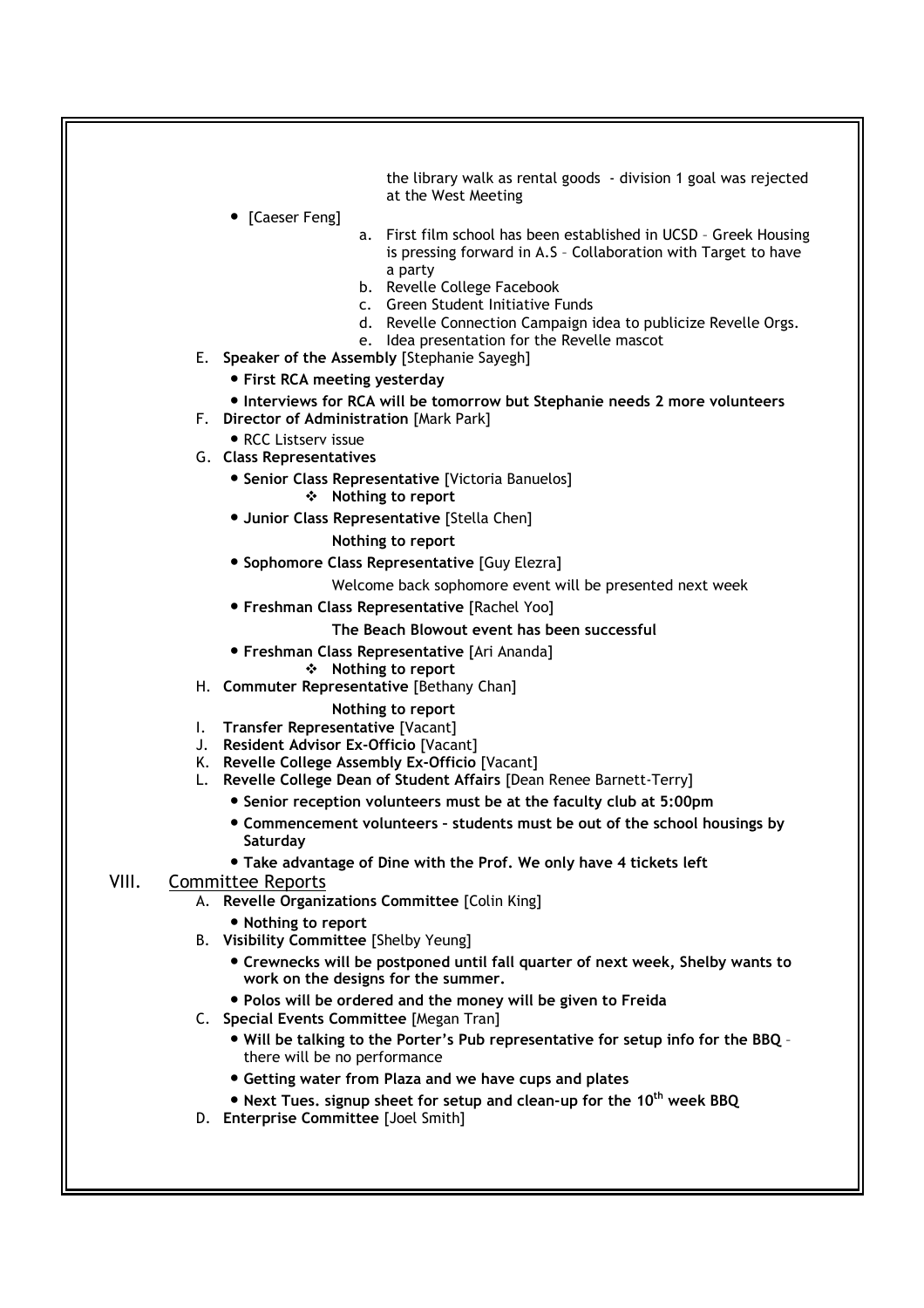the library walk as rental goods - division 1 goal was rejected at the West Meeting

- [Caeser Feng]
  a. First film school has been established in UCSD – Greek Housing is pressing forward in A.S – Collaboration with Target to have a party
  b. Revelle College Facebook
  c. Green Student Initiative Funds
  d. Revelle Connection Campaign idea to publicize Revelle Orgs.
  e. Idea presentation for the Revelle mascot

E. **Speaker of the Assembly** [Stephanie Sayegh]
- **First RCA meeting yesterday**
- **Interviews for RCA will be tomorrow but Stephanie needs 2 more volunteers**

F. **Director of Administration** [Mark Park]
- RCC Listserv issue

G. **Class Representatives**
- **Senior Class Representative** [Victoria Banuelos]
  - **Nothing to report**
- **Junior Class Representative** [Stella Chen]
  **Nothing to report**
- **Sophomore Class Representative** [Guy Elezra]
  Welcome back sophomore event will be presented next week
- **Freshman Class Representative** [Rachel Yoo]
  **The Beach Blowout event has been successful**
- **Freshman Class Representative** [Ari Ananda]
  - **Nothing to report**

H. **Commuter Representative** [Bethany Chan]
  **Nothing to report**

I. **Transfer Representative** [Vacant]

J. **Resident Advisor Ex-Officio** [Vacant]

K. **Revelle College Assembly Ex-Officio** [Vacant]

L. **Revelle College Dean of Student Affairs** [Dean Renee Barnett-Terry]
- **Senior reception volunteers must be at the faculty club at 5:00pm**
- **Commencement volunteers – students must be out of the school housings by Saturday**
- **Take advantage of Dine with the Prof. We only have 4 tickets left**

## VIII. Committee Reports

A. **Revelle Organizations Committee** [Colin King]
- **Nothing to report**

B. **Visibility Committee** [Shelby Yeung]
- **Crewnecks will be postponed until fall quarter of next week, Shelby wants to work on the designs for the summer.**
- **Polos will be ordered and the money will be given to Freida**

C. **Special Events Committee** [Megan Tran]
- **Will be talking to the Porter's Pub representative for setup info for the BBQ** – there will be no performance
- **Getting water from Plaza and we have cups and plates**
- **Next Tues. signup sheet for setup and clean-up for the 10th week BBQ**

D. **Enterprise Committee** [Joel Smith]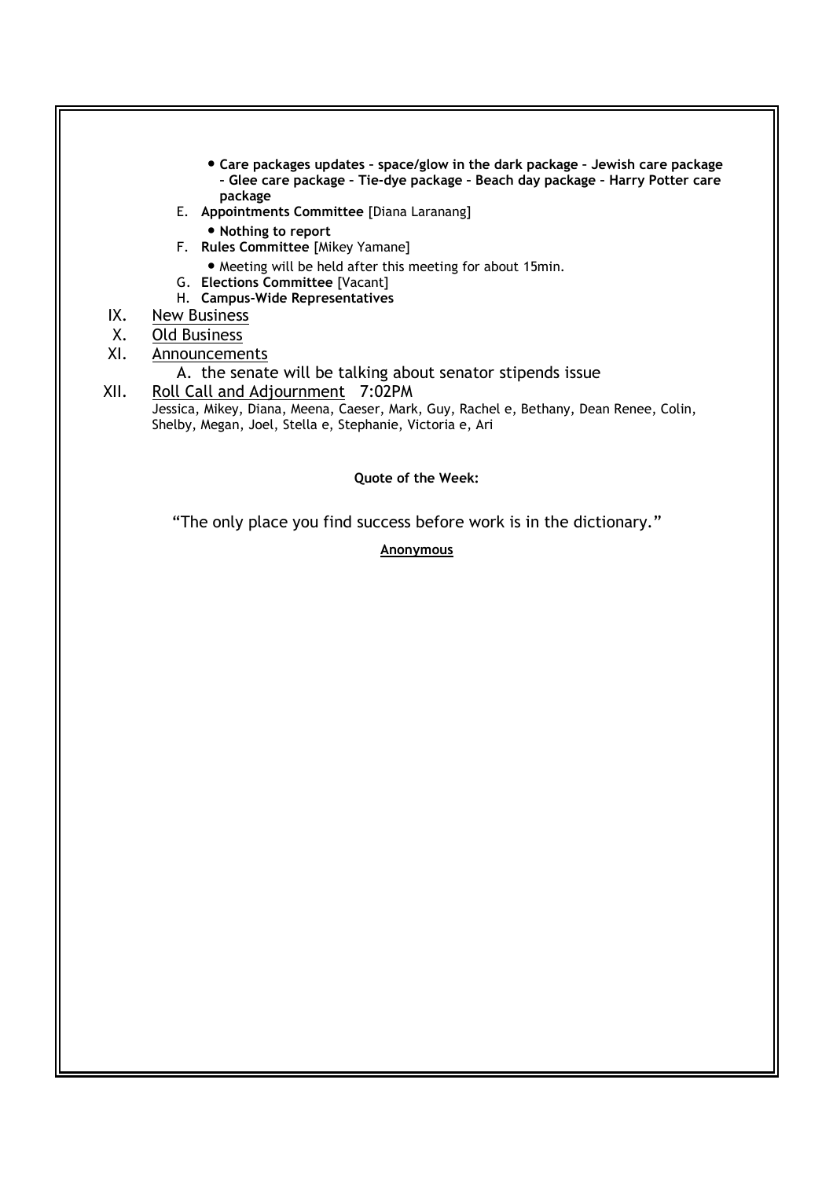- **Care packages updates – space/glow in the dark package – Jewish care package – Glee care package – Tie-dye package – Beach day package – Harry Potter care package**

E. **Appointments Committee** [Diana Laranang]
   - **Nothing to report**

F. **Rules Committee** [Mikey Yamane]
   - Meeting will be held after this meeting for about 15min.

G. **Elections Committee** [Vacant]

H. **Campus-Wide Representatives**

IX. New Business

X. Old Business

XI. Announcements

A. the senate will be talking about senator stipends issue

XII. Roll Call and Adjournment 7:02PM

Jessica, Mikey, Diana, Meena, Caeser, Mark, Guy, Rachel e, Bethany, Dean Renee, Colin, Shelby, Megan, Joel, Stella e, Stephanie, Victoria e, Ari

**Quote of the Week:**

"The only place you find success before work is in the dictionary."

**Anonymous**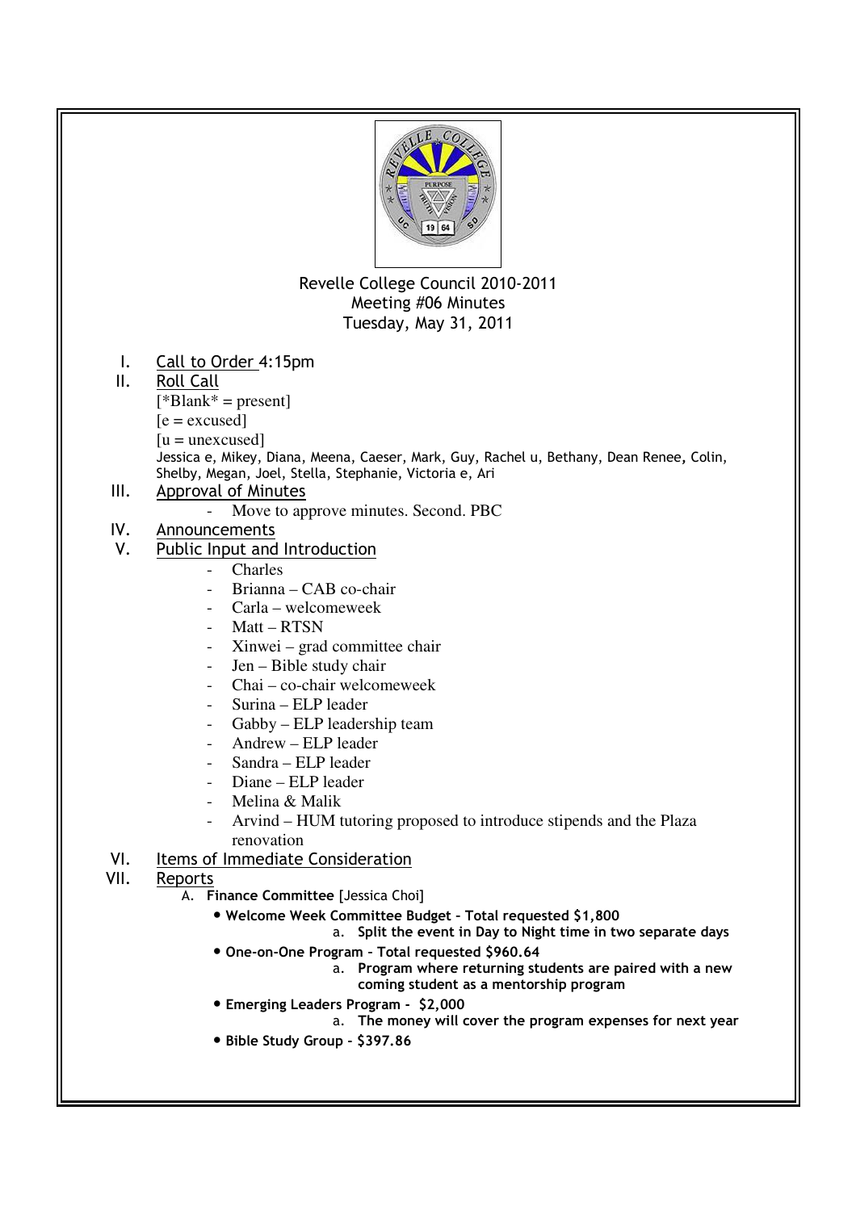Revelle College Council 2010-2011
Meeting #06 Minutes
Tuesday, May 31, 2011

I. Call to Order 4:15pm

II. Roll Call

[*Blank* = present]

[e = excused]

[u = unexcused]

Jessica e, Mikey, Diana, Meena, Caeser, Mark, Guy, Rachel u, Bethany, Dean Renee, Colin, Shelby, Megan, Joel, Stella, Stephanie, Victoria e, Ari

III. Approval of Minutes

- Move to approve minutes. Second. PBC

IV. Announcements

V. Public Input and Introduction

- Charles
- Brianna – CAB co-chair
- Carla – welcomeweek
- Matt – RTSN
- Xinwei – grad committee chair
- Jen – Bible study chair
- Chai – co-chair welcomeweek
- Surina – ELP leader
- Gabby – ELP leadership team
- Andrew – ELP leader
- Sandra – ELP leader
- Diane – ELP leader
- Melina & Malik
- Arvind – HUM tutoring proposed to introduce stipends and the Plaza renovation

VI. Items of Immediate Consideration

VII. Reports

A. **Finance Committee** [Jessica Choi]

- **Welcome Week Committee Budget – Total requested $1,800**
  a. **Split the event in Day to Night time in two separate days**
- **One-on-One Program – Total requested $960.64**
  a. **Program where returning students are paired with a new coming student as a mentorship program**
- **Emerging Leaders Program - $2,000**
  a. **The money will cover the program expenses for next year**
- **Bible Study Group - $397.86**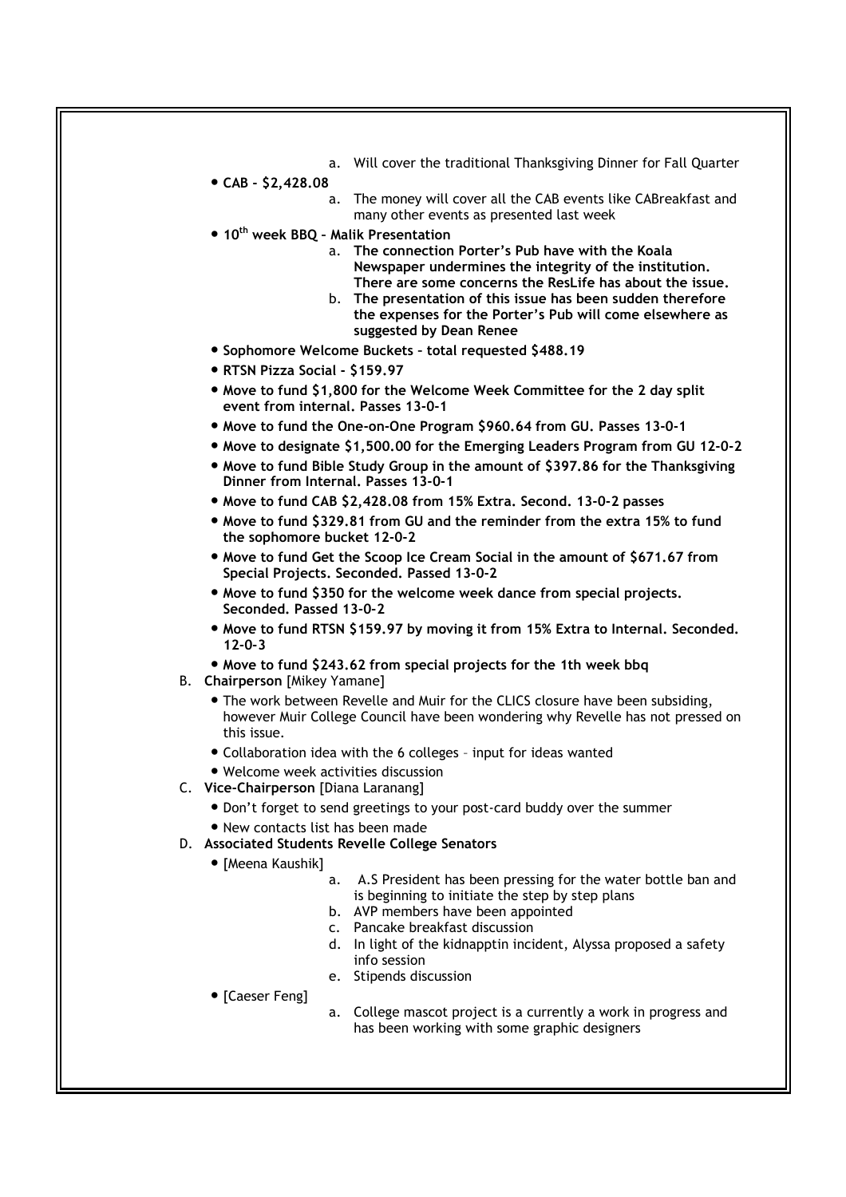a. Will cover the traditional Thanksgiving Dinner for Fall Quarter

- **CAB - $2,428.08**
  a. The money will cover all the CAB events like CABreakfast and many other events as presented last week
- **10th week BBQ – Malik Presentation**
  a. **The connection Porter's Pub have with the Koala Newspaper undermines the integrity of the institution. There are some concerns the ResLife has about the issue.**
  b. **The presentation of this issue has been sudden therefore the expenses for the Porter's Pub will come elsewhere as suggested by Dean Renee**
- **Sophomore Welcome Buckets – total requested $488.19**
- **RTSN Pizza Social - $159.97**
- **Move to fund $1,800 for the Welcome Week Committee for the 2 day split event from internal. Passes 13-0-1**
- **Move to fund the One-on-One Program $960.64 from GU. Passes 13-0-1**
- **Move to designate $1,500.00 for the Emerging Leaders Program from GU 12-0-2**
- **Move to fund Bible Study Group in the amount of $397.86 for the Thanksgiving Dinner from Internal. Passes 13-0-1**
- **Move to fund CAB $2,428.08 from 15% Extra. Second. 13-0-2 passes**
- **Move to fund $329.81 from GU and the reminder from the extra 15% to fund the sophomore bucket 12-0-2**
- **Move to fund Get the Scoop Ice Cream Social in the amount of $671.67 from Special Projects. Seconded. Passed 13-0-2**
- **Move to fund $350 for the welcome week dance from special projects. Seconded. Passed 13-0-2**
- **Move to fund RTSN $159.97 by moving it from 15% Extra to Internal. Seconded. 12-0-3**
- **Move to fund $243.62 from special projects for the 1th week bbq**

B. **Chairperson** [Mikey Yamane]

- The work between Revelle and Muir for the CLICS closure have been subsiding, however Muir College Council have been wondering why Revelle has not pressed on this issue.
- Collaboration idea with the 6 colleges – input for ideas wanted
- Welcome week activities discussion

C. **Vice-Chairperson** [Diana Laranang]

- Don't forget to send greetings to your post-card buddy over the summer
- New contacts list has been made

D. **Associated Students Revelle College Senators**

- [Meena Kaushik]
  a. A.S President has been pressing for the water bottle ban and is beginning to initiate the step by step plans
  b. AVP members have been appointed
  c. Pancake breakfast discussion
  d. In light of the kidnapptin incident, Alyssa proposed a safety info session
  e. Stipends discussion
- [Caeser Feng]
  a. College mascot project is a currently a work in progress and has been working with some graphic designers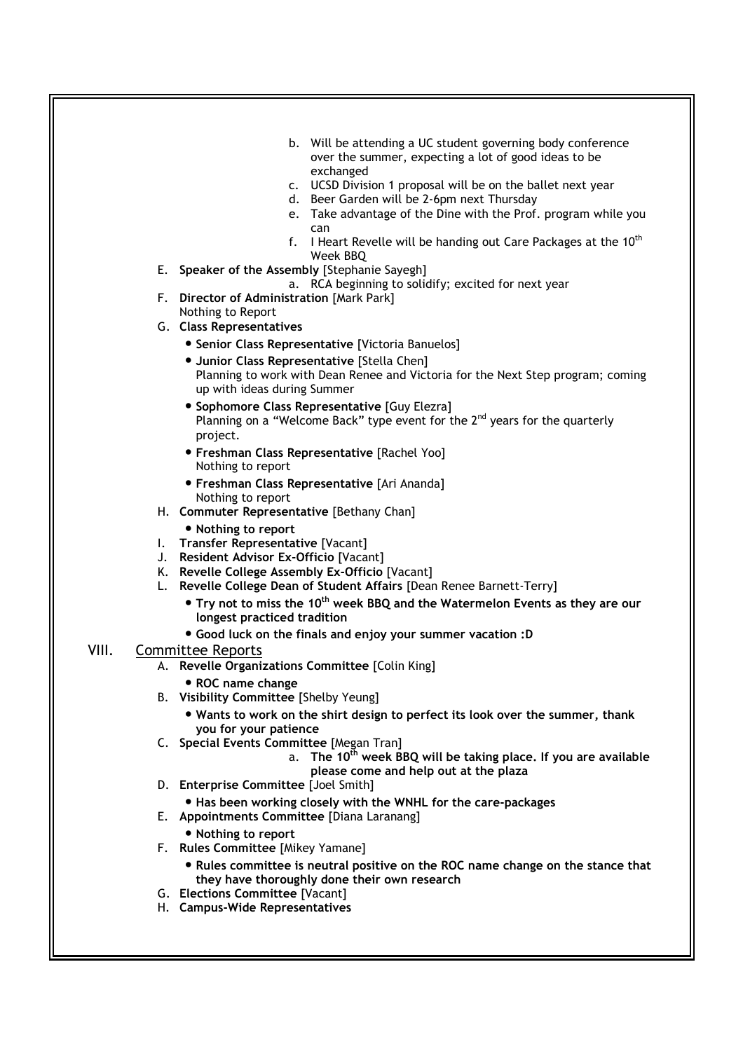b. Will be attending a UC student governing body conference over the summer, expecting a lot of good ideas to be exchanged
c. UCSD Division 1 proposal will be on the ballet next year
d. Beer Garden will be 2-6pm next Thursday
e. Take advantage of the Dine with the Prof. program while you can
f. I Heart Revelle will be handing out Care Packages at the 10th Week BBQ

E. **Speaker of the Assembly** [Stephanie Sayegh]
   a. RCA beginning to solidify; excited for next year

F. **Director of Administration** [Mark Park]
   Nothing to Report

G. **Class Representatives**
   - **Senior Class Representative** [Victoria Banuelos]
   - **Junior Class Representative** [Stella Chen]
     Planning to work with Dean Renee and Victoria for the Next Step program; coming up with ideas during Summer
   - **Sophomore Class Representative** [Guy Elezra]
     Planning on a "Welcome Back" type event for the 2nd years for the quarterly project.
   - **Freshman Class Representative** [Rachel Yoo]
     Nothing to report
   - **Freshman Class Representative** [Ari Ananda]
     Nothing to report

H. **Commuter Representative** [Bethany Chan]
   - **Nothing to report**

I. **Transfer Representative** [Vacant]

J. **Resident Advisor Ex-Officio** [Vacant]

K. **Revelle College Assembly Ex-Officio** [Vacant]

L. **Revelle College Dean of Student Affairs** [Dean Renee Barnett-Terry]
   - **Try not to miss the 10th week BBQ and the Watermelon Events as they are our longest practiced tradition**
   - **Good luck on the finals and enjoy your summer vacation :D**

## VIII. Committee Reports

A. **Revelle Organizations Committee** [Colin King]
   - **ROC name change**

B. **Visibility Committee** [Shelby Yeung]
   - **Wants to work on the shirt design to perfect its look over the summer, thank you for your patience**

C. **Special Events Committee** [Megan Tran]
   a. **The 10th week BBQ will be taking place. If you are available please come and help out at the plaza**

D. **Enterprise Committee** [Joel Smith]
   - **Has been working closely with the WNHL for the care-packages**

E. **Appointments Committee** [Diana Laranang]
   - **Nothing to report**

F. **Rules Committee** [Mikey Yamane]
   - **Rules committee is neutral positive on the ROC name change on the stance that they have thoroughly done their own research**

G. **Elections Committee** [Vacant]

H. **Campus-Wide Representatives**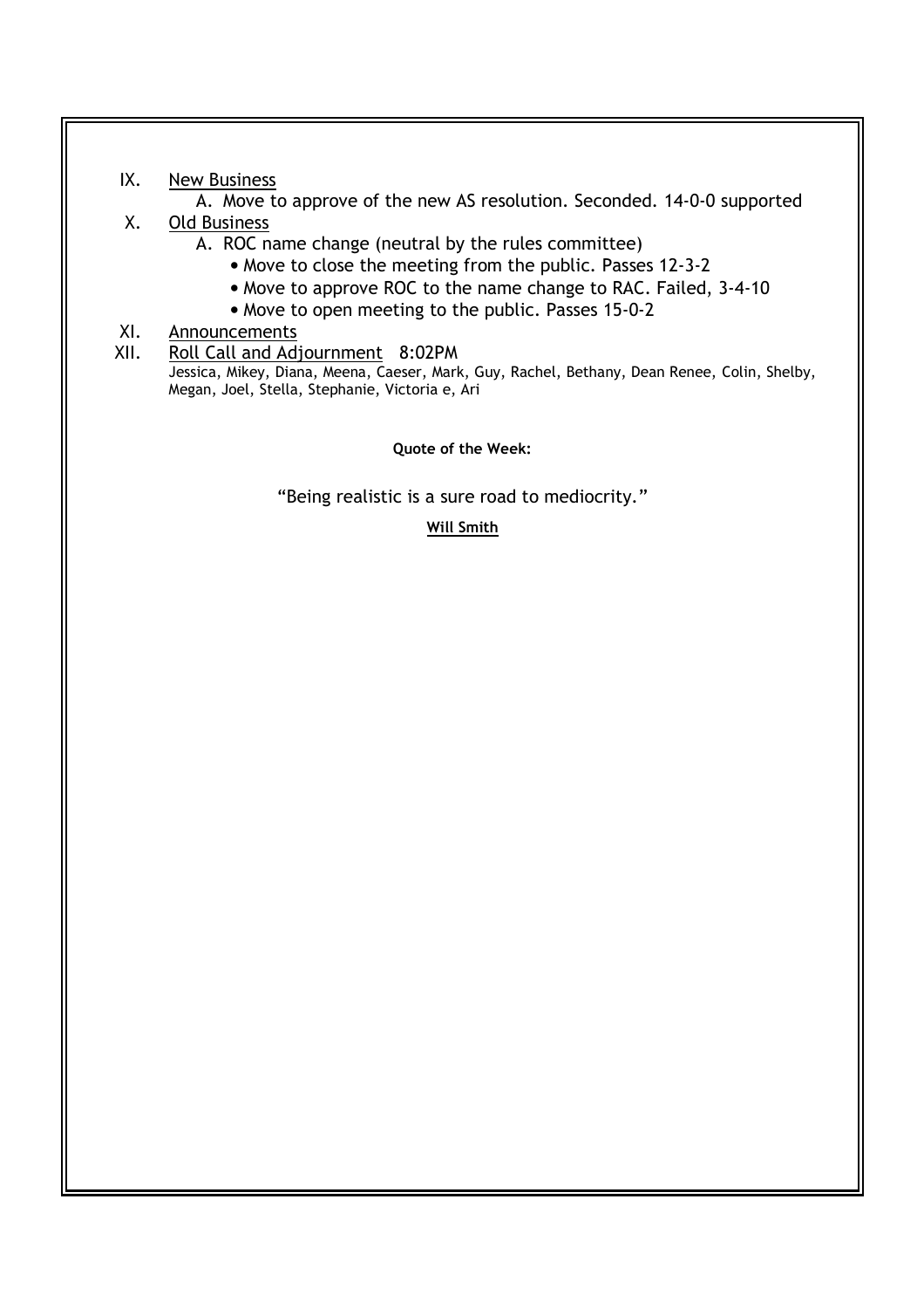IX. <u>New Business</u>

   A. Move to approve of the new AS resolution. Seconded. 14-0-0 supported

X. <u>Old Business</u>

   A. ROC name change (neutral by the rules committee)
      - Move to close the meeting from the public. Passes 12-3-2
      - Move to approve ROC to the name change to RAC. Failed, 3-4-10
      - Move to open meeting to the public. Passes 15-0-2

XI. <u>Announcements</u>

XII. <u>Roll Call and Adjournment</u> 8:02PM

Jessica, Mikey, Diana, Meena, Caeser, Mark, Guy, Rachel, Bethany, Dean Renee, Colin, Shelby, Megan, Joel, Stella, Stephanie, Victoria e, Ari

**Quote of the Week:**

"Being realistic is a sure road to mediocrity."

**<u>Will Smith</u>**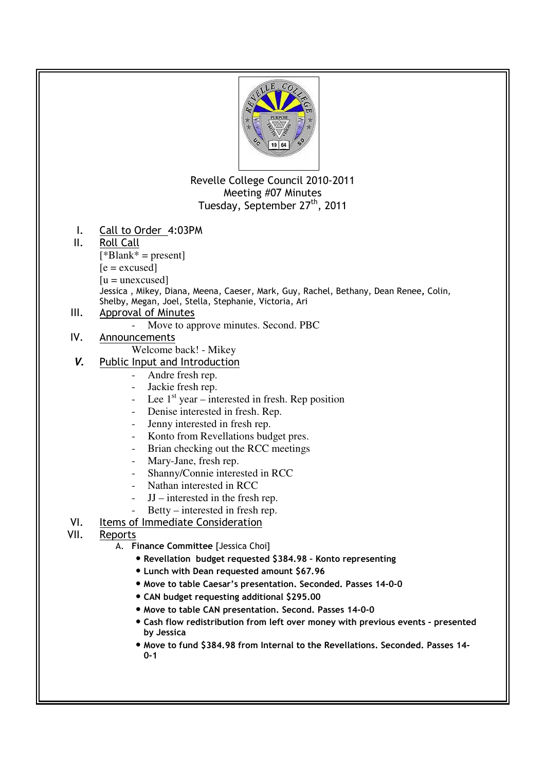Revelle College Council 2010-2011
Meeting #07 Minutes
Tuesday, September 27th, 2011

I. Call to Order 4:03PM

II. Roll Call

[*Blank* = present]
[e = excused]
[u = unexcused]

Jessica , Mikey, Diana, Meena, Caeser, Mark, Guy, Rachel, Bethany, Dean Renee, Colin, Shelby, Megan, Joel, Stella, Stephanie, Victoria, Ari

III. Approval of Minutes

- Move to approve minutes. Second. PBC

IV. Announcements

Welcome back! - Mikey

*V.* Public Input and Introduction

- Andre fresh rep.
- Jackie fresh rep.
- Lee 1st year – interested in fresh. Rep position
- Denise interested in fresh. Rep.
- Jenny interested in fresh rep.
- Konto from Revellations budget pres.
- Brian checking out the RCC meetings
- Mary-Jane, fresh rep.
- Shanny/Connie interested in RCC
- Nathan interested in RCC
- JJ – interested in the fresh rep.
- Betty – interested in fresh rep.

VI. Items of Immediate Consideration

VII. Reports

A. **Finance Committee** [Jessica Choi]

- **Revellation budget requested $384.98 – Konto representing**
- **Lunch with Dean requested amount $67.96**
- **Move to table Caesar's presentation. Seconded. Passes 14-0-0**
- **CAN budget requesting additional $295.00**
- **Move to table CAN presentation. Second. Passes 14-0-0**
- **Cash flow redistribution from left over money with previous events - presented by Jessica**
- **Move to fund $384.98 from Internal to the Revellations. Seconded. Passes 14-0-1**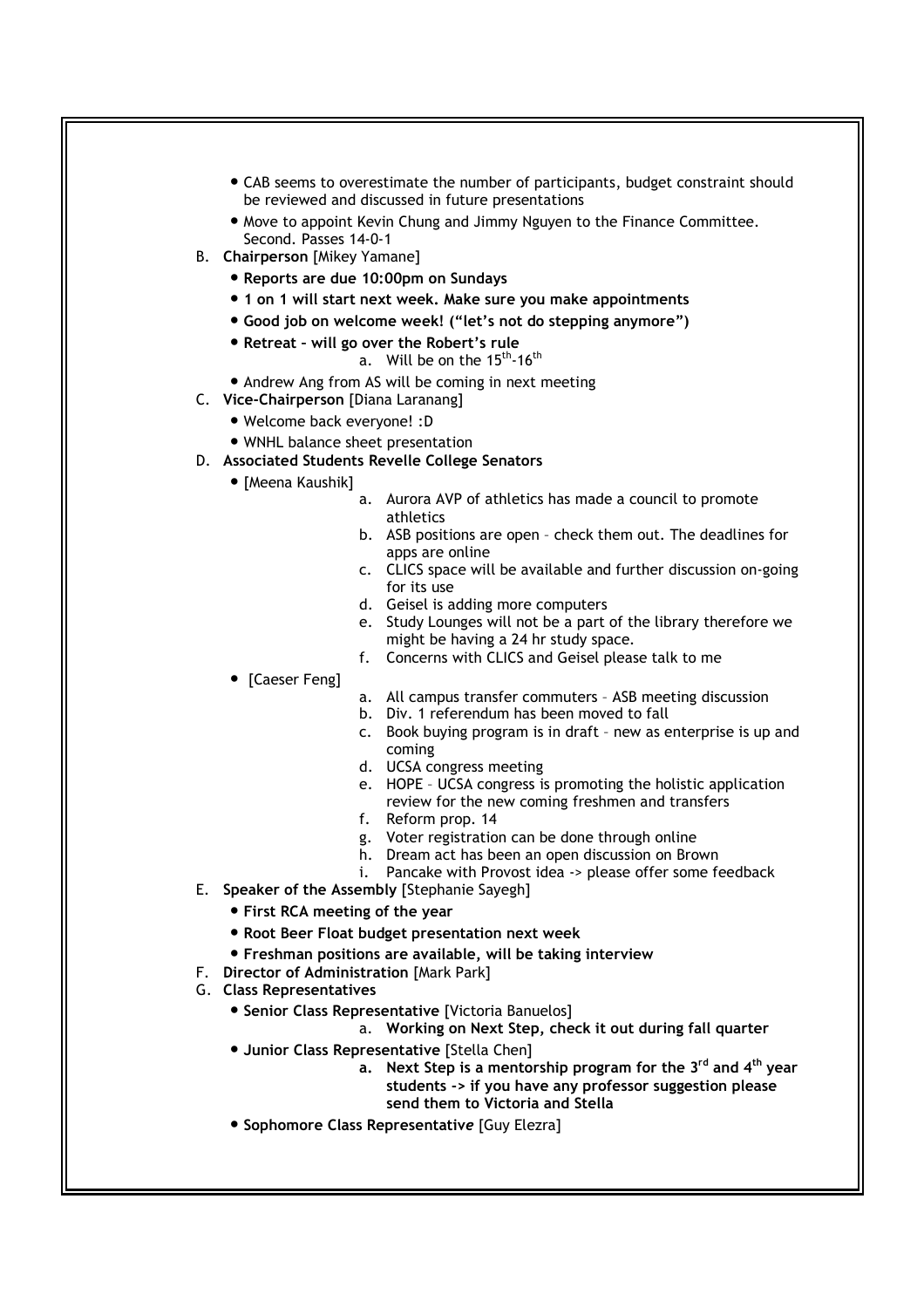- CAB seems to overestimate the number of participants, budget constraint should be reviewed and discussed in future presentations
- Move to appoint Kevin Chung and Jimmy Nguyen to the Finance Committee. Second. Passes 14-0-1

B. **Chairperson** [Mikey Yamane]

- **Reports are due 10:00pm on Sundays**
- **1 on 1 will start next week. Make sure you make appointments**
- **Good job on welcome week! ("let's not do stepping anymore")**
- **Retreat – will go over the Robert's rule**
    a. Will be on the $15^{th}$-$16^{th}$
- Andrew Ang from AS will be coming in next meeting

C. **Vice-Chairperson** [Diana Laranang]

- Welcome back everyone! :D
- WNHL balance sheet presentation

D. **Associated Students Revelle College Senators**

- [Meena Kaushik]
    a. Aurora AVP of athletics has made a council to promote athletics
    b. ASB positions are open – check them out. The deadlines for apps are online
    c. CLICS space will be available and further discussion on-going for its use
    d. Geisel is adding more computers
    e. Study Lounges will not be a part of the library therefore we might be having a 24 hr study space.
    f. Concerns with CLICS and Geisel please talk to me
- [Caeser Feng]
    a. All campus transfer commuters – ASB meeting discussion
    b. Div. 1 referendum has been moved to fall
    c. Book buying program is in draft – new as enterprise is up and coming
    d. UCSA congress meeting
    e. HOPE – UCSA congress is promoting the holistic application review for the new coming freshmen and transfers
    f. Reform prop. 14
    g. Voter registration can be done through online
    h. Dream act has been an open discussion on Brown
    i. Pancake with Provost idea -> please offer some feedback

E. **Speaker of the Assembly** [Stephanie Sayegh]

- **First RCA meeting of the year**
- **Root Beer Float budget presentation next week**
- **Freshman positions are available, will be taking interview**

F. **Director of Administration** [Mark Park]

G. **Class Representatives**

- **Senior Class Representative** [Victoria Banuelos]
    a. **Working on Next Step, check it out during fall quarter**
- **Junior Class Representative** [Stella Chen]
    a. **Next Step is a mentorship program for the $3^{rd}$ and $4^{th}$ year students -> if you have any professor suggestion please send them to Victoria and Stella**
- **Sophomore Class Representative** [Guy Elezra]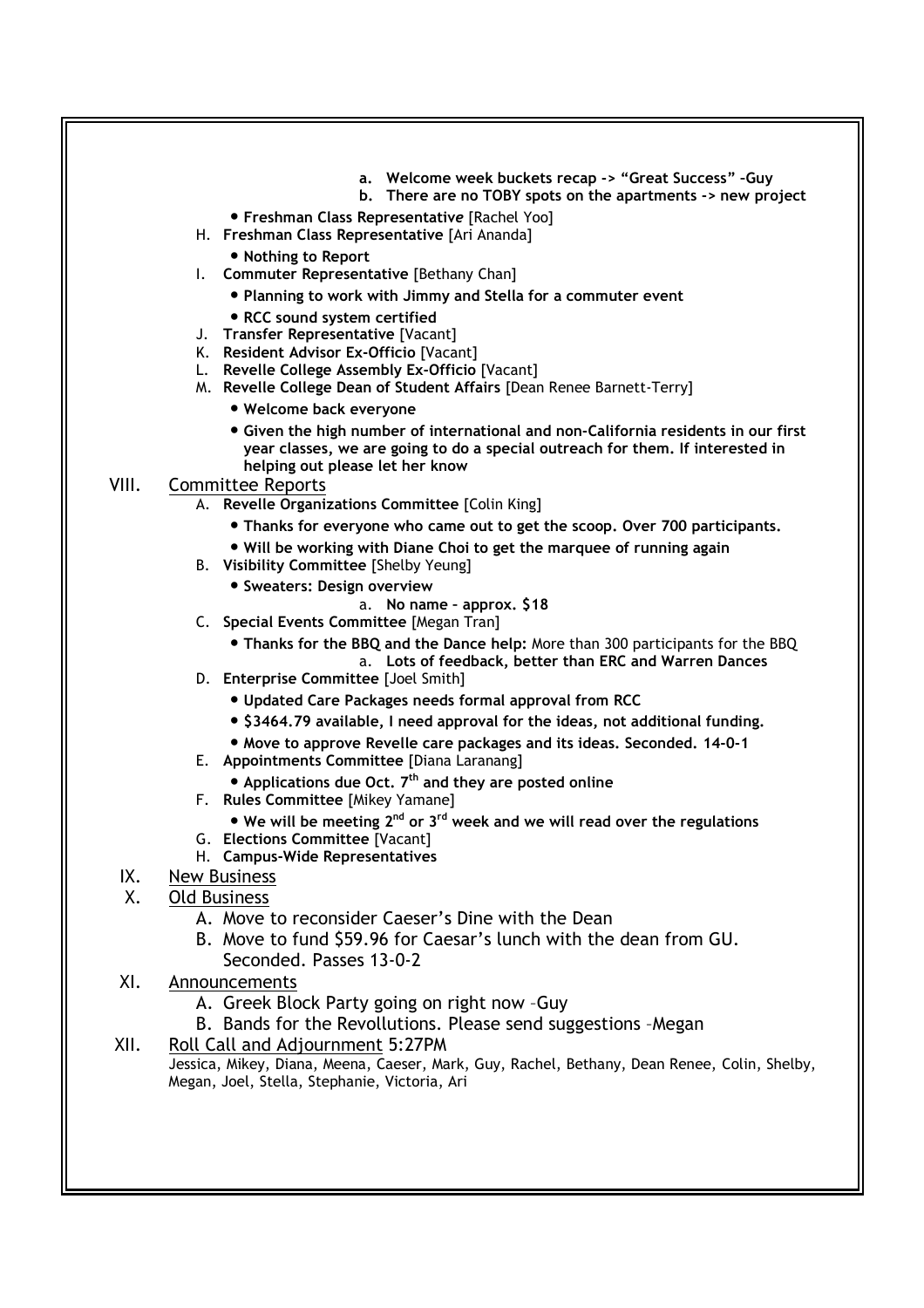a. **Welcome week buckets recap -> "Great Success" –Guy**
  b. **There are no TOBY spots on the apartments -> new project**

- **Freshman Class Representative** [Rachel Yoo]

H. **Freshman Class Representative** [Ari Ananda]
- **Nothing to Report**

I. **Commuter Representative** [Bethany Chan]
- **Planning to work with Jimmy and Stella for a commuter event**
- **RCC sound system certified**

J. **Transfer Representative** [Vacant]

K. **Resident Advisor Ex-Officio** [Vacant]

L. **Revelle College Assembly Ex-Officio** [Vacant]

M. **Revelle College Dean of Student Affairs** [Dean Renee Barnett-Terry]
- **Welcome back everyone**
- **Given the high number of international and non-California residents in our first year classes, we are going to do a special outreach for them. If interested in helping out please let her know**

## VIII. Committee Reports

A. **Revelle Organizations Committee** [Colin King]
- **Thanks for everyone who came out to get the scoop. Over 700 participants.**
- **Will be working with Diane Choi to get the marquee of running again**

B. **Visibility Committee** [Shelby Yeung]
- **Sweaters: Design overview**
  a. **No name – approx. $18**

C. **Special Events Committee** [Megan Tran]
- **Thanks for the BBQ and the Dance help:** More than 300 participants for the BBQ
  a. **Lots of feedback, better than ERC and Warren Dances**

D. **Enterprise Committee** [Joel Smith]
- **Updated Care Packages needs formal approval from RCC**
- **$3464.79 available, I need approval for the ideas, not additional funding.**
- **Move to approve Revelle care packages and its ideas. Seconded. 14-0-1**

E. **Appointments Committee** [Diana Laranang]
- **Applications due Oct. 7th and they are posted online**

F. **Rules Committee** [Mikey Yamane]
- **We will be meeting 2nd or 3rd week and we will read over the regulations**

G. **Elections Committee** [Vacant]

H. **Campus-Wide Representatives**

## IX. New Business

## X. Old Business

A. Move to reconsider Caeser's Dine with the Dean

B. Move to fund $59.96 for Caesar's lunch with the dean from GU. Seconded. Passes 13-0-2

## XI. Announcements

A. Greek Block Party going on right now –Guy

B. Bands for the Revollutions. Please send suggestions –Megan

## XII. Roll Call and Adjournment 5:27PM

Jessica, Mikey, Diana, Meena, Caeser, Mark, Guy, Rachel, Bethany, Dean Renee, Colin, Shelby, Megan, Joel, Stella, Stephanie, Victoria, Ari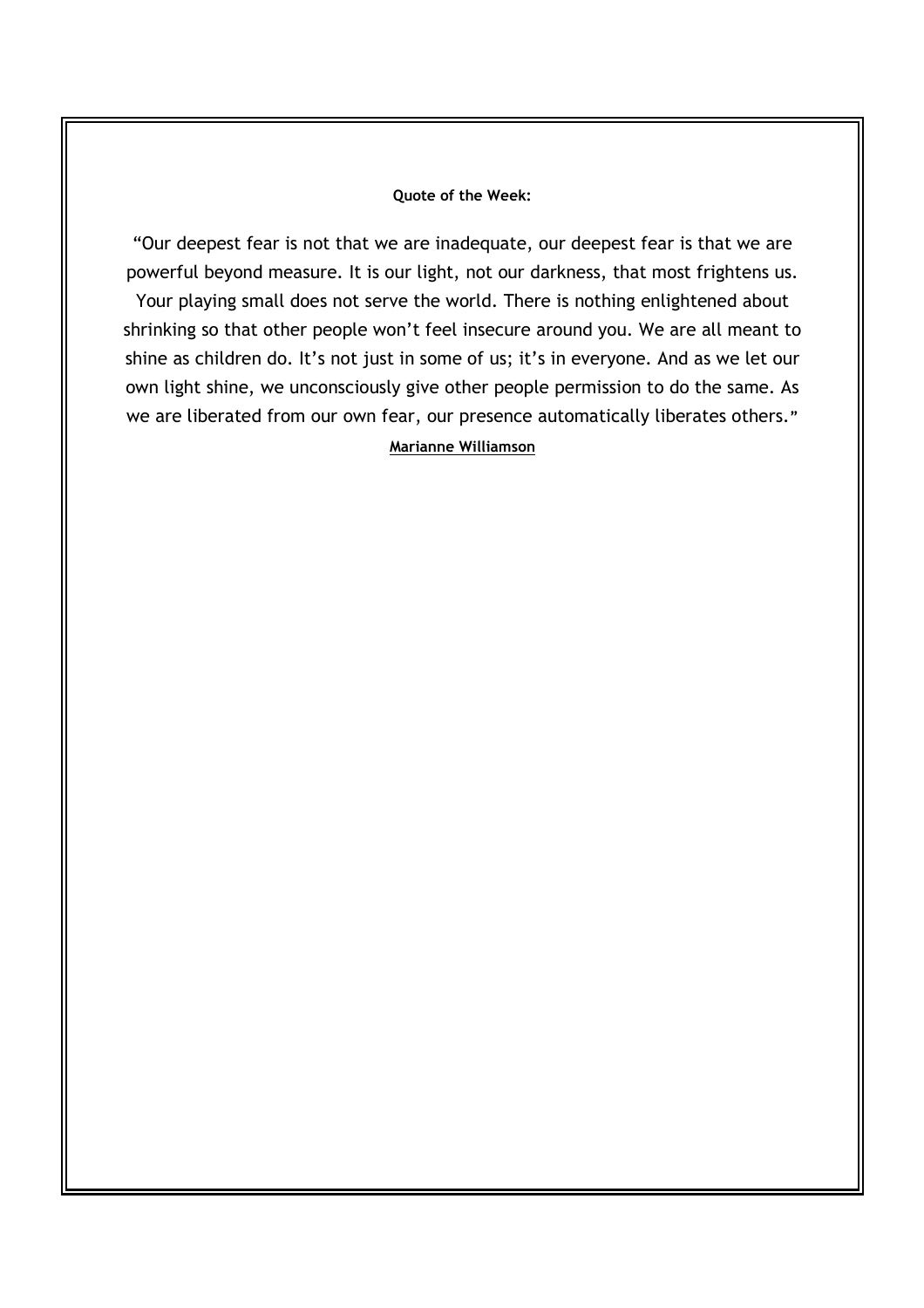**Quote of the Week:**

"Our deepest fear is not that we are inadequate, our deepest fear is that we are powerful beyond measure. It is our light, not our darkness, that most frightens us. Your playing small does not serve the world. There is nothing enlightened about shrinking so that other people won't feel insecure around you. We are all meant to shine as children do. It's not just in some of us; it's in everyone. And as we let our own light shine, we unconsciously give other people permission to do the same. As we are liberated from our own fear, our presence automatically liberates others."

**Marianne Williamson**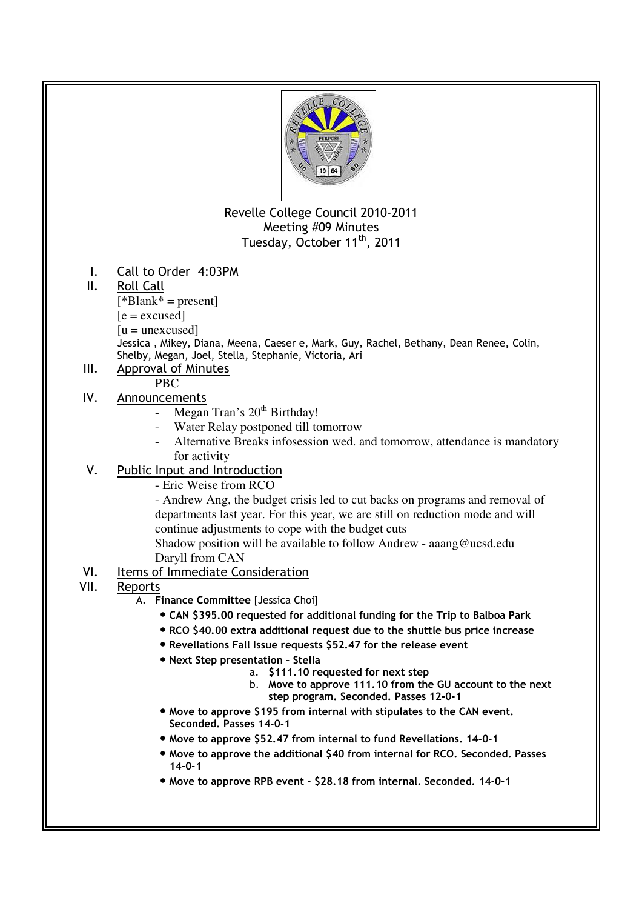Revelle College Council 2010-2011
Meeting #09 Minutes
Tuesday, October 11th, 2011

I. Call to Order 4:03PM

II. Roll Call

[*Blank* = present]
[e = excused]
[u = unexcused]

Jessica , Mikey, Diana, Meena, Caeser e, Mark, Guy, Rachel, Bethany, Dean Renee, Colin, Shelby, Megan, Joel, Stella, Stephanie, Victoria, Ari

III. Approval of Minutes

PBC

IV. Announcements

- Megan Tran's 20th Birthday!
- Water Relay postponed till tomorrow
- Alternative Breaks infosession wed. and tomorrow, attendance is mandatory for activity

V. Public Input and Introduction

- Eric Weise from RCO

- Andrew Ang, the budget crisis led to cut backs on programs and removal of departments last year. For this year, we are still on reduction mode and will continue adjustments to cope with the budget cuts

Shadow position will be available to follow Andrew - aaang@ucsd.edu

Daryll from CAN

VI. Items of Immediate Consideration

VII. Reports

A. **Finance Committee** [Jessica Choi]

- **CAN $395.00 requested for additional funding for the Trip to Balboa Park**
- **RCO $40.00 extra additional request due to the shuttle bus price increase**
- **Revellations Fall Issue requests $52.47 for the release event**
- **Next Step presentation - Stella**
  a. **$111.10 requested for next step**
  b. **Move to approve 111.10 from the GU account to the next step program. Seconded. Passes 12-0-1**
- **Move to approve $195 from internal with stipulates to the CAN event. Seconded. Passes 14-0-1**
- **Move to approve $52.47 from internal to fund Revellations. 14-0-1**
- **Move to approve the additional $40 from internal for RCO. Seconded. Passes 14-0-1**
- **Move to approve RPB event - $28.18 from internal. Seconded. 14-0-1**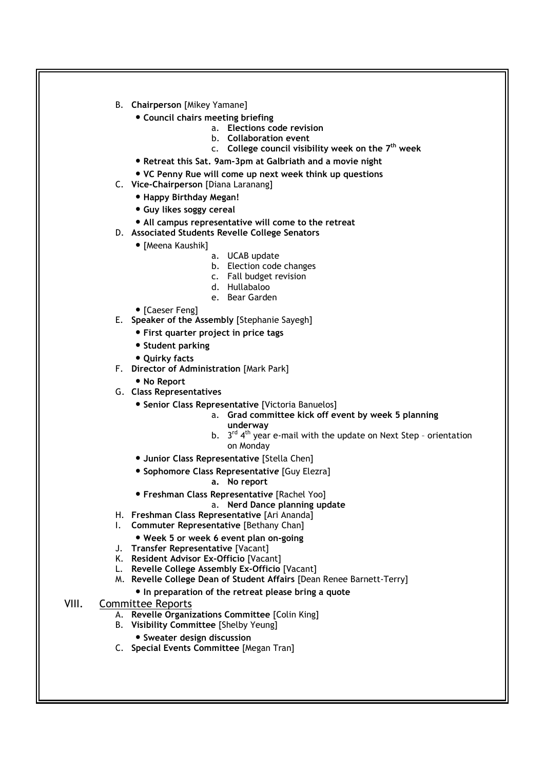B. **Chairperson** [Mikey Yamane]
   - **Council chairs meeting briefing**
     - a. **Elections code revision**
     - b. **Collaboration event**
     - c. **College council visibility week on the 7th week**
   - **Retreat this Sat. 9am-3pm at Galbriath and a movie night**
   - **VC Penny Rue will come up next week think up questions**

C. **Vice-Chairperson** [Diana Laranang]
   - **Happy Birthday Megan!**
   - **Guy likes soggy cereal**
   - **All campus representative will come to the retreat**

D. **Associated Students Revelle College Senators**
   - [Meena Kaushik]
     - a. UCAB update
     - b. Election code changes
     - c. Fall budget revision
     - d. Hullabaloo
     - e. Bear Garden
   - [Caeser Feng]

E. **Speaker of the Assembly** [Stephanie Sayegh]
   - **First quarter project in price tags**
   - **Student parking**
   - **Quirky facts**

F. **Director of Administration** [Mark Park]
   - **No Report**

G. **Class Representatives**
   - **Senior Class Representative** [Victoria Banuelos]
     - a. **Grad committee kick off event by week 5 planning underway**
     - b. 3rd 4th year e-mail with the update on Next Step – orientation on Monday
   - **Junior Class Representative** [Stella Chen]
   - **Sophomore Class Representative** [Guy Elezra]
     - a. **No report**
   - **Freshman Class Representative** [Rachel Yoo]
     - a. **Nerd Dance planning update**

H. **Freshman Class Representative** [Ari Ananda]

I. **Commuter Representative** [Bethany Chan]
   - **Week 5 or week 6 event plan on-going**

J. **Transfer Representative** [Vacant]

K. **Resident Advisor Ex-Officio** [Vacant]

L. **Revelle College Assembly Ex-Officio** [Vacant]

M. **Revelle College Dean of Student Affairs** [Dean Renee Barnett-Terry]
   - **In preparation of the retreat please bring a quote**

## VIII. Committee Reports

A. **Revelle Organizations Committee** [Colin King]

B. **Visibility Committee** [Shelby Yeung]
   - **Sweater design discussion**

C. **Special Events Committee** [Megan Tran]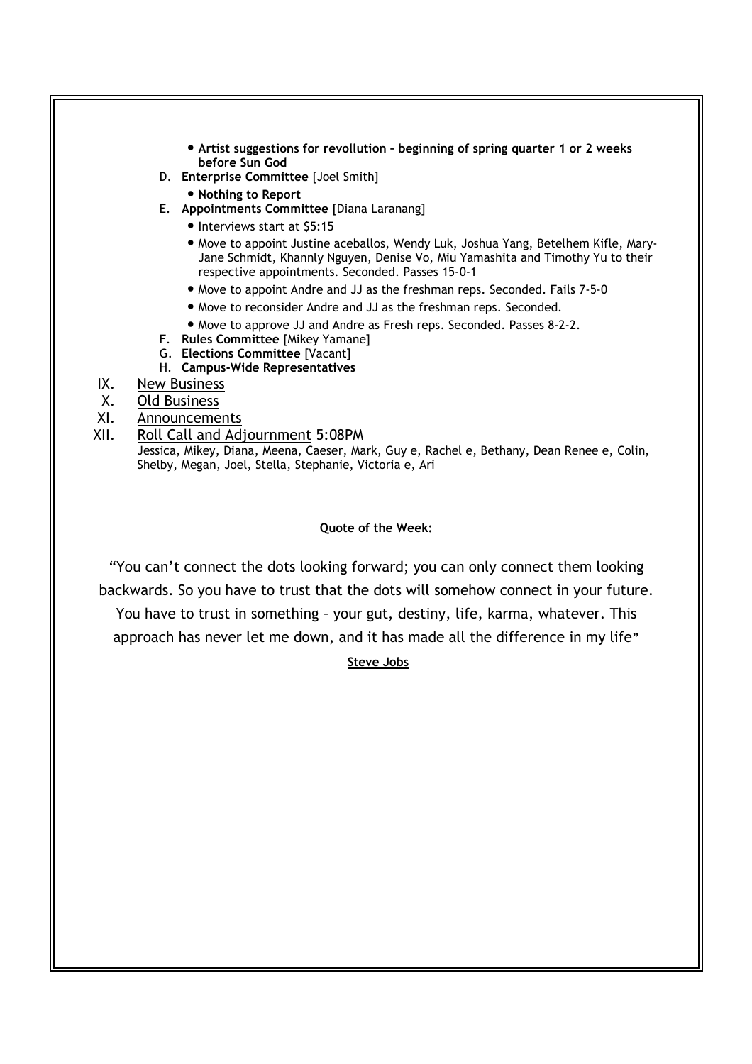- **Artist suggestions for revollution – beginning of spring quarter 1 or 2 weeks before Sun God**

D. **Enterprise Committee** [Joel Smith]
   - **Nothing to Report**

E. **Appointments Committee** [Diana Laranang]
   - Interviews start at $5:15
   - Move to appoint Justine aceballos, Wendy Luk, Joshua Yang, Betelhem Kifle, Mary-Jane Schmidt, Khannly Nguyen, Denise Vo, Miu Yamashita and Timothy Yu to their respective appointments. Seconded. Passes 15-0-1
   - Move to appoint Andre and JJ as the freshman reps. Seconded. Fails 7-5-0
   - Move to reconsider Andre and JJ as the freshman reps. Seconded.
   - Move to approve JJ and Andre as Fresh reps. Seconded. Passes 8-2-2.

F. **Rules Committee** [Mikey Yamane]

G. **Elections Committee** [Vacant]

H. **Campus-Wide Representatives**

IX. New Business

X. Old Business

XI. Announcements

XII. Roll Call and Adjournment 5:08PM

Jessica, Mikey, Diana, Meena, Caeser, Mark, Guy e, Rachel e, Bethany, Dean Renee e, Colin, Shelby, Megan, Joel, Stella, Stephanie, Victoria e, Ari

**Quote of the Week:**

"You can't connect the dots looking forward; you can only connect them looking backwards. So you have to trust that the dots will somehow connect in your future. You have to trust in something – your gut, destiny, life, karma, whatever. This approach has never let me down, and it has made all the difference in my life"

**Steve Jobs**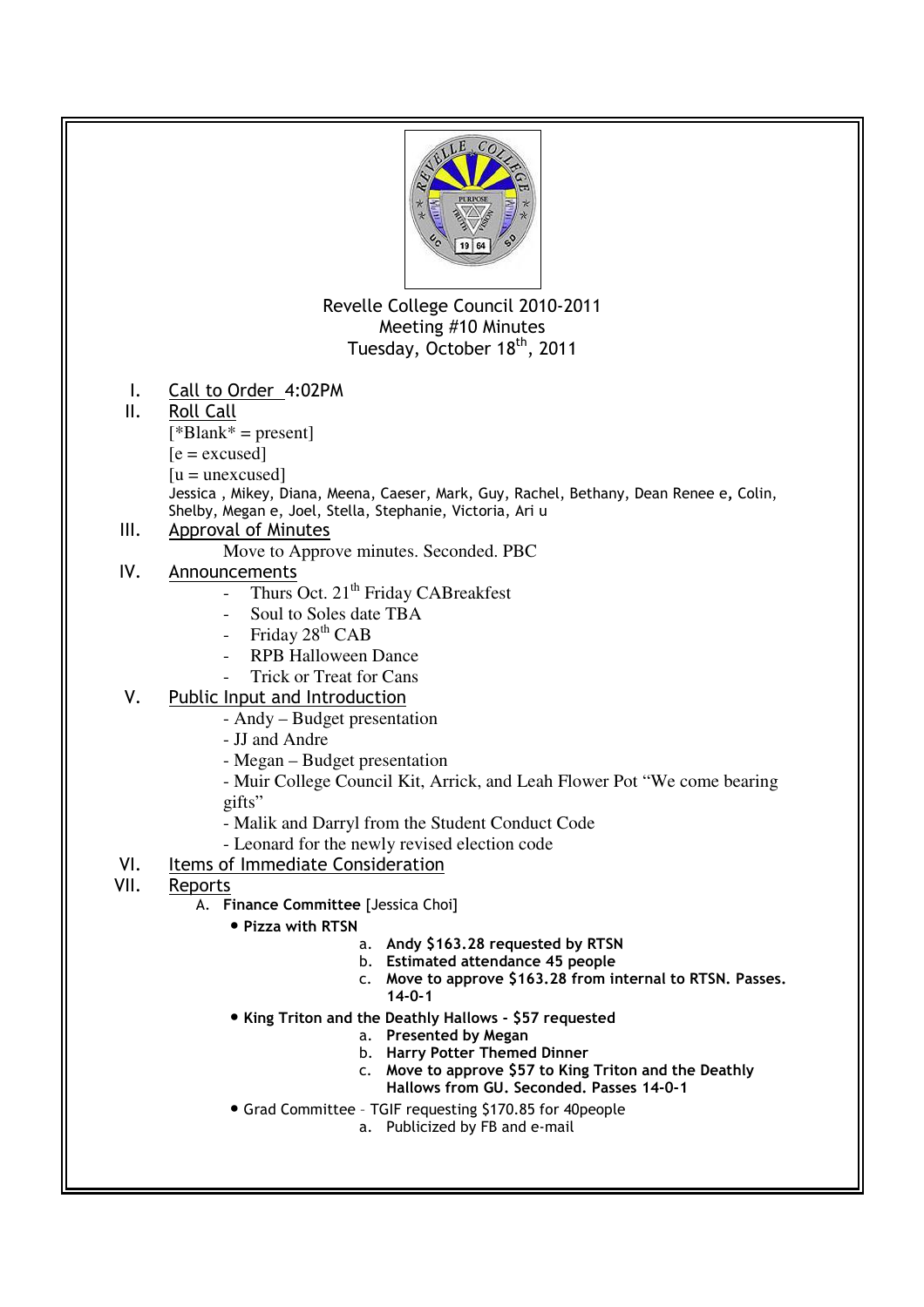Revelle College Council 2010-2011
Meeting #10 Minutes
Tuesday, October 18th, 2011

I. Call to Order 4:02PM

II. Roll Call

[*Blank* = present]
[e = excused]
[u = unexcused]

Jessica , Mikey, Diana, Meena, Caeser, Mark, Guy, Rachel, Bethany, Dean Renee e, Colin, Shelby, Megan e, Joel, Stella, Stephanie, Victoria, Ari u

III. Approval of Minutes

Move to Approve minutes. Seconded. PBC

IV. Announcements

- Thurs Oct. 21th Friday CABreakfest
- Soul to Soles date TBA
- Friday 28th CAB
- RPB Halloween Dance
- Trick or Treat for Cans

V. Public Input and Introduction

- Andy – Budget presentation
- JJ and Andre
- Megan – Budget presentation
- Muir College Council Kit, Arrick, and Leah Flower Pot "We come bearing gifts"
- Malik and Darryl from the Student Conduct Code
- Leonard for the newly revised election code

VI. Items of Immediate Consideration

VII. Reports

A. **Finance Committee** [Jessica Choi]

- **Pizza with RTSN**
  a. **Andy $163.28 requested by RTSN**
  b. **Estimated attendance 45 people**
  c. **Move to approve $163.28 from internal to RTSN. Passes. 14-0-1**
- **King Triton and the Deathly Hallows - $57 requested**
  a. **Presented by Megan**
  b. **Harry Potter Themed Dinner**
  c. **Move to approve $57 to King Triton and the Deathly Hallows from GU. Seconded. Passes 14-0-1**
- Grad Committee – TGIF requesting $170.85 for 40people
  a. Publicized by FB and e-mail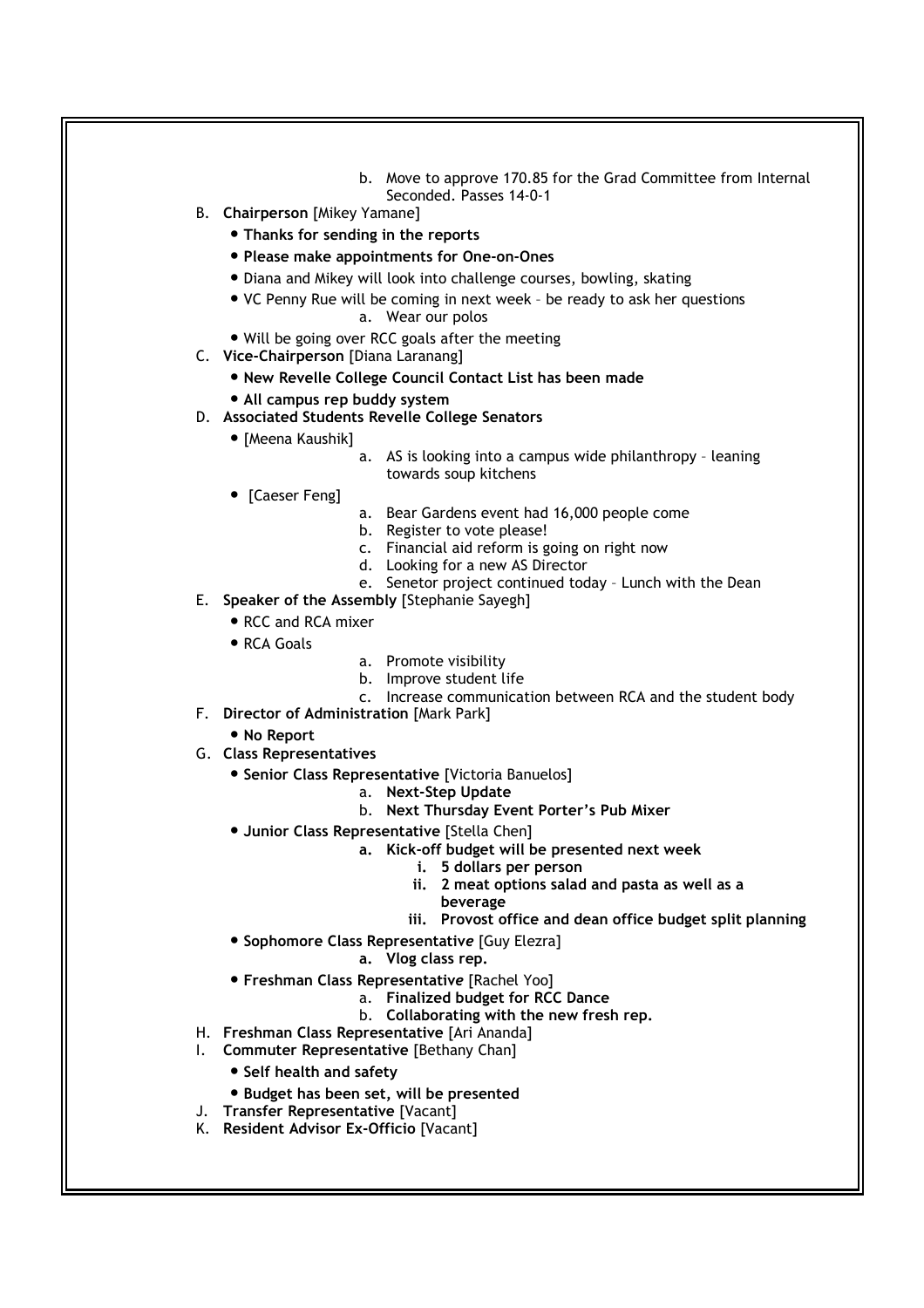b. Move to approve 170.85 for the Grad Committee from Internal Seconded. Passes 14-0-1

B. **Chairperson** [Mikey Yamane]
   - **Thanks for sending in the reports**
   - **Please make appointments for One-on-Ones**
   - Diana and Mikey will look into challenge courses, bowling, skating
   - VC Penny Rue will be coming in next week – be ready to ask her questions
     a. Wear our polos
   - Will be going over RCC goals after the meeting

C. **Vice-Chairperson** [Diana Laranang]
   - **New Revelle College Council Contact List has been made**
   - **All campus rep buddy system**

D. **Associated Students Revelle College Senators**
   - [Meena Kaushik]
     a. AS is looking into a campus wide philanthropy – leaning towards soup kitchens
   - [Caeser Feng]
     a. Bear Gardens event had 16,000 people come
     b. Register to vote please!
     c. Financial aid reform is going on right now
     d. Looking for a new AS Director
     e. Senetor project continued today – Lunch with the Dean

E. **Speaker of the Assembly** [Stephanie Sayegh]
   - RCC and RCA mixer
   - RCA Goals
     a. Promote visibility
     b. Improve student life
     c. Increase communication between RCA and the student body

F. **Director of Administration** [Mark Park]
   - **No Report**

G. **Class Representatives**
   - **Senior Class Representative** [Victoria Banuelos]
     a. **Next-Step Update**
     b. **Next Thursday Event Porter's Pub Mixer**
   - **Junior Class Representative** [Stella Chen]
     a. **Kick-off budget will be presented next week**
        i. **5 dollars per person**
        ii. **2 meat options salad and pasta as well as a beverage**
        iii. **Provost office and dean office budget split planning**
   - **Sophomore Class Representative** [Guy Elezra]
     a. **Vlog class rep.**
   - **Freshman Class Representative** [Rachel Yoo]
     a. **Finalized budget for RCC Dance**
     b. **Collaborating with the new fresh rep.**

H. **Freshman Class Representative** [Ari Ananda]

I. **Commuter Representative** [Bethany Chan]
   - **Self health and safety**
   - **Budget has been set, will be presented**

J. **Transfer Representative** [Vacant]

K. **Resident Advisor Ex-Officio** [Vacant]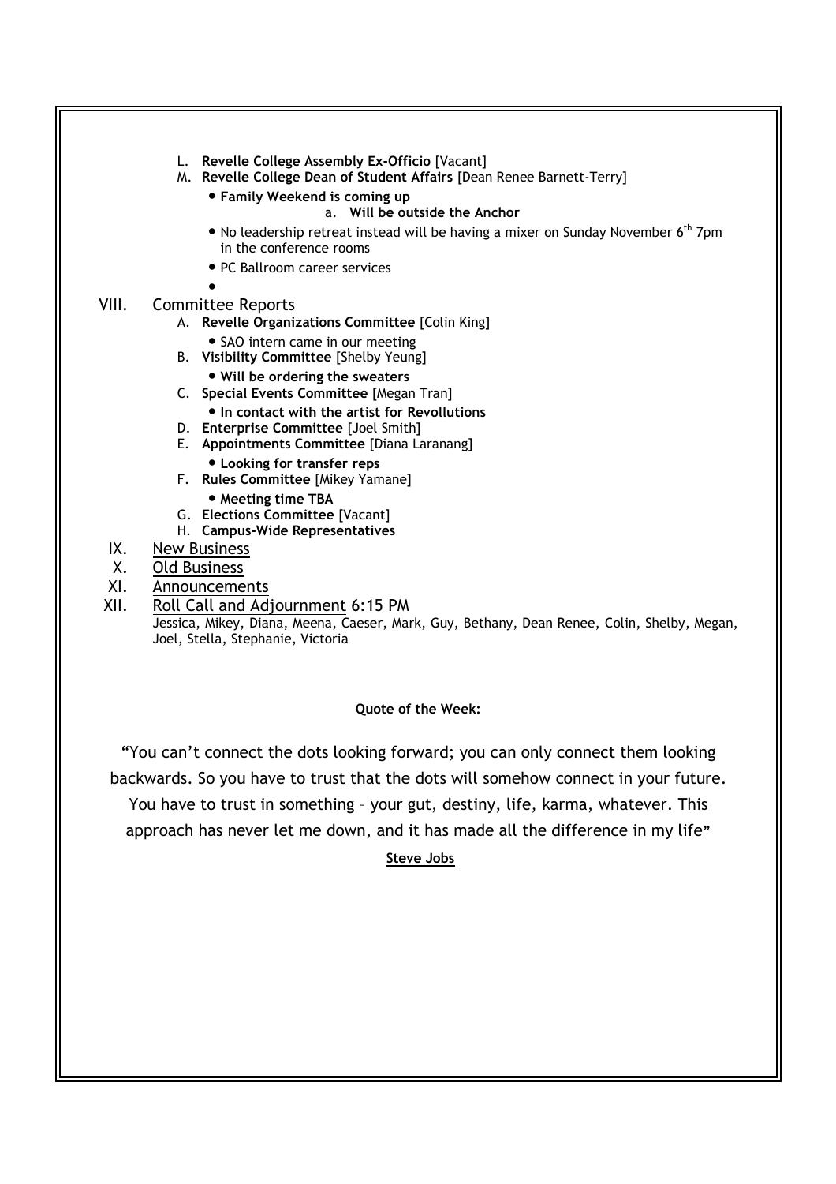L. **Revelle College Assembly Ex-Officio** [Vacant]

M. **Revelle College Dean of Student Affairs** [Dean Renee Barnett-Terry]

- **Family Weekend is coming up**
  a. **Will be outside the Anchor**
- No leadership retreat instead will be having a mixer on Sunday November 6th 7pm in the conference rooms
- PC Ballroom career services
-

VIII. Committee Reports

A. **Revelle Organizations Committee** [Colin King]
- SAO intern came in our meeting

B. **Visibility Committee** [Shelby Yeung]
- **Will be ordering the sweaters**

C. **Special Events Committee** [Megan Tran]
- **In contact with the artist for Revollutions**

D. **Enterprise Committee** [Joel Smith]

E. **Appointments Committee** [Diana Laranang]
- **Looking for transfer reps**

F. **Rules Committee** [Mikey Yamane]
- **Meeting time TBA**

G. **Elections Committee** [Vacant]

H. **Campus-Wide Representatives**

IX. New Business

X. Old Business

XI. Announcements

XII. Roll Call and Adjournment 6:15 PM

Jessica, Mikey, Diana, Meena, Caeser, Mark, Guy, Bethany, Dean Renee, Colin, Shelby, Megan, Joel, Stella, Stephanie, Victoria

**Quote of the Week:**

"You can't connect the dots looking forward; you can only connect them looking backwards. So you have to trust that the dots will somehow connect in your future. You have to trust in something – your gut, destiny, life, karma, whatever. This approach has never let me down, and it has made all the difference in my life"

**Steve Jobs**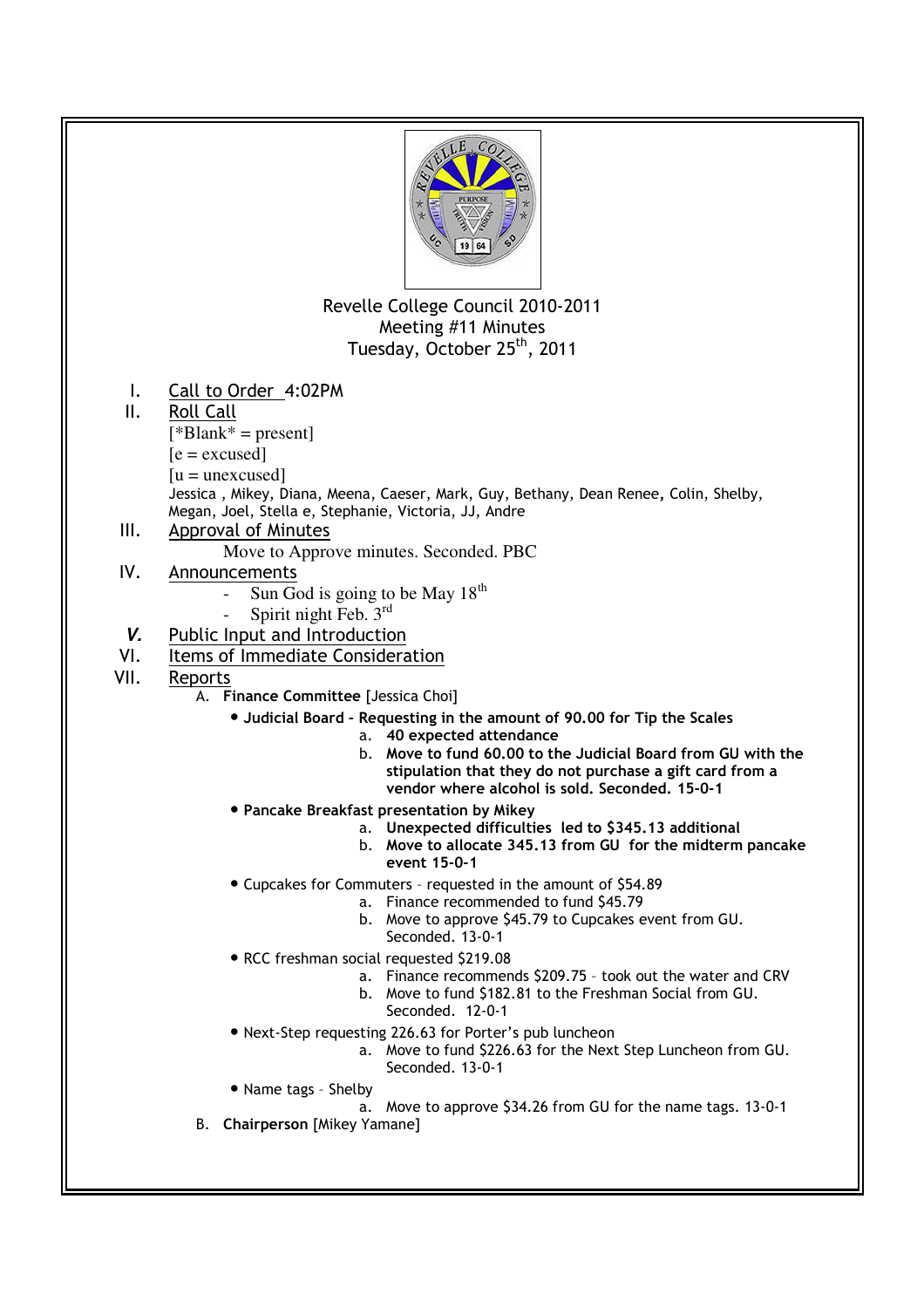Revelle College Council 2010-2011
Meeting #11 Minutes
Tuesday, October 25th, 2011

I. Call to Order 4:02PM

II. Roll Call

[*Blank* = present]
[e = excused]
[u = unexcused]
Jessica , Mikey, Diana, Meena, Caeser, Mark, Guy, Bethany, Dean Renee, Colin, Shelby, Megan, Joel, Stella e, Stephanie, Victoria, JJ, Andre

III. Approval of Minutes

Move to Approve minutes. Seconded. PBC

IV. Announcements

- Sun God is going to be May 18th
- Spirit night Feb. 3rd

***V.*** Public Input and Introduction

VI. Items of Immediate Consideration

VII. Reports

A. **Finance Committee** [Jessica Choi]

- **Judicial Board – Requesting in the amount of 90.00 for Tip the Scales**
  a. **40 expected attendance**
  b. **Move to fund 60.00 to the Judicial Board from GU with the stipulation that they do not purchase a gift card from a vendor where alcohol is sold. Seconded. 15-0-1**
- **Pancake Breakfast presentation by Mikey**
  a. **Unexpected difficulties led to $345.13 additional**
  b. **Move to allocate 345.13 from GU for the midterm pancake event 15-0-1**
- Cupcakes for Commuters – requested in the amount of $54.89
  a. Finance recommended to fund $45.79
  b. Move to approve $45.79 to Cupcakes event from GU. Seconded. 13-0-1
- RCC freshman social requested $219.08
  a. Finance recommends $209.75 – took out the water and CRV
  b. Move to fund $182.81 to the Freshman Social from GU. Seconded. 12-0-1
- Next-Step requesting 226.63 for Porter's pub luncheon
  a. Move to fund $226.63 for the Next Step Luncheon from GU. Seconded. 13-0-1
- Name tags – Shelby
  a. Move to approve $34.26 from GU for the name tags. 13-0-1

B. **Chairperson** [Mikey Yamane]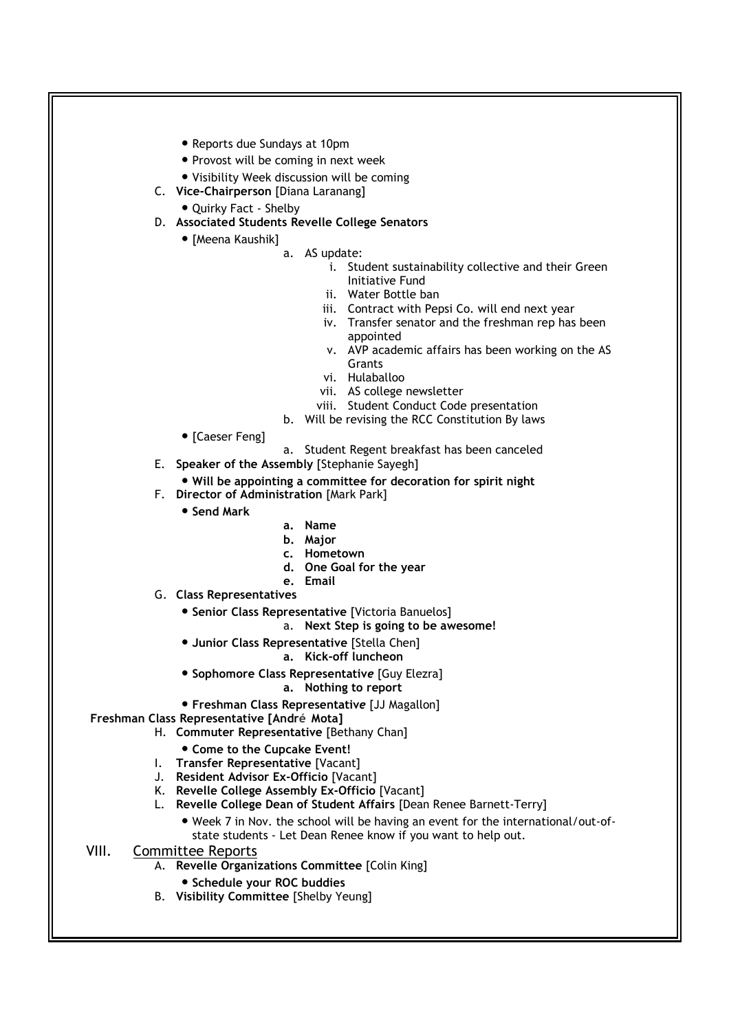- Reports due Sundays at 10pm
- Provost will be coming in next week
- Visibility Week discussion will be coming

C. **Vice-Chairperson** [Diana Laranang]

- Quirky Fact - Shelby

D. **Associated Students Revelle College Senators**

- [Meena Kaushik]
  - a. AS update:
    - i. Student sustainability collective and their Green Initiative Fund
    - ii. Water Bottle ban
    - iii. Contract with Pepsi Co. will end next year
    - iv. Transfer senator and the freshman rep has been appointed
    - v. AVP academic affairs has been working on the AS Grants
    - vi. Hulaballoo
    - vii. AS college newsletter
    - viii. Student Conduct Code presentation
  - b. Will be revising the RCC Constitution By laws
- [Caeser Feng]
  - a. Student Regent breakfast has been canceled

E. **Speaker of the Assembly** [Stephanie Sayegh]

- **Will be appointing a committee for decoration for spirit night**

F. **Director of Administration** [Mark Park]

- **Send Mark**
  - **a. Name**
  - **b. Major**
  - **c. Hometown**
  - **d. One Goal for the year**
  - **e. Email**

G. **Class Representatives**

- **Senior Class Representative** [Victoria Banuelos]
  - a. **Next Step is going to be awesome!**
- **Junior Class Representative** [Stella Chen]
  - **a. Kick-off luncheon**
- **Sophomore Class Representative** [Guy Elezra]
  - **a. Nothing to report**
- **Freshman Class Representative** [JJ Magallon]

**Freshman Class Representative [André Mota]**

H. **Commuter Representative** [Bethany Chan]

- **Come to the Cupcake Event!**

I. **Transfer Representative** [Vacant]

J. **Resident Advisor Ex-Officio** [Vacant]

K. **Revelle College Assembly Ex-Officio** [Vacant]

L. **Revelle College Dean of Student Affairs** [Dean Renee Barnett-Terry]

- Week 7 in Nov. the school will be having an event for the international/out-of-state students - Let Dean Renee know if you want to help out.

## VIII. Committee Reports

A. **Revelle Organizations Committee** [Colin King]

- **Schedule your ROC buddies**

B. **Visibility Committee** [Shelby Yeung]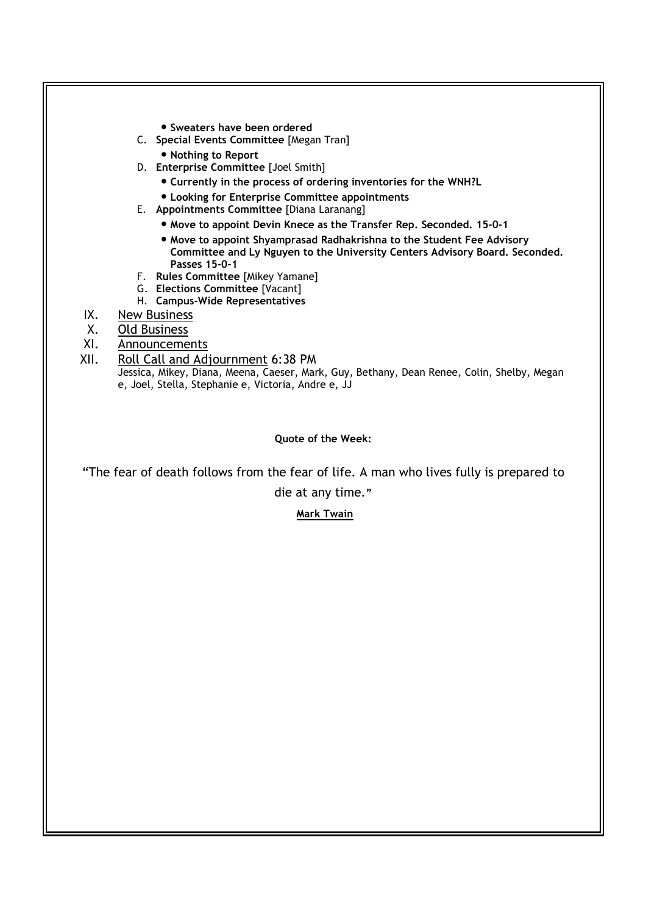- **Sweaters have been ordered**

C. **Special Events Committee** [Megan Tran]
   - **Nothing to Report**

D. **Enterprise Committee** [Joel Smith]
   - **Currently in the process of ordering inventories for the WNH?L**
   - **Looking for Enterprise Committee appointments**

E. **Appointments Committee** [Diana Laranang]
   - **Move to appoint Devin Knece as the Transfer Rep. Seconded. 15-0-1**
   - **Move to appoint Shyamprasad Radhakrishna to the Student Fee Advisory Committee and Ly Nguyen to the University Centers Advisory Board. Seconded. Passes 15-0-1**

F. **Rules Committee** [Mikey Yamane]

G. **Elections Committee** [Vacant]

H. **Campus-Wide Representatives**

IX. New Business

X. Old Business

XI. Announcements

XII. Roll Call and Adjournment 6:38 PM

Jessica, Mikey, Diana, Meena, Caeser, Mark, Guy, Bethany, Dean Renee, Colin, Shelby, Megan e, Joel, Stella, Stephanie e, Victoria, Andre e, JJ

**Quote of the Week:**

"The fear of death follows from the fear of life. A man who lives fully is prepared to die at any time."

**Mark Twain**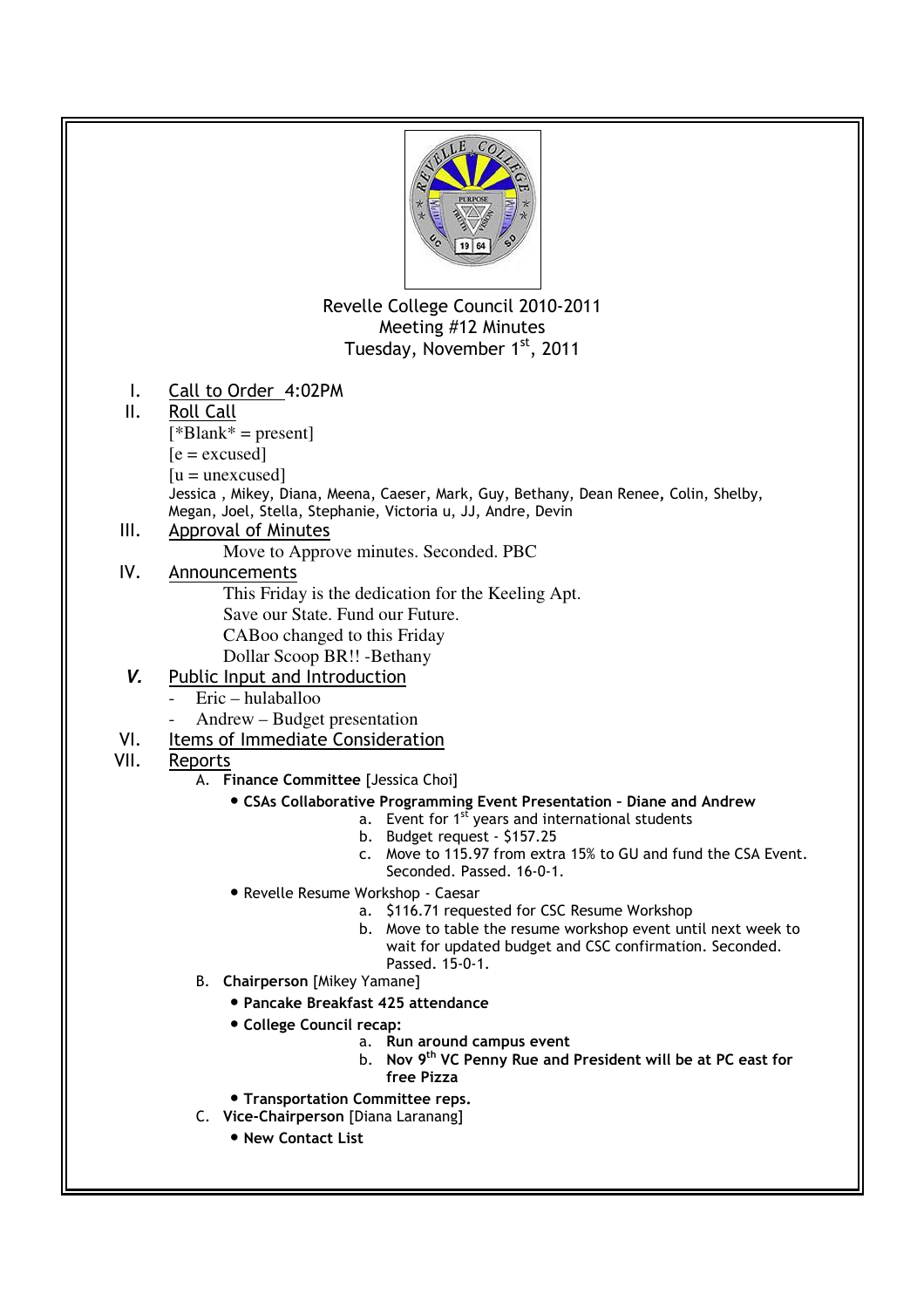Revelle College Council 2010-2011
Meeting #12 Minutes
Tuesday, November 1st, 2011

I. Call to Order 4:02PM

II. Roll Call

[*Blank* = present]
[e = excused]
[u = unexcused]

Jessica , Mikey, Diana, Meena, Caeser, Mark, Guy, Bethany, Dean Renee, Colin, Shelby, Megan, Joel, Stella, Stephanie, Victoria u, JJ, Andre, Devin

III. Approval of Minutes

Move to Approve minutes. Seconded. PBC

IV. Announcements

This Friday is the dedication for the Keeling Apt.
Save our State. Fund our Future.
CABoo changed to this Friday
Dollar Scoop BR!! -Bethany

***V.*** Public Input and Introduction

- Eric – hulaballoo
- Andrew – Budget presentation

VI. Items of Immediate Consideration

VII. Reports

A. **Finance Committee** [Jessica Choi]

- **CSAs Collaborative Programming Event Presentation - Diane and Andrew**
  a. Event for 1st years and international students
  b. Budget request - $157.25
  c. Move to 115.97 from extra 15% to GU and fund the CSA Event. Seconded. Passed. 16-0-1.
- Revelle Resume Workshop - Caesar
  a. $116.71 requested for CSC Resume Workshop
  b. Move to table the resume workshop event until next week to wait for updated budget and CSC confirmation. Seconded. Passed. 15-0-1.

B. **Chairperson** [Mikey Yamane]

- **Pancake Breakfast 425 attendance**
- **College Council recap:**
  a. **Run around campus event**
  b. **Nov 9th VC Penny Rue and President will be at PC east for free Pizza**
- **Transportation Committee reps.**

C. **Vice-Chairperson** [Diana Laranang]

- **New Contact List**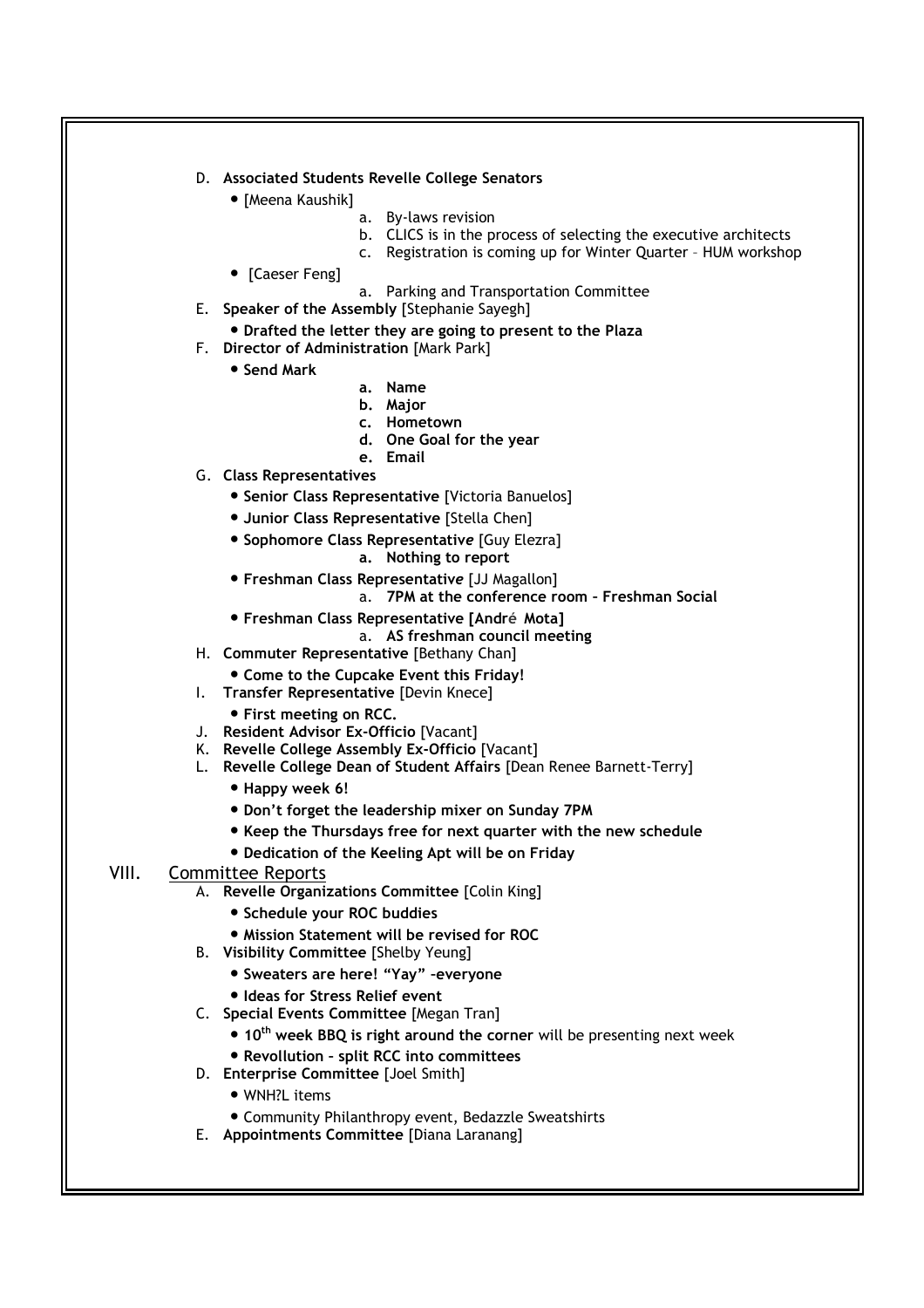D. **Associated Students Revelle College Senators**

- [Meena Kaushik]
  - a. By-laws revision
  - b. CLICS is in the process of selecting the executive architects
  - c. Registration is coming up for Winter Quarter – HUM workshop
- [Caeser Feng]
  - a. Parking and Transportation Committee

E. **Speaker of the Assembly** [Stephanie Sayegh]

- **Drafted the letter they are going to present to the Plaza**

F. **Director of Administration** [Mark Park]

- **Send Mark**
  - **a. Name**
  - **b. Major**
  - **c. Hometown**
  - **d. One Goal for the year**
  - **e. Email**

G. **Class Representatives**

- **Senior Class Representative** [Victoria Banuelos]
- **Junior Class Representative** [Stella Chen]
- **Sophomore Class Representative** [Guy Elezra]
  - **a. Nothing to report**
- **Freshman Class Representative** [JJ Magallon]
  - a. **7PM at the conference room – Freshman Social**
- **Freshman Class Representative [André Mota]**
  - a. **AS freshman council meeting**

H. **Commuter Representative** [Bethany Chan]

- **Come to the Cupcake Event this Friday!**

I. **Transfer Representative** [Devin Knece]

- **First meeting on RCC.**

J. **Resident Advisor Ex-Officio** [Vacant]

K. **Revelle College Assembly Ex-Officio** [Vacant]

L. **Revelle College Dean of Student Affairs** [Dean Renee Barnett-Terry]

- **Happy week 6!**
- **Don't forget the leadership mixer on Sunday 7PM**
- **Keep the Thursdays free for next quarter with the new schedule**
- **Dedication of the Keeling Apt will be on Friday**

VIII. Committee Reports

A. **Revelle Organizations Committee** [Colin King]

- **Schedule your ROC buddies**
- **Mission Statement will be revised for ROC**

B. **Visibility Committee** [Shelby Yeung]

- **Sweaters are here! "Yay" –everyone**
- **Ideas for Stress Relief event**

C. **Special Events Committee** [Megan Tran]

- **10th week BBQ is right around the corner** will be presenting next week
- **Revollution – split RCC into committees**

D. **Enterprise Committee** [Joel Smith]

- WNH?L items
- Community Philanthropy event, Bedazzle Sweatshirts

E. **Appointments Committee** [Diana Laranang]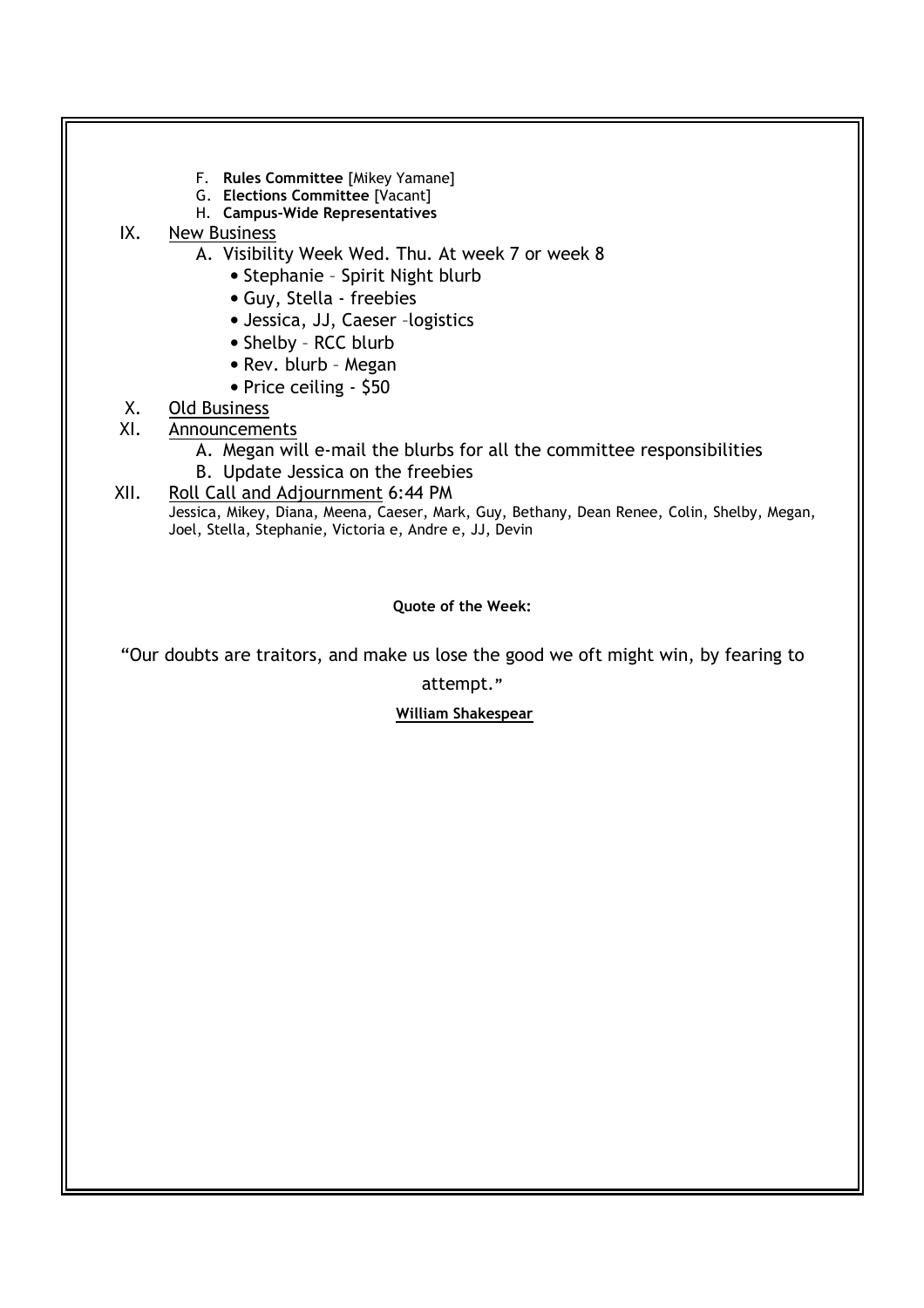F. **Rules Committee** [Mikey Yamane]

G. **Elections Committee** [Vacant]

H. **Campus-Wide Representatives**

IX. New Business

A. Visibility Week Wed. Thu. At week 7 or week 8

- Stephanie – Spirit Night blurb
- Guy, Stella - freebies
- Jessica, JJ, Caeser –logistics
- Shelby – RCC blurb
- Rev. blurb – Megan
- Price ceiling - $50

X. Old Business

XI. Announcements

A. Megan will e-mail the blurbs for all the committee responsibilities

B. Update Jessica on the freebies

XII. Roll Call and Adjournment 6:44 PM

Jessica, Mikey, Diana, Meena, Caeser, Mark, Guy, Bethany, Dean Renee, Colin, Shelby, Megan, Joel, Stella, Stephanie, Victoria e, Andre e, JJ, Devin

**Quote of the Week:**

"Our doubts are traitors, and make us lose the good we oft might win, by fearing to attempt."

**William Shakespear**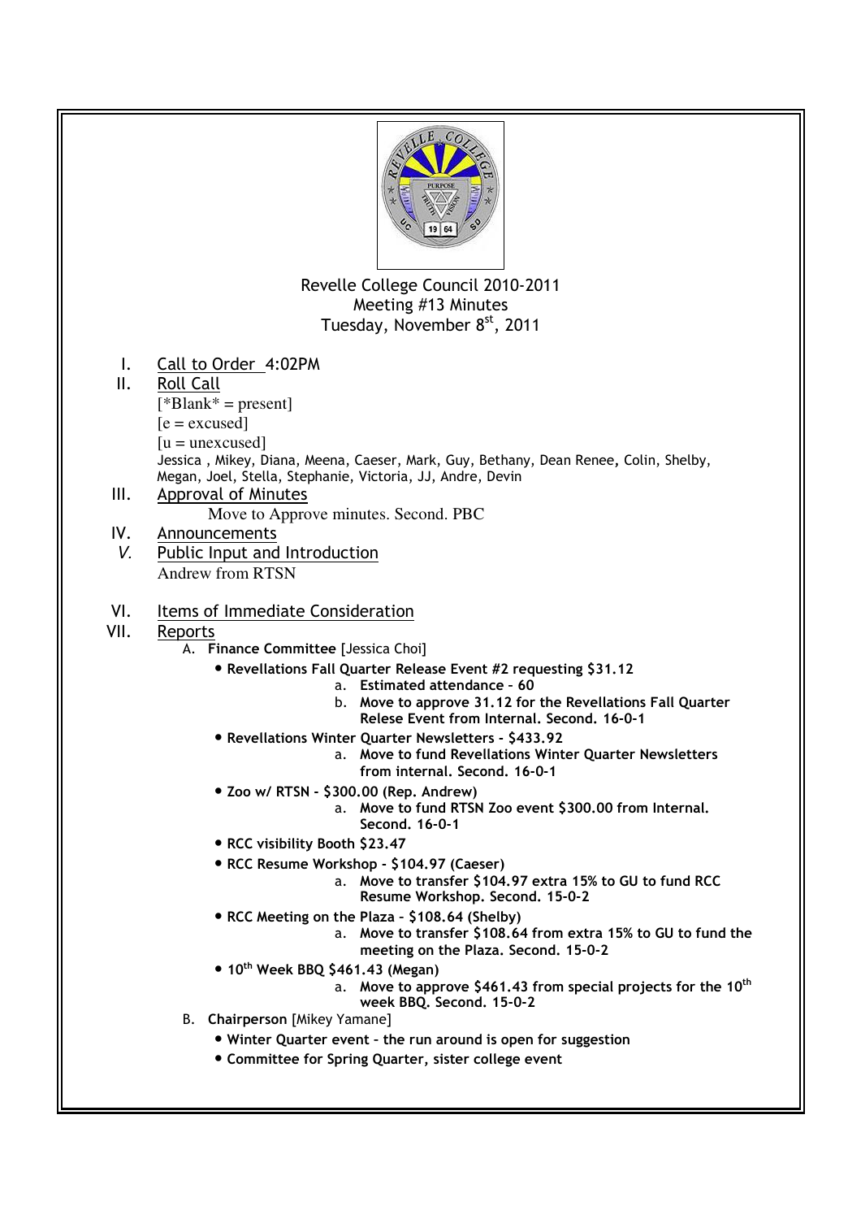Revelle College Council 2010-2011
Meeting #13 Minutes
Tuesday, November 8st, 2011

I. Call to Order 4:02PM
II. Roll Call
[*Blank* = present]
[e = excused]
[u = unexcused]
Jessica , Mikey, Diana, Meena, Caeser, Mark, Guy, Bethany, Dean Renee, Colin, Shelby, Megan, Joel, Stella, Stephanie, Victoria, JJ, Andre, Devin
III. Approval of Minutes
Move to Approve minutes. Second. PBC
IV. Announcements
V. Public Input and Introduction
Andrew from RTSN
VI. Items of Immediate Consideration
VII. Reports
   A. **Finance Committee** [Jessica Choi]
      - **Revellations Fall Quarter Release Event #2 requesting $31.12**
         a. **Estimated attendance – 60**
         b. **Move to approve 31.12 for the Revellations Fall Quarter Relese Event from Internal. Second. 16-0-1**
      - **Revellations Winter Quarter Newsletters - $433.92**
         a. **Move to fund Revellations Winter Quarter Newsletters from internal. Second. 16-0-1**
      - **Zoo w/ RTSN - $300.00 (Rep. Andrew)**
         a. **Move to fund RTSN Zoo event $300.00 from Internal. Second. 16-0-1**
      - **RCC visibility Booth $23.47**
      - **RCC Resume Workshop - $104.97 (Caeser)**
         a. **Move to transfer $104.97 extra 15% to GU to fund RCC Resume Workshop. Second. 15-0-2**
      - **RCC Meeting on the Plaza – $108.64 (Shelby)**
         a. **Move to transfer $108.64 from extra 15% to GU to fund the meeting on the Plaza. Second. 15-0-2**
      - **10th Week BBQ $461.43 (Megan)**
         a. **Move to approve $461.43 from special projects for the 10th week BBQ. Second. 15-0-2**
   B. **Chairperson** [Mikey Yamane]
      - **Winter Quarter event – the run around is open for suggestion**
      - **Committee for Spring Quarter, sister college event**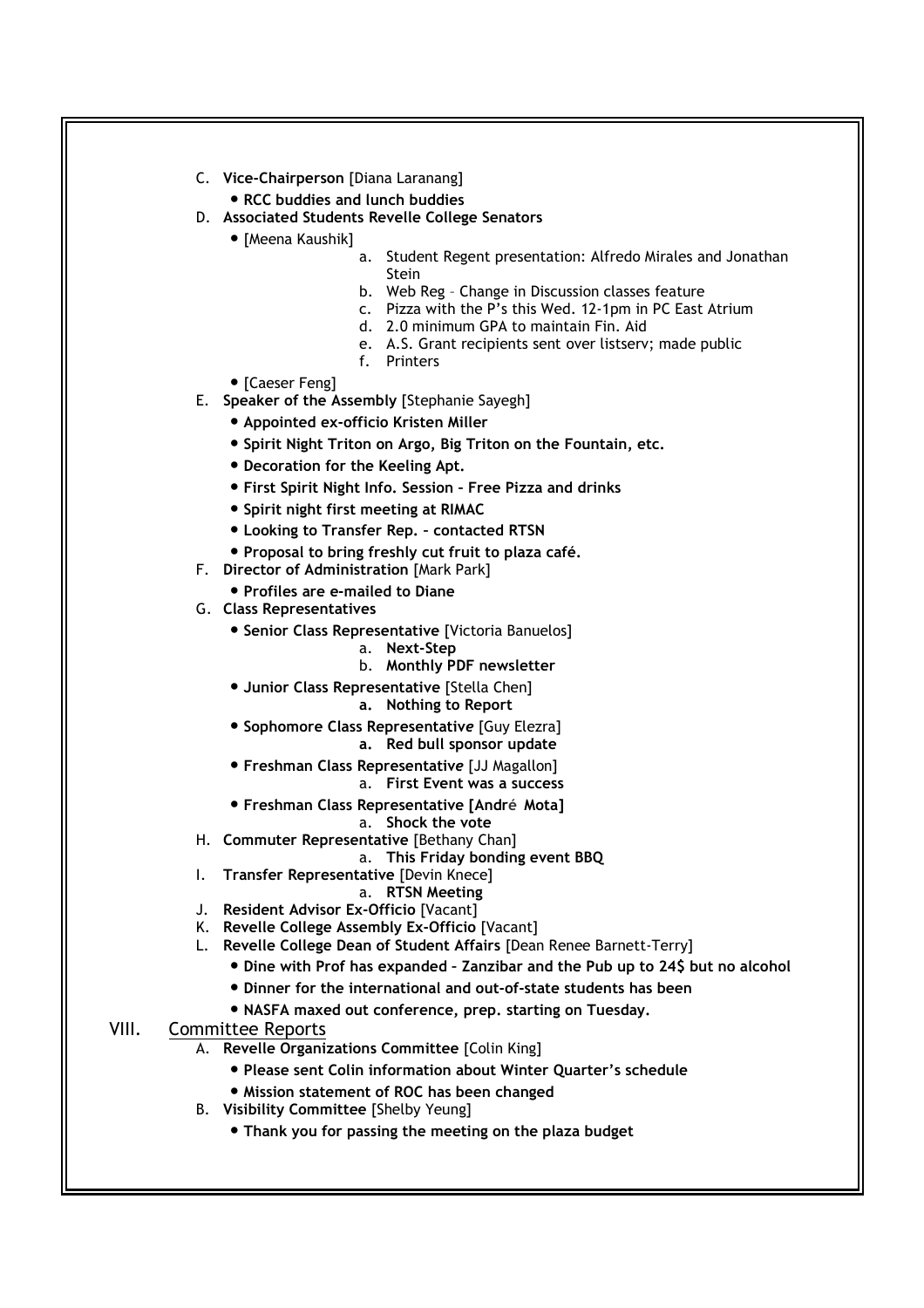C. **Vice-Chairperson** [Diana Laranang]
   - **RCC buddies and lunch buddies**

D. **Associated Students Revelle College Senators**
   - [Meena Kaushik]
     a. Student Regent presentation: Alfredo Mirales and Jonathan Stein
     b. Web Reg – Change in Discussion classes feature
     c. Pizza with the P's this Wed. 12-1pm in PC East Atrium
     d. 2.0 minimum GPA to maintain Fin. Aid
     e. A.S. Grant recipients sent over listserv; made public
     f. Printers
   - [Caeser Feng]

E. **Speaker of the Assembly** [Stephanie Sayegh]
   - **Appointed ex-officio Kristen Miller**
   - **Spirit Night Triton on Argo, Big Triton on the Fountain, etc.**
   - **Decoration for the Keeling Apt.**
   - **First Spirit Night Info. Session – Free Pizza and drinks**
   - **Spirit night first meeting at RIMAC**
   - **Looking to Transfer Rep. – contacted RTSN**
   - **Proposal to bring freshly cut fruit to plaza café.**

F. **Director of Administration** [Mark Park]
   - **Profiles are e-mailed to Diane**

G. **Class Representatives**
   - **Senior Class Representative** [Victoria Banuelos]
     a. **Next-Step**
     b. **Monthly PDF newsletter**
   - **Junior Class Representative** [Stella Chen]
     a. **Nothing to Report**
   - **Sophomore Class Representative** [Guy Elezra]
     a. **Red bull sponsor update**
   - **Freshman Class Representative** [JJ Magallon]
     a. **First Event was a success**
   - **Freshman Class Representative [André Mota]**
     a. **Shock the vote**

H. **Commuter Representative** [Bethany Chan]
   a. **This Friday bonding event BBQ**

I. **Transfer Representative** [Devin Knece]
   a. **RTSN Meeting**

J. **Resident Advisor Ex-Officio** [Vacant]

K. **Revelle College Assembly Ex-Officio** [Vacant]

L. **Revelle College Dean of Student Affairs** [Dean Renee Barnett-Terry]
   - **Dine with Prof has expanded – Zanzibar and the Pub up to 24$ but no alcohol**
   - **Dinner for the international and out-of-state students has been**
   - **NASFA maxed out conference, prep. starting on Tuesday.**

## VIII. Committee Reports

A. **Revelle Organizations Committee** [Colin King]
   - **Please sent Colin information about Winter Quarter's schedule**
   - **Mission statement of ROC has been changed**

B. **Visibility Committee** [Shelby Yeung]
   - **Thank you for passing the meeting on the plaza budget**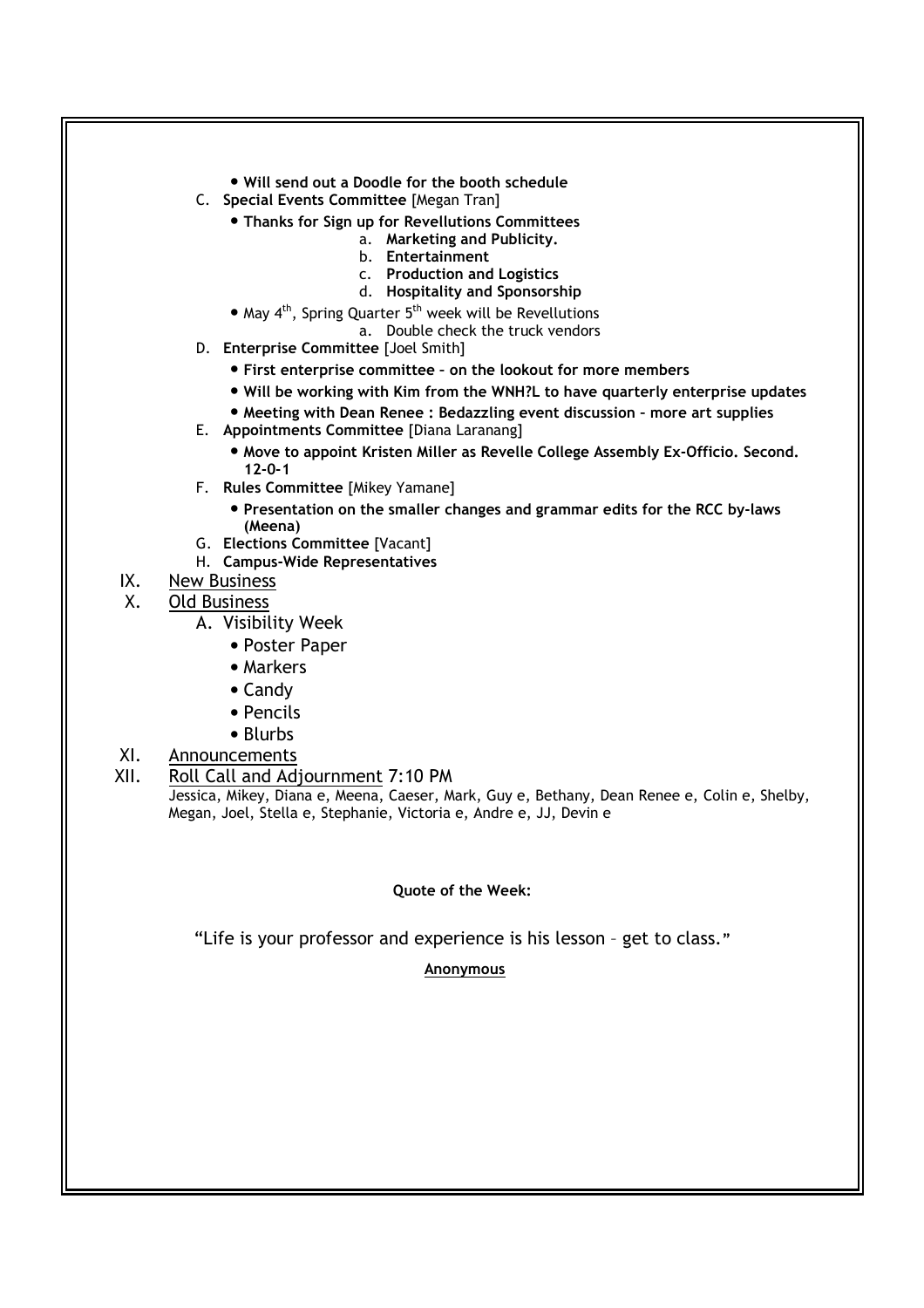- **Will send out a Doodle for the booth schedule**

C. **Special Events Committee** [Megan Tran]
   - **Thanks for Sign up for Revellutions Committees**
      a. **Marketing and Publicity.**
      b. **Entertainment**
      c. **Production and Logistics**
      d. **Hospitality and Sponsorship**
   - May 4th, Spring Quarter 5th week will be Revellutions
      a. Double check the truck vendors

D. **Enterprise Committee** [Joel Smith]
   - **First enterprise committee – on the lookout for more members**
   - **Will be working with Kim from the WNH?L to have quarterly enterprise updates**
   - **Meeting with Dean Renee : Bedazzling event discussion – more art supplies**

E. **Appointments Committee** [Diana Laranang]
   - **Move to appoint Kristen Miller as Revelle College Assembly Ex-Officio. Second. 12-0-1**

F. **Rules Committee** [Mikey Yamane]
   - **Presentation on the smaller changes and grammar edits for the RCC by-laws (Meena)**

G. **Elections Committee** [Vacant]

H. **Campus-Wide Representatives**

IX. New Business

X. Old Business

A. Visibility Week
   - Poster Paper
   - Markers
   - Candy
   - Pencils
   - Blurbs

XI. Announcements

XII. Roll Call and Adjournment 7:10 PM

Jessica, Mikey, Diana e, Meena, Caeser, Mark, Guy e, Bethany, Dean Renee e, Colin e, Shelby, Megan, Joel, Stella e, Stephanie, Victoria e, Andre e, JJ, Devin e

**Quote of the Week:**

"Life is your professor and experience is his lesson – get to class."

**Anonymous**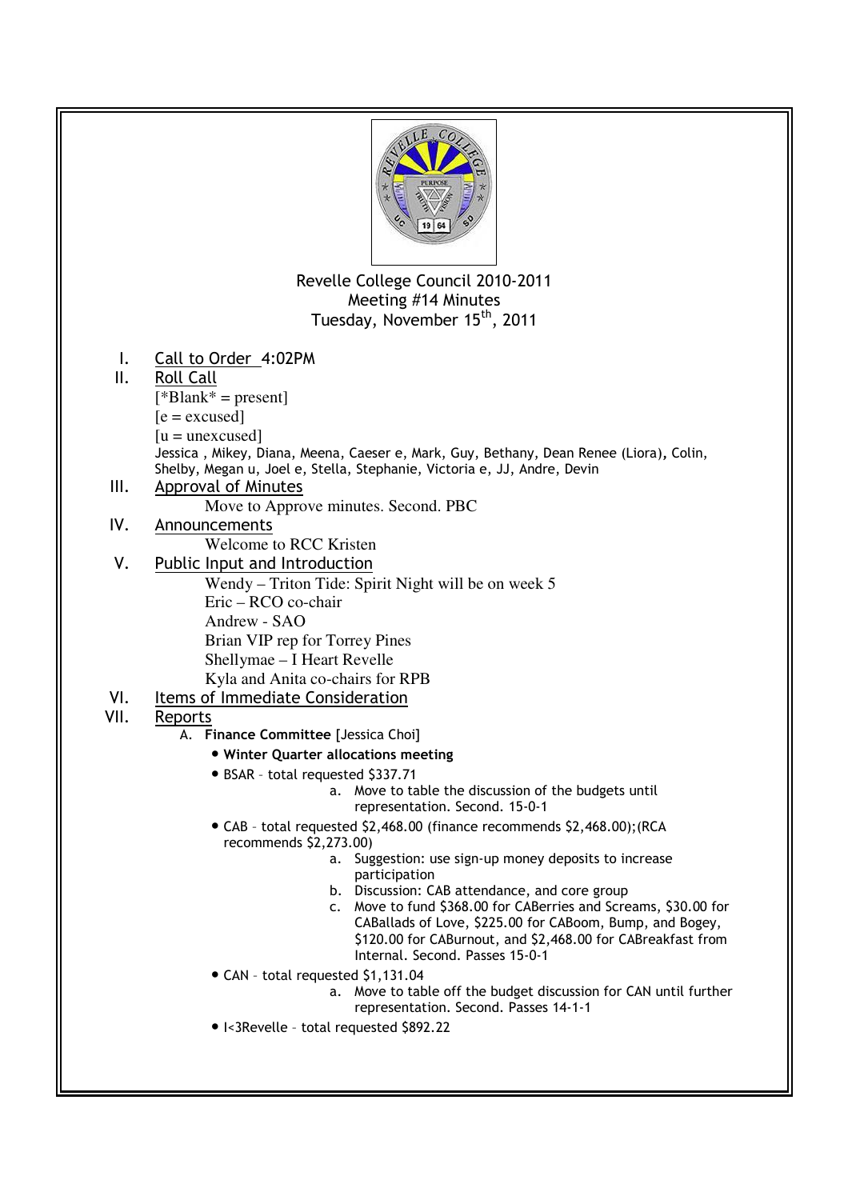Revelle College Council 2010-2011
Meeting #14 Minutes
Tuesday, November 15th, 2011

I. Call to Order 4:02PM

II. Roll Call
[*Blank* = present]
[e = excused]
[u = unexcused]
Jessica , Mikey, Diana, Meena, Caeser e, Mark, Guy, Bethany, Dean Renee (Liora), Colin, Shelby, Megan u, Joel e, Stella, Stephanie, Victoria e, JJ, Andre, Devin

III. Approval of Minutes
Move to Approve minutes. Second. PBC

IV. Announcements
Welcome to RCC Kristen

V. Public Input and Introduction
Wendy – Triton Tide: Spirit Night will be on week 5
Eric – RCO co-chair
Andrew - SAO
Brian VIP rep for Torrey Pines
Shellymae – I Heart Revelle
Kyla and Anita co-chairs for RPB

VI. Items of Immediate Consideration

VII. Reports

A. **Finance Committee** [Jessica Choi]
- **Winter Quarter allocations meeting**
- BSAR – total requested $337.71
  a. Move to table the discussion of the budgets until representation. Second. 15-0-1
- CAB – total requested $2,468.00 (finance recommends $2,468.00);(RCA recommends $2,273.00)
  a. Suggestion: use sign-up money deposits to increase participation
  b. Discussion: CAB attendance, and core group
  c. Move to fund $368.00 for CABerries and Screams, $30.00 for CABallads of Love, $225.00 for CABoom, Bump, and Bogey, $120.00 for CABurnout, and $2,468.00 for CABreakfast from Internal. Second. Passes 15-0-1
- CAN – total requested $1,131.04
  a. Move to table off the budget discussion for CAN until further representation. Second. Passes 14-1-1
- I<3Revelle – total requested $892.22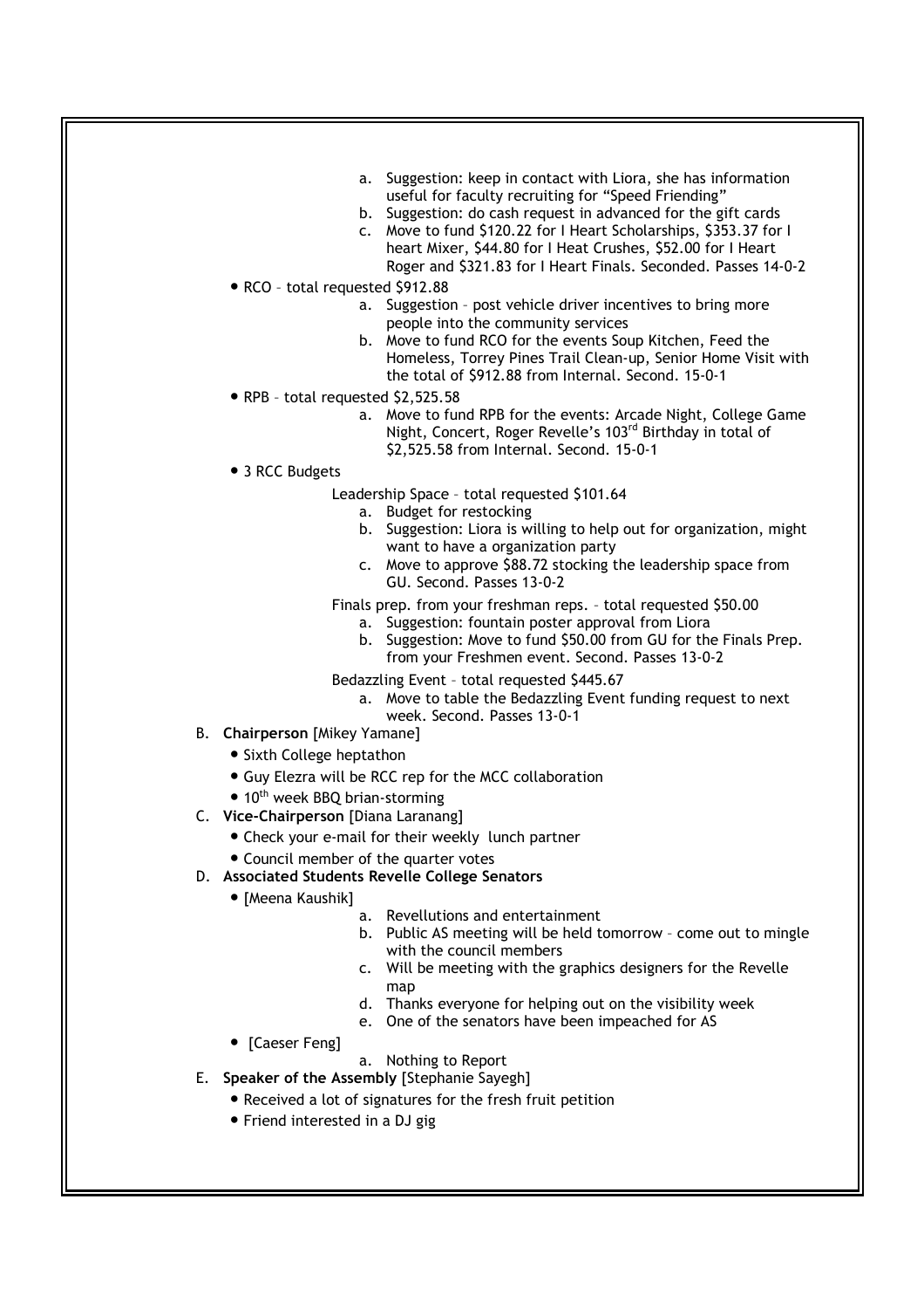- a. Suggestion: keep in contact with Liora, she has information useful for faculty recruiting for "Speed Friending"
- b. Suggestion: do cash request in advanced for the gift cards
- c. Move to fund $120.22 for I Heart Scholarships, $353.37 for I heart Mixer, $44.80 for I Heat Crushes, $52.00 for I Heart Roger and $321.83 for I Heart Finals. Seconded. Passes 14-0-2

- RCO – total requested $912.88
  - a. Suggestion – post vehicle driver incentives to bring more people into the community services
  - b. Move to fund RCO for the events Soup Kitchen, Feed the Homeless, Torrey Pines Trail Clean-up, Senior Home Visit with the total of $912.88 from Internal. Second. 15-0-1
- RPB – total requested $2,525.58
  - a. Move to fund RPB for the events: Arcade Night, College Game Night, Concert, Roger Revelle's 103rd Birthday in total of $2,525.58 from Internal. Second. 15-0-1
- 3 RCC Budgets

  Leadership Space – total requested $101.64
  - a. Budget for restocking
  - b. Suggestion: Liora is willing to help out for organization, might want to have a organization party
  - c. Move to approve $88.72 stocking the leadership space from GU. Second. Passes 13-0-2

  Finals prep. from your freshman reps. – total requested $50.00
  - a. Suggestion: fountain poster approval from Liora
  - b. Suggestion: Move to fund $50.00 from GU for the Finals Prep. from your Freshmen event. Second. Passes 13-0-2

  Bedazzling Event – total requested $445.67
  - a. Move to table the Bedazzling Event funding request to next week. Second. Passes 13-0-1

B. **Chairperson** [Mikey Yamane]
- Sixth College heptathon
- Guy Elezra will be RCC rep for the MCC collaboration
- 10th week BBQ brian-storming

C. **Vice-Chairperson** [Diana Laranang]
- Check your e-mail for their weekly lunch partner
- Council member of the quarter votes

D. **Associated Students Revelle College Senators**
- [Meena Kaushik]
  - a. Revellutions and entertainment
  - b. Public AS meeting will be held tomorrow – come out to mingle with the council members
  - c. Will be meeting with the graphics designers for the Revelle map
  - d. Thanks everyone for helping out on the visibility week
  - e. One of the senators have been impeached for AS
- [Caeser Feng]
  - a. Nothing to Report

E. **Speaker of the Assembly** [Stephanie Sayegh]
- Received a lot of signatures for the fresh fruit petition
- Friend interested in a DJ gig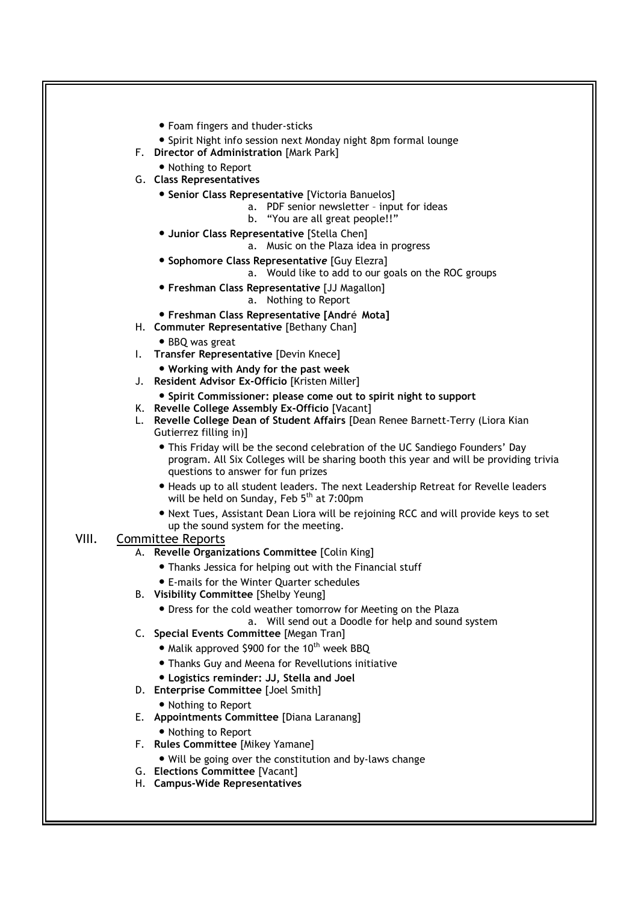- Foam fingers and thuder-sticks
- Spirit Night info session next Monday night 8pm formal lounge

F. **Director of Administration** [Mark Park]

- Nothing to Report

G. **Class Representatives**

- **Senior Class Representative** [Victoria Banuelos]
  - a. PDF senior newsletter – input for ideas
  - b. "You are all great people!!"
- **Junior Class Representative** [Stella Chen]
  - a. Music on the Plaza idea in progress
- **Sophomore Class Representative** [Guy Elezra]
  - a. Would like to add to our goals on the ROC groups
- **Freshman Class Representative** [JJ Magallon]
  - a. Nothing to Report
- **Freshman Class Representative [André Mota]**

H. **Commuter Representative** [Bethany Chan]

- BBQ was great

I. **Transfer Representative** [Devin Knece]

- **Working with Andy for the past week**

J. **Resident Advisor Ex-Officio** [Kristen Miller]

- **Spirit Commissioner: please come out to spirit night to support**

K. **Revelle College Assembly Ex-Officio** [Vacant]

L. **Revelle College Dean of Student Affairs** [Dean Renee Barnett-Terry (Liora Kian Gutierrez filling in)]

- This Friday will be the second celebration of the UC Sandiego Founders' Day program. All Six Colleges will be sharing booth this year and will be providing trivia questions to answer for fun prizes
- Heads up to all student leaders. The next Leadership Retreat for Revelle leaders will be held on Sunday, Feb 5th at 7:00pm
- Next Tues, Assistant Dean Liora will be rejoining RCC and will provide keys to set up the sound system for the meeting.

## VIII. Committee Reports

A. **Revelle Organizations Committee** [Colin King]

- Thanks Jessica for helping out with the Financial stuff
- E-mails for the Winter Quarter schedules

B. **Visibility Committee** [Shelby Yeung]

- Dress for the cold weather tomorrow for Meeting on the Plaza
  - a. Will send out a Doodle for help and sound system

C. **Special Events Committee** [Megan Tran]

- Malik approved $900 for the 10th week BBQ
- Thanks Guy and Meena for Revellutions initiative
- **Logistics reminder: JJ, Stella and Joel**

D. **Enterprise Committee** [Joel Smith]

- Nothing to Report

E. **Appointments Committee** [Diana Laranang]

- Nothing to Report

F. **Rules Committee** [Mikey Yamane]

- Will be going over the constitution and by-laws change

G. **Elections Committee** [Vacant]

H. **Campus-Wide Representatives**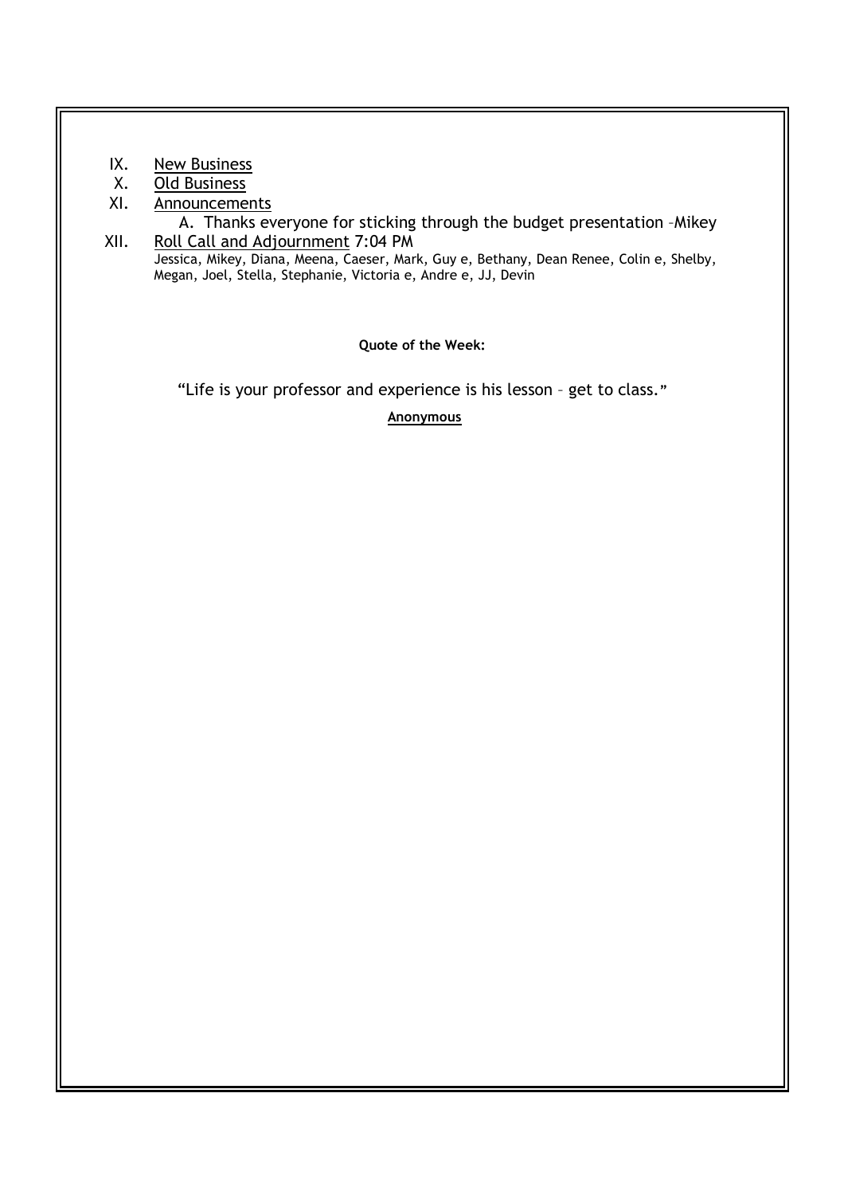IX. New Business

X. Old Business

XI. Announcements

A. Thanks everyone for sticking through the budget presentation –Mikey

XII. Roll Call and Adjournment 7:04 PM

Jessica, Mikey, Diana, Meena, Caeser, Mark, Guy e, Bethany, Dean Renee, Colin e, Shelby, Megan, Joel, Stella, Stephanie, Victoria e, Andre e, JJ, Devin

**Quote of the Week:**

"Life is your professor and experience is his lesson – get to class."

**Anonymous**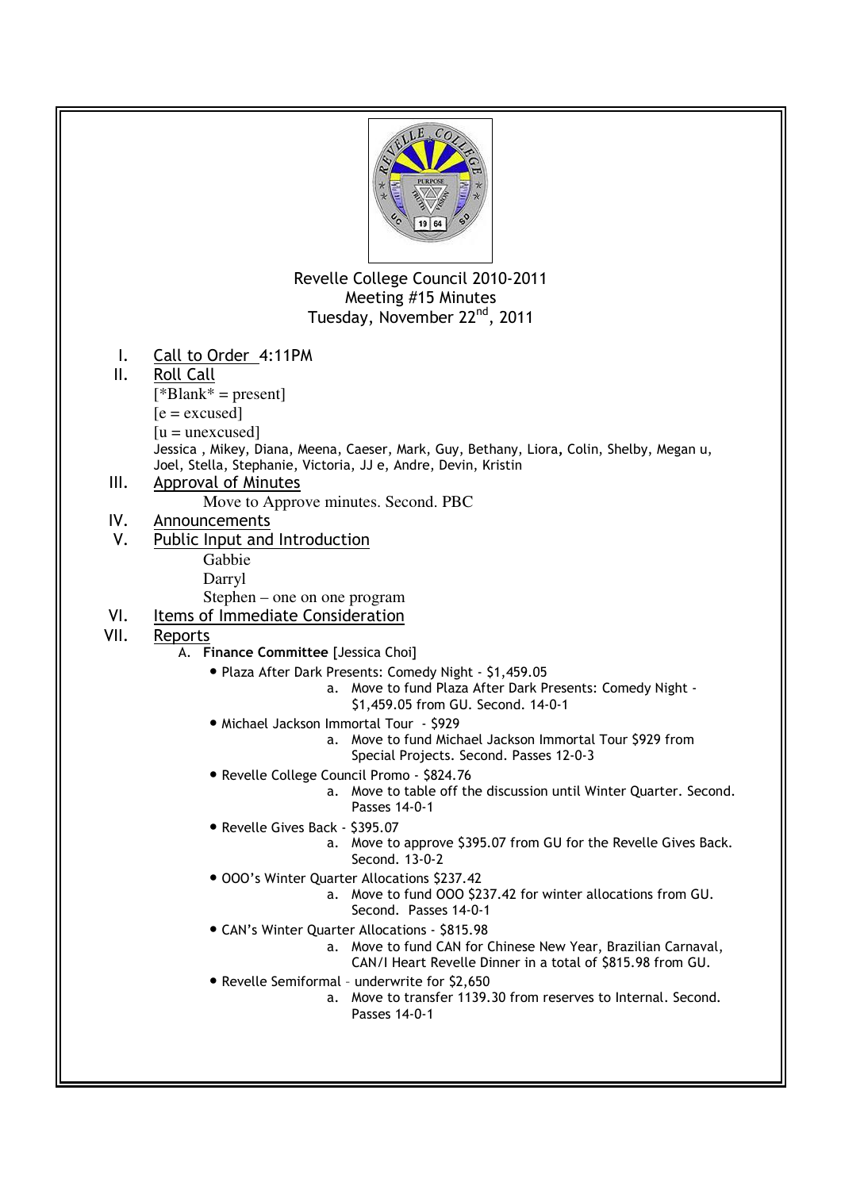Revelle College Council 2010-2011
Meeting #15 Minutes
Tuesday, November 22nd, 2011

I. Call to Order 4:11PM

II. Roll Call

[*Blank* = present]
[e = excused]
[u = unexcused]
Jessica , Mikey, Diana, Meena, Caeser, Mark, Guy, Bethany, Liora, Colin, Shelby, Megan u, Joel, Stella, Stephanie, Victoria, JJ e, Andre, Devin, Kristin

III. Approval of Minutes

Move to Approve minutes. Second. PBC

IV. Announcements

V. Public Input and Introduction

Gabbie
Darryl
Stephen – one on one program

VI. Items of Immediate Consideration

VII. Reports

A. **Finance Committee** [Jessica Choi]

- Plaza After Dark Presents: Comedy Night - $1,459.05
  a. Move to fund Plaza After Dark Presents: Comedy Night - $1,459.05 from GU. Second. 14-0-1
- Michael Jackson Immortal Tour - $929
  a. Move to fund Michael Jackson Immortal Tour $929 from Special Projects. Second. Passes 12-0-3
- Revelle College Council Promo - $824.76
  a. Move to table off the discussion until Winter Quarter. Second. Passes 14-0-1
- Revelle Gives Back - $395.07
  a. Move to approve $395.07 from GU for the Revelle Gives Back. Second. 13-0-2
- OOO's Winter Quarter Allocations $237.42
  a. Move to fund OOO $237.42 for winter allocations from GU. Second. Passes 14-0-1
- CAN's Winter Quarter Allocations - $815.98
  a. Move to fund CAN for Chinese New Year, Brazilian Carnaval, CAN/I Heart Revelle Dinner in a total of $815.98 from GU.
- Revelle Semiformal – underwrite for $2,650
  a. Move to transfer 1139.30 from reserves to Internal. Second. Passes 14-0-1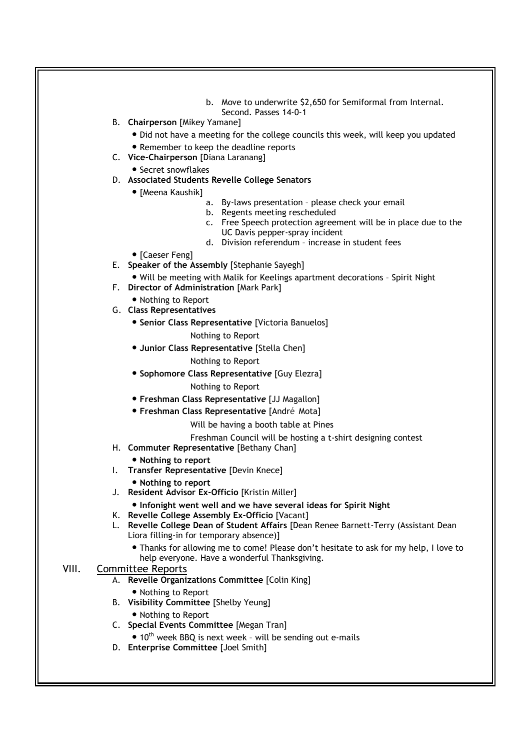b. Move to underwrite $2,650 for Semiformal from Internal. Second. Passes 14-0-1

B. **Chairperson** [Mikey Yamane]
   - Did not have a meeting for the college councils this week, will keep you updated
   - Remember to keep the deadline reports

C. **Vice-Chairperson** [Diana Laranang]
   - Secret snowflakes

D. **Associated Students Revelle College Senators**
   - [Meena Kaushik]
     a. By-laws presentation – please check your email
     b. Regents meeting rescheduled
     c. Free Speech protection agreement will be in place due to the UC Davis pepper-spray incident
     d. Division referendum – increase in student fees
   - [Caeser Feng]

E. **Speaker of the Assembly** [Stephanie Sayegh]
   - Will be meeting with Malik for Keelings apartment decorations – Spirit Night

F. **Director of Administration** [Mark Park]
   - Nothing to Report

G. **Class Representatives**
   - **Senior Class Representative** [Victoria Banuelos]

     Nothing to Report
   - **Junior Class Representative** [Stella Chen]

     Nothing to Report
   - **Sophomore Class Representative** [Guy Elezra]

     Nothing to Report
   - **Freshman Class Representative** [JJ Magallon]
   - **Freshman Class Representative** [André Mota]

     Will be having a booth table at Pines

     Freshman Council will be hosting a t-shirt designing contest

H. **Commuter Representative** [Bethany Chan]
   - **Nothing to report**

I. **Transfer Representative** [Devin Knece]
   - **Nothing to report**

J. **Resident Advisor Ex-Officio** [Kristin Miller]
   - **Infonight went well and we have several ideas for Spirit Night**

K. **Revelle College Assembly Ex-Officio** [Vacant]

L. **Revelle College Dean of Student Affairs** [Dean Renee Barnett-Terry (Assistant Dean Liora filling-in for temporary absence)]
   - Thanks for allowing me to come! Please don't hesitate to ask for my help, I love to help everyone. Have a wonderful Thanksgiving.

## VIII. Committee Reports

A. **Revelle Organizations Committee** [Colin King]
   - Nothing to Report

B. **Visibility Committee** [Shelby Yeung]
   - Nothing to Report

C. **Special Events Committee** [Megan Tran]
   - 10th week BBQ is next week – will be sending out e-mails

D. **Enterprise Committee** [Joel Smith]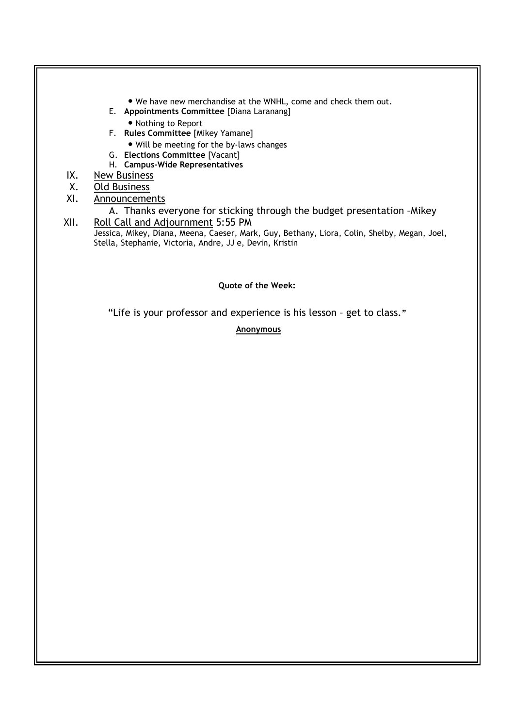- We have new merchandise at the WNHL, come and check them out.

E. **Appointments Committee** [Diana Laranang]
   - Nothing to Report

F. **Rules Committee** [Mikey Yamane]
   - Will be meeting for the by-laws changes

G. **Elections Committee** [Vacant]

H. **Campus-Wide Representatives**

IX. New Business

X. Old Business

XI. Announcements

A. Thanks everyone for sticking through the budget presentation –Mikey

XII. Roll Call and Adjournment 5:55 PM

Jessica, Mikey, Diana, Meena, Caeser, Mark, Guy, Bethany, Liora, Colin, Shelby, Megan, Joel, Stella, Stephanie, Victoria, Andre, JJ e, Devin, Kristin

**Quote of the Week:**

"Life is your professor and experience is his lesson – get to class."

**Anonymous**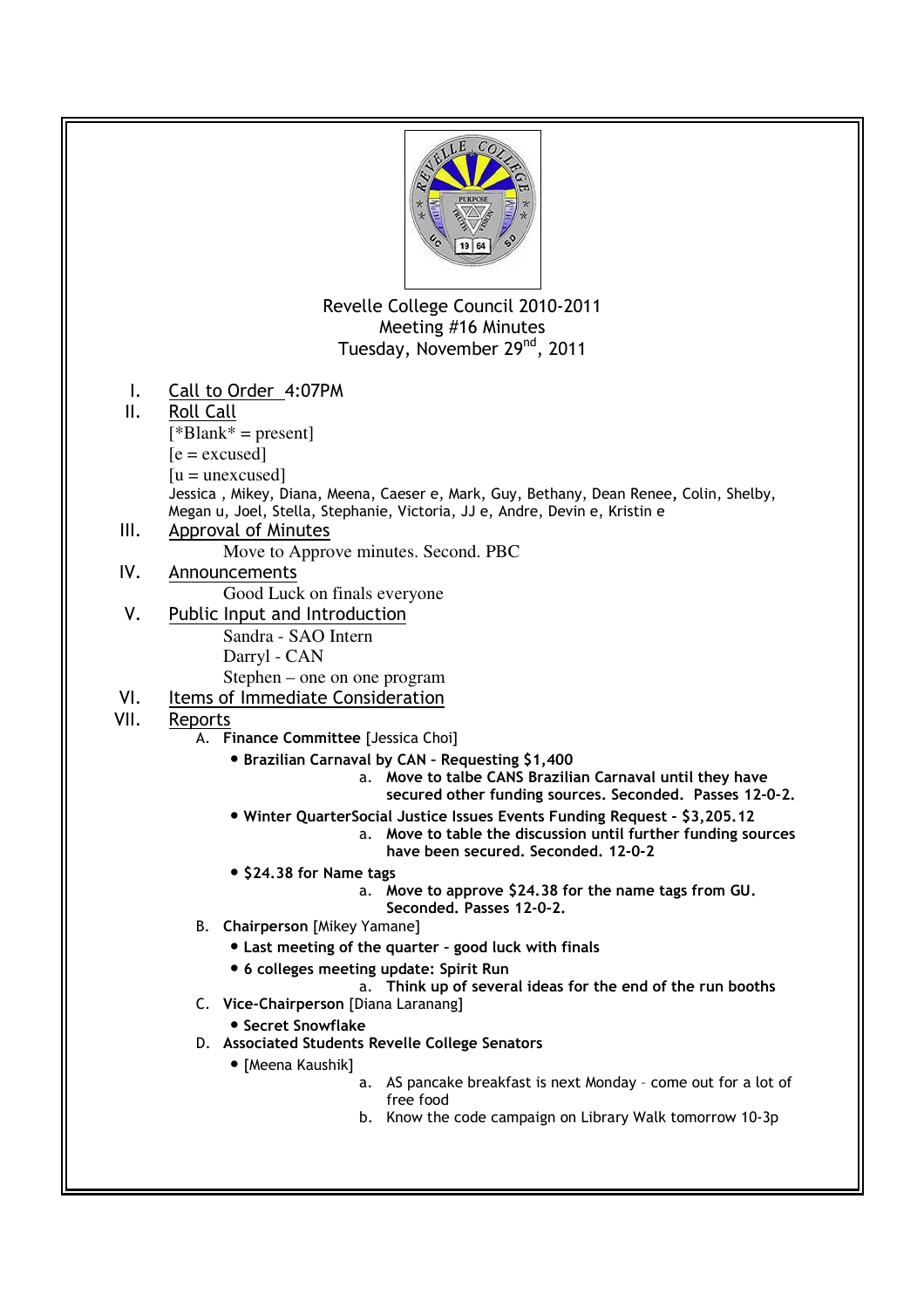Revelle College Council 2010-2011
Meeting #16 Minutes
Tuesday, November 29nd, 2011

I. Call to Order 4:07PM

II. Roll Call

[*Blank* = present]
[e = excused]
[u = unexcused]

Jessica , Mikey, Diana, Meena, Caeser e, Mark, Guy, Bethany, Dean Renee, Colin, Shelby, Megan u, Joel, Stella, Stephanie, Victoria, JJ e, Andre, Devin e, Kristin e

III. Approval of Minutes

Move to Approve minutes. Second. PBC

IV. Announcements

Good Luck on finals everyone

V. Public Input and Introduction

Sandra - SAO Intern
Darryl - CAN
Stephen – one on one program

VI. Items of Immediate Consideration

VII. Reports

A. **Finance Committee** [Jessica Choi]
   - **Brazilian Carnaval by CAN – Requesting $1,400**
     a. **Move to talbe CANS Brazilian Carnaval until they have secured other funding sources. Seconded. Passes 12-0-2.**
   - **Winter QuarterSocial Justice Issues Events Funding Request - $3,205.12**
     a. **Move to table the discussion until further funding sources have been secured. Seconded. 12-0-2**
   - **$24.38 for Name tags**
     a. **Move to approve $24.38 for the name tags from GU. Seconded. Passes 12-0-2.**

B. **Chairperson** [Mikey Yamane]
   - **Last meeting of the quarter – good luck with finals**
   - **6 colleges meeting update: Spirit Run**
     a. **Think up of several ideas for the end of the run booths**

C. **Vice-Chairperson** [Diana Laranang]
   - **Secret Snowflake**

D. **Associated Students Revelle College Senators**
   - [Meena Kaushik]
     a. AS pancake breakfast is next Monday – come out for a lot of free food
     b. Know the code campaign on Library Walk tomorrow 10-3p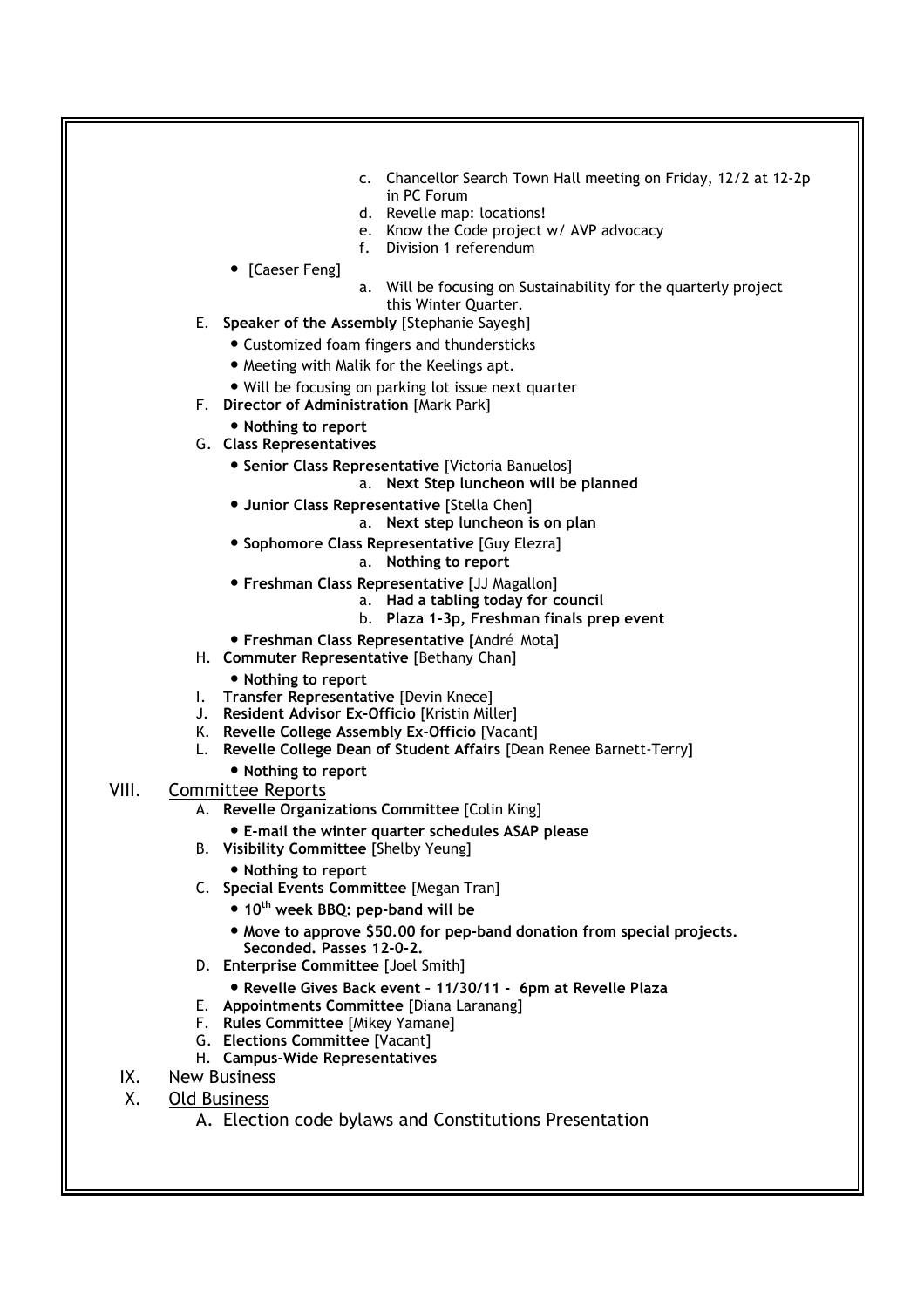c. Chancellor Search Town Hall meeting on Friday, 12/2 at 12-2p in PC Forum
d. Revelle map: locations!
e. Know the Code project w/ AVP advocacy
f. Division 1 referendum

- [Caeser Feng]
  a. Will be focusing on Sustainability for the quarterly project this Winter Quarter.

E. **Speaker of the Assembly** [Stephanie Sayegh]
   - Customized foam fingers and thundersticks
   - Meeting with Malik for the Keelings apt.
   - Will be focusing on parking lot issue next quarter

F. **Director of Administration** [Mark Park]
   - **Nothing to report**

G. **Class Representatives**
   - **Senior Class Representative** [Victoria Banuelos]
     a. **Next Step luncheon will be planned**
   - **Junior Class Representative** [Stella Chen]
     a. **Next step luncheon is on plan**
   - **Sophomore Class Representative** [Guy Elezra]
     a. **Nothing to report**
   - **Freshman Class Representative** [JJ Magallon]
     a. **Had a tabling today for council**
     b. **Plaza 1-3p, Freshman finals prep event**
   - **Freshman Class Representative** [André Mota]

H. **Commuter Representative** [Bethany Chan]
   - **Nothing to report**

I. **Transfer Representative** [Devin Knece]

J. **Resident Advisor Ex-Officio** [Kristin Miller]

K. **Revelle College Assembly Ex-Officio** [Vacant]

L. **Revelle College Dean of Student Affairs** [Dean Renee Barnett-Terry]
   - **Nothing to report**

VIII. Committee Reports

A. **Revelle Organizations Committee** [Colin King]
   - **E-mail the winter quarter schedules ASAP please**

B. **Visibility Committee** [Shelby Yeung]
   - **Nothing to report**

C. **Special Events Committee** [Megan Tran]
   - **10th week BBQ: pep-band will be**
   - **Move to approve $50.00 for pep-band donation from special projects. Seconded. Passes 12-0-2.**

D. **Enterprise Committee** [Joel Smith]
   - **Revelle Gives Back event – 11/30/11 - 6pm at Revelle Plaza**

E. **Appointments Committee** [Diana Laranang]

F. **Rules Committee** [Mikey Yamane]

G. **Elections Committee** [Vacant]

H. **Campus-Wide Representatives**

IX. New Business

X. Old Business

A. Election code bylaws and Constitutions Presentation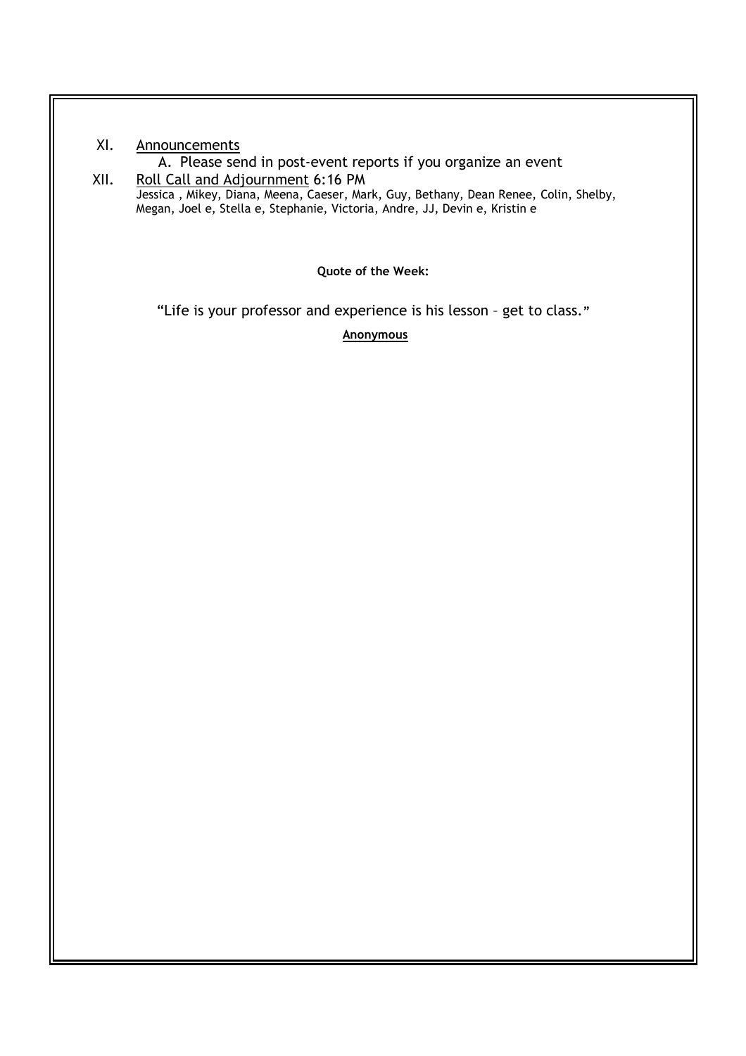XI. <u>Announcements</u>

   A. Please send in post-event reports if you organize an event

XII. <u>Roll Call and Adjournment</u> 6:16 PM

Jessica , Mikey, Diana, Meena, Caeser, Mark, Guy, Bethany, Dean Renee, Colin, Shelby, Megan, Joel e, Stella e, Stephanie, Victoria, Andre, JJ, Devin e, Kristin e

**Quote of the Week:**

"Life is your professor and experience is his lesson – get to class."

**<u>Anonymous</u>**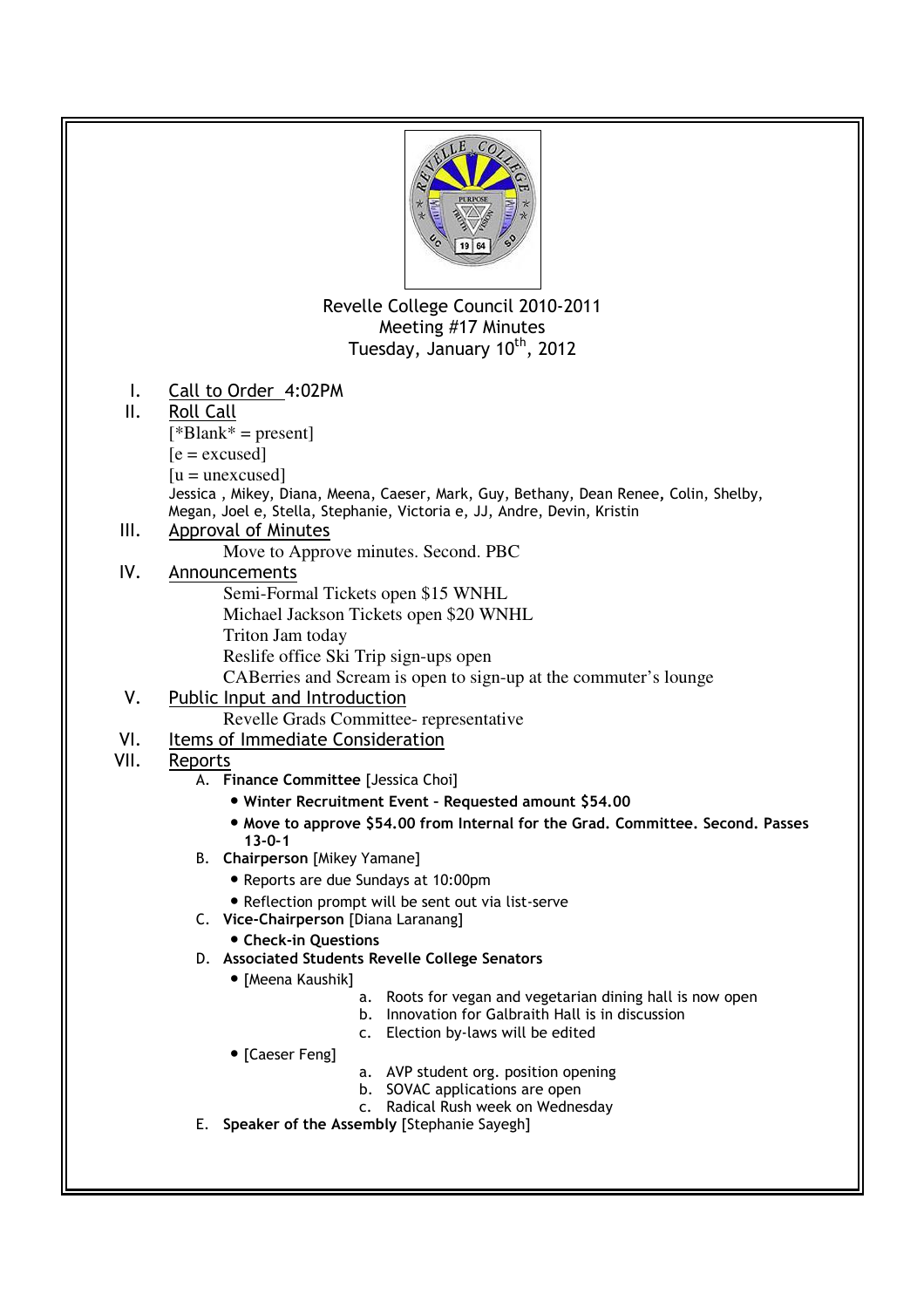Revelle College Council 2010-2011
Meeting #17 Minutes
Tuesday, January 10th, 2012

I. Call to Order 4:02PM

II. Roll Call

[*Blank* = present]
[e = excused]
[u = unexcused]
Jessica , Mikey, Diana, Meena, Caeser, Mark, Guy, Bethany, Dean Renee, Colin, Shelby, Megan, Joel e, Stella, Stephanie, Victoria e, JJ, Andre, Devin, Kristin

III. Approval of Minutes

Move to Approve minutes. Second. PBC

IV. Announcements

Semi-Formal Tickets open $15 WNHL
Michael Jackson Tickets open $20 WNHL
Triton Jam today
Reslife office Ski Trip sign-ups open
CABerries and Scream is open to sign-up at the commuter's lounge

V. Public Input and Introduction

Revelle Grads Committee- representative

VI. Items of Immediate Consideration

VII. Reports

A. **Finance Committee** [Jessica Choi]
   - **Winter Recruitment Event – Requested amount $54.00**
   - **Move to approve $54.00 from Internal for the Grad. Committee. Second. Passes 13-0-1**

B. **Chairperson** [Mikey Yamane]
   - Reports are due Sundays at 10:00pm
   - Reflection prompt will be sent out via list-serve

C. **Vice-Chairperson** [Diana Laranang]
   - **Check-in Questions**

D. **Associated Students Revelle College Senators**
   - [Meena Kaushik]
     a. Roots for vegan and vegetarian dining hall is now open
     b. Innovation for Galbraith Hall is in discussion
     c. Election by-laws will be edited
   - [Caeser Feng]
     a. AVP student org. position opening
     b. SOVAC applications are open
     c. Radical Rush week on Wednesday

E. **Speaker of the Assembly** [Stephanie Sayegh]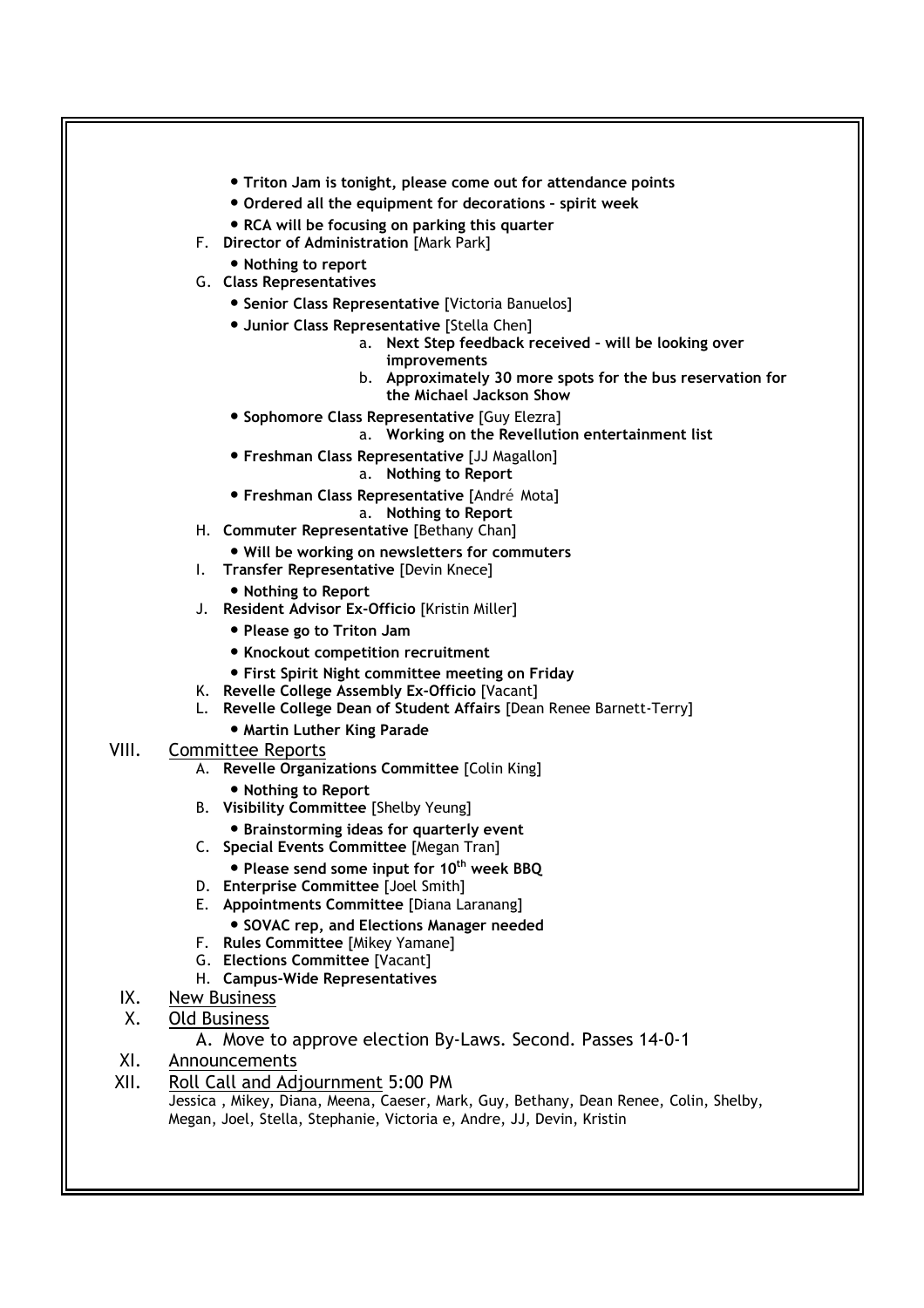- **Triton Jam is tonight, please come out for attendance points**
- **Ordered all the equipment for decorations – spirit week**
- **RCA will be focusing on parking this quarter**

F. **Director of Administration** [Mark Park]

- **Nothing to report**

G. **Class Representatives**

- **Senior Class Representative** [Victoria Banuelos]
- **Junior Class Representative** [Stella Chen]
  a. **Next Step feedback received – will be looking over improvements**
  b. **Approximately 30 more spots for the bus reservation for the Michael Jackson Show**
- **Sophomore Class Representative** [Guy Elezra]
  a. **Working on the Revellution entertainment list**
- **Freshman Class Representative** [JJ Magallon]
  a. **Nothing to Report**
- **Freshman Class Representative** [André Mota]
  a. **Nothing to Report**

H. **Commuter Representative** [Bethany Chan]

- **Will be working on newsletters for commuters**

I. **Transfer Representative** [Devin Knece]

- **Nothing to Report**

J. **Resident Advisor Ex-Officio** [Kristin Miller]

- **Please go to Triton Jam**
- **Knockout competition recruitment**
- **First Spirit Night committee meeting on Friday**

K. **Revelle College Assembly Ex-Officio** [Vacant]

L. **Revelle College Dean of Student Affairs** [Dean Renee Barnett-Terry]

- **Martin Luther King Parade**

VIII. Committee Reports

A. **Revelle Organizations Committee** [Colin King]

- **Nothing to Report**

B. **Visibility Committee** [Shelby Yeung]

- **Brainstorming ideas for quarterly event**

C. **Special Events Committee** [Megan Tran]

- **Please send some input for 10th week BBQ**

D. **Enterprise Committee** [Joel Smith]

E. **Appointments Committee** [Diana Laranang]

- **SOVAC rep, and Elections Manager needed**

F. **Rules Committee** [Mikey Yamane]

G. **Elections Committee** [Vacant]

H. **Campus-Wide Representatives**

IX. New Business

X. Old Business

A. Move to approve election By-Laws. Second. Passes 14-0-1

XI. Announcements

XII. Roll Call and Adjournment 5:00 PM

Jessica , Mikey, Diana, Meena, Caeser, Mark, Guy, Bethany, Dean Renee, Colin, Shelby, Megan, Joel, Stella, Stephanie, Victoria e, Andre, JJ, Devin, Kristin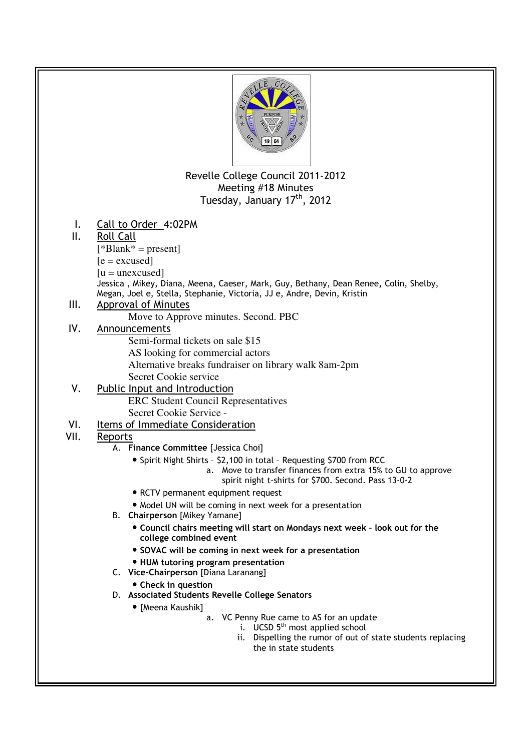Revelle College Council 2011-2012
Meeting #18 Minutes
Tuesday, January 17th, 2012

I. Call to Order 4:02PM

II. Roll Call

[*Blank* = present]
[e = excused]
[u = unexcused]
Jessica , Mikey, Diana, Meena, Caeser, Mark, Guy, Bethany, Dean Renee, Colin, Shelby, Megan, Joel e, Stella, Stephanie, Victoria, JJ e, Andre, Devin, Kristin

III. Approval of Minutes

Move to Approve minutes. Second. PBC

IV. Announcements

Semi-formal tickets on sale $15
AS looking for commercial actors
Alternative breaks fundraiser on library walk 8am-2pm
Secret Cookie service

V. Public Input and Introduction

ERC Student Council Representatives
Secret Cookie Service -

VI. Items of Immediate Consideration

VII. Reports

A. **Finance Committee** [Jessica Choi]
- Spirit Night Shirts – $2,100 in total – Requesting $700 from RCC
  a. Move to transfer finances from extra 15% to GU to approve spirit night t-shirts for $700. Second. Pass 13-0-2
- RCTV permanent equipment request
- Model UN will be coming in next week for a presentation

B. **Chairperson** [Mikey Yamane]
- **Council chairs meeting will start on Mondays next week – look out for the college combined event**
- **SOVAC will be coming in next week for a presentation**
- **HUM tutoring program presentation**

C. **Vice-Chairperson** [Diana Laranang]
- **Check in question**

D. **Associated Students Revelle College Senators**
- [Meena Kaushik]
  a. VC Penny Rue came to AS for an update
     i. UCSD 5th most applied school
     ii. Dispelling the rumor of out of state students replacing the in state students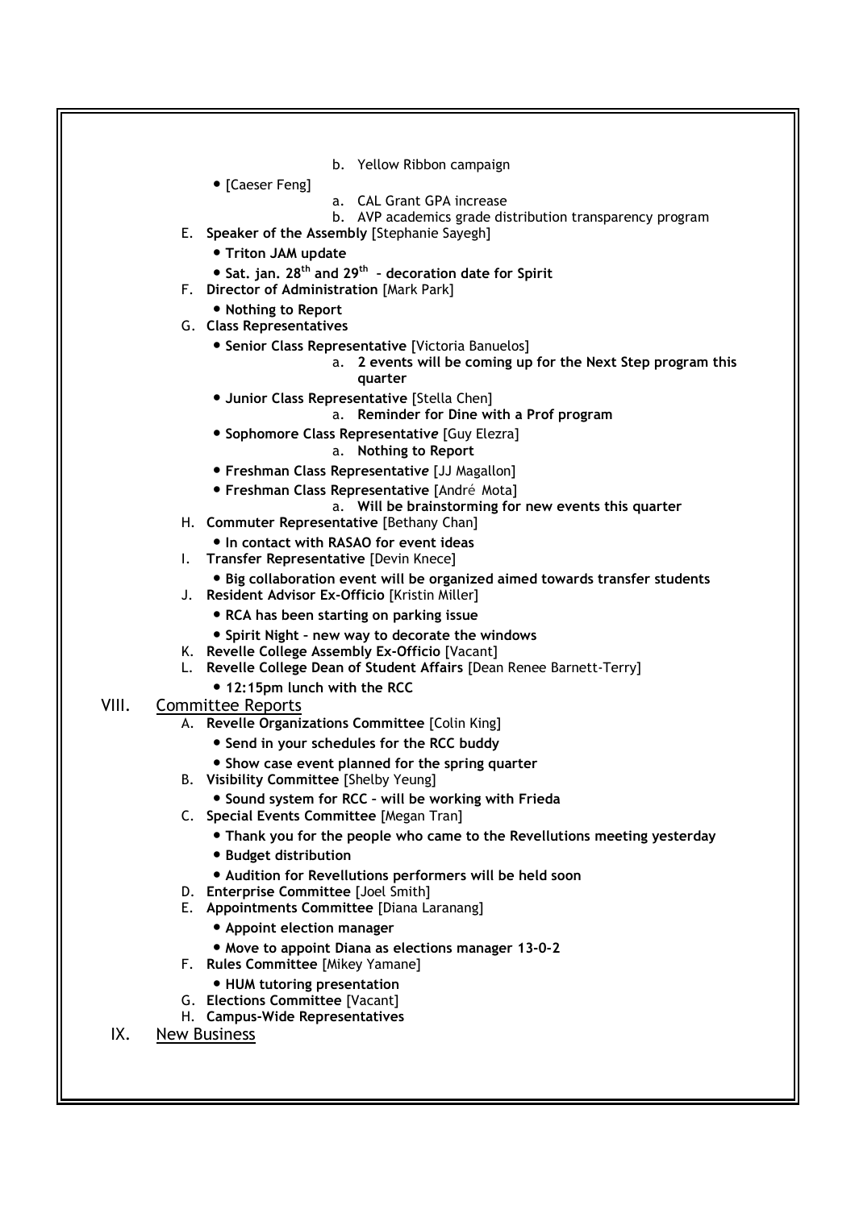b. Yellow Ribbon campaign

- [Caeser Feng]
  - a. CAL Grant GPA increase
  - b. AVP academics grade distribution transparency program

E. **Speaker of the Assembly** [Stephanie Sayegh]

- **Triton JAM update**
- **Sat. jan. 28th and 29th – decoration date for Spirit**

F. **Director of Administration** [Mark Park]

- **Nothing to Report**

G. **Class Representatives**

- **Senior Class Representative** [Victoria Banuelos]
  - a. **2 events will be coming up for the Next Step program this quarter**
- **Junior Class Representative** [Stella Chen]
  - a. **Reminder for Dine with a Prof program**
- **Sophomore Class Representative** [Guy Elezra]
  - a. **Nothing to Report**
- **Freshman Class Representative** [JJ Magallon]
- **Freshman Class Representative** [André Mota]
  - a. **Will be brainstorming for new events this quarter**

H. **Commuter Representative** [Bethany Chan]

- **In contact with RASAO for event ideas**

I. **Transfer Representative** [Devin Knece]

- **Big collaboration event will be organized aimed towards transfer students**

J. **Resident Advisor Ex-Officio** [Kristin Miller]

- **RCA has been starting on parking issue**
- **Spirit Night – new way to decorate the windows**

K. **Revelle College Assembly Ex-Officio** [Vacant]

L. **Revelle College Dean of Student Affairs** [Dean Renee Barnett-Terry]

- **12:15pm lunch with the RCC**

## VIII. Committee Reports

A. **Revelle Organizations Committee** [Colin King]

- **Send in your schedules for the RCC buddy**
- **Show case event planned for the spring quarter**

B. **Visibility Committee** [Shelby Yeung]

- **Sound system for RCC – will be working with Frieda**

C. **Special Events Committee** [Megan Tran]

- **Thank you for the people who came to the Revellutions meeting yesterday**
- **Budget distribution**
- **Audition for Revellutions performers will be held soon**

D. **Enterprise Committee** [Joel Smith]

E. **Appointments Committee** [Diana Laranang]

- **Appoint election manager**
- **Move to appoint Diana as elections manager 13-0-2**

F. **Rules Committee** [Mikey Yamane]

- **HUM tutoring presentation**

G. **Elections Committee** [Vacant]

H. **Campus-Wide Representatives**

## IX. New Business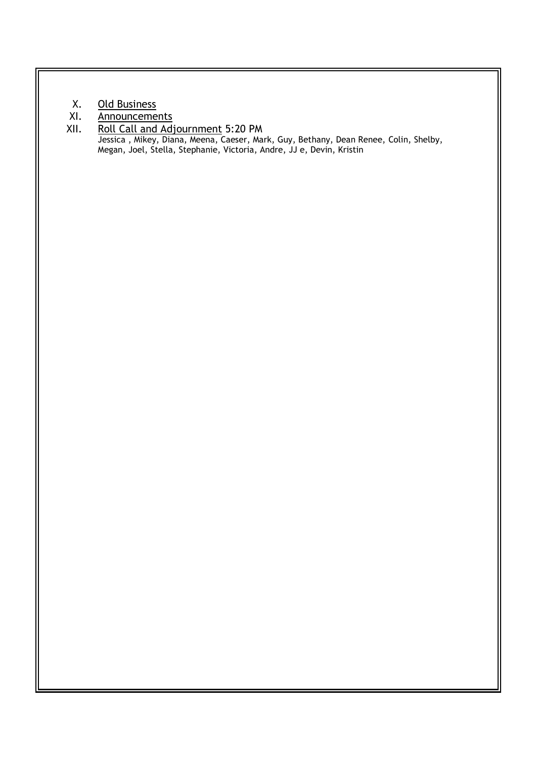X. <u>Old Business</u>

XI. <u>Announcements</u>

XII. <u>Roll Call and Adjournment</u> 5:20 PM

Jessica , Mikey, Diana, Meena, Caeser, Mark, Guy, Bethany, Dean Renee, Colin, Shelby, Megan, Joel, Stella, Stephanie, Victoria, Andre, JJ e, Devin, Kristin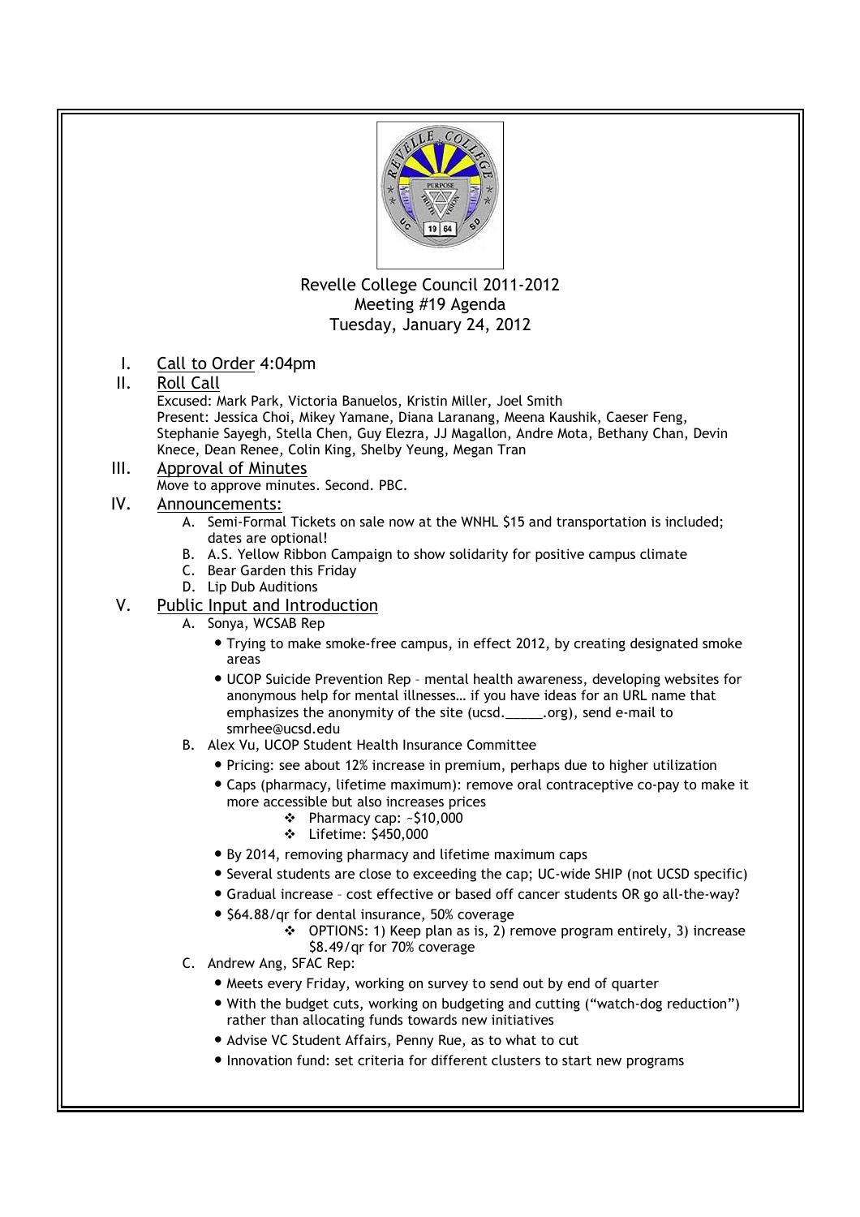Revelle College Council 2011-2012
Meeting #19 Agenda
Tuesday, January 24, 2012

I. Call to Order 4:04pm

II. Roll Call
Excused: Mark Park, Victoria Banuelos, Kristin Miller, Joel Smith
Present: Jessica Choi, Mikey Yamane, Diana Laranang, Meena Kaushik, Caeser Feng, Stephanie Sayegh, Stella Chen, Guy Elezra, JJ Magallon, Andre Mota, Bethany Chan, Devin Knece, Dean Renee, Colin King, Shelby Yeung, Megan Tran

III. Approval of Minutes
Move to approve minutes. Second. PBC.

IV. Announcements:
   A. Semi-Formal Tickets on sale now at the WNHL $15 and transportation is included; dates are optional!
   B. A.S. Yellow Ribbon Campaign to show solidarity for positive campus climate
   C. Bear Garden this Friday
   D. Lip Dub Auditions

V. Public Input and Introduction
   A. Sonya, WCSAB Rep
      - Trying to make smoke-free campus, in effect 2012, by creating designated smoke areas
      - UCOP Suicide Prevention Rep – mental health awareness, developing websites for anonymous help for mental illnesses… if you have ideas for an URL name that emphasizes the anonymity of the site (ucsd._____.org), send e-mail to smrhee@ucsd.edu
   B. Alex Vu, UCOP Student Health Insurance Committee
      - Pricing: see about 12% increase in premium, perhaps due to higher utilization
      - Caps (pharmacy, lifetime maximum): remove oral contraceptive co-pay to make it more accessible but also increases prices
         - Pharmacy cap: ~$10,000
         - Lifetime: $450,000
      - By 2014, removing pharmacy and lifetime maximum caps
      - Several students are close to exceeding the cap; UC-wide SHIP (not UCSD specific)
      - Gradual increase – cost effective or based off cancer students OR go all-the-way?
      - $64.88/qr for dental insurance, 50% coverage
         - OPTIONS: 1) Keep plan as is, 2) remove program entirely, 3) increase $8.49/qr for 70% coverage
   C. Andrew Ang, SFAC Rep:
      - Meets every Friday, working on survey to send out by end of quarter
      - With the budget cuts, working on budgeting and cutting ("watch-dog reduction") rather than allocating funds towards new initiatives
      - Advise VC Student Affairs, Penny Rue, as to what to cut
      - Innovation fund: set criteria for different clusters to start new programs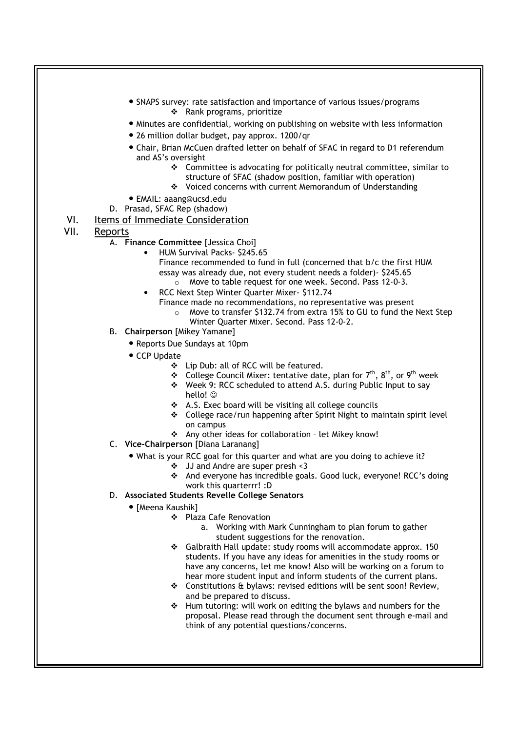- SNAPS survey: rate satisfaction and importance of various issues/programs
  - Rank programs, prioritize
- Minutes are confidential, working on publishing on website with less information
- 26 million dollar budget, pay approx. 1200/qr
- Chair, Brian McCuen drafted letter on behalf of SFAC in regard to D1 referendum and AS's oversight
  - Committee is advocating for politically neutral committee, similar to structure of SFAC (shadow position, familiar with operation)
  - Voiced concerns with current Memorandum of Understanding
- EMAIL: aaang@ucsd.edu

D. Prasad, SFAC Rep (shadow)

## VI. Items of Immediate Consideration

## VII. Reports

A. **Finance Committee** [Jessica Choi]

- HUM Survival Packs- $245.65
  Finance recommended to fund in full (concerned that b/c the first HUM essay was already due, not every student needs a folder)- $245.65
  - Move to table request for one week. Second. Pass 12-0-3.
- RCC Next Step Winter Quarter Mixer- $112.74
  Finance made no recommendations, no representative was present
  - Move to transfer $132.74 from extra 15% to GU to fund the Next Step Winter Quarter Mixer. Second. Pass 12-0-2.

B. **Chairperson** [Mikey Yamane]

- Reports Due Sundays at 10pm
- CCP Update
  - Lip Dub: all of RCC will be featured.
  - College Council Mixer: tentative date, plan for 7th, 8th, or 9th week
  - Week 9: RCC scheduled to attend A.S. during Public Input to say hello! ☺
  - A.S. Exec board will be visiting all college councils
  - College race/run happening after Spirit Night to maintain spirit level on campus
  - Any other ideas for collaboration – let Mikey know!

C. **Vice-Chairperson** [Diana Laranang]

- What is your RCC goal for this quarter and what are you doing to achieve it?
  - JJ and Andre are super presh <3
  - And everyone has incredible goals. Good luck, everyone! RCC's doing work this quarterrr! :D

D. **Associated Students Revelle College Senators**

- [Meena Kaushik]
  - Plaza Cafe Renovation
    a. Working with Mark Cunningham to plan forum to gather student suggestions for the renovation.
  - Galbraith Hall update: study rooms will accommodate approx. 150 students. If you have any ideas for amenities in the study rooms or have any concerns, let me know! Also will be working on a forum to hear more student input and inform students of the current plans.
  - Constitutions & bylaws: revised editions will be sent soon! Review, and be prepared to discuss.
  - Hum tutoring: will work on editing the bylaws and numbers for the proposal. Please read through the document sent through e-mail and think of any potential questions/concerns.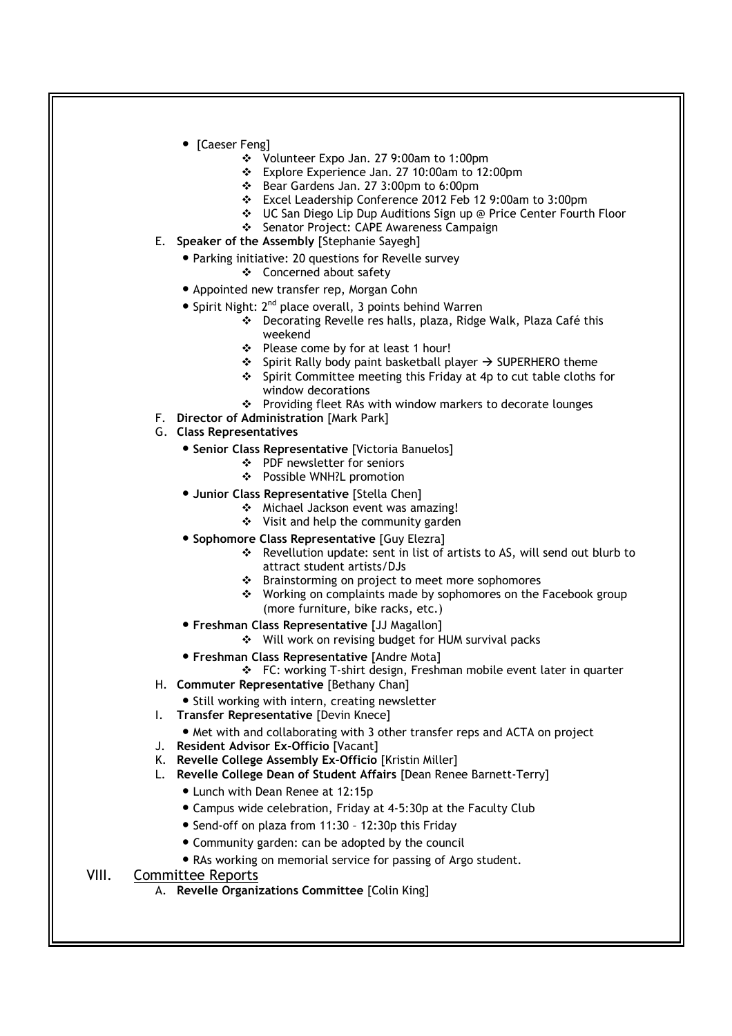- [Caeser Feng]
    - Volunteer Expo Jan. 27 9:00am to 1:00pm
    - Explore Experience Jan. 27 10:00am to 12:00pm
    - Bear Gardens Jan. 27 3:00pm to 6:00pm
    - Excel Leadership Conference 2012 Feb 12 9:00am to 3:00pm
    - UC San Diego Lip Dup Auditions Sign up @ Price Center Fourth Floor
    - Senator Project: CAPE Awareness Campaign

E. **Speaker of the Assembly** [Stephanie Sayegh]

- Parking initiative: 20 questions for Revelle survey
    - Concerned about safety
- Appointed new transfer rep, Morgan Cohn
- Spirit Night: 2nd place overall, 3 points behind Warren
    - Decorating Revelle res halls, plaza, Ridge Walk, Plaza Café this weekend
    - Please come by for at least 1 hour!
    - Spirit Rally body paint basketball player → SUPERHERO theme
    - Spirit Committee meeting this Friday at 4p to cut table cloths for window decorations
    - Providing fleet RAs with window markers to decorate lounges

F. **Director of Administration** [Mark Park]

G. **Class Representatives**

- **Senior Class Representative** [Victoria Banuelos]
    - PDF newsletter for seniors
    - Possible WNH?L promotion
- **Junior Class Representative** [Stella Chen]
    - Michael Jackson event was amazing!
    - Visit and help the community garden
- **Sophomore Class Representative** [Guy Elezra]
    - Revellution update: sent in list of artists to AS, will send out blurb to attract student artists/DJs
    - Brainstorming on project to meet more sophomores
    - Working on complaints made by sophomores on the Facebook group (more furniture, bike racks, etc.)
- **Freshman Class Representative** [JJ Magallon]
    - Will work on revising budget for HUM survival packs
- **Freshman Class Representative** [Andre Mota]
    - FC: working T-shirt design, Freshman mobile event later in quarter

H. **Commuter Representative** [Bethany Chan]

- Still working with intern, creating newsletter

I. **Transfer Representative** [Devin Knece]

- Met with and collaborating with 3 other transfer reps and ACTA on project

J. **Resident Advisor Ex-Officio** [Vacant]

K. **Revelle College Assembly Ex-Officio** [Kristin Miller]

L. **Revelle College Dean of Student Affairs** [Dean Renee Barnett-Terry]

- Lunch with Dean Renee at 12:15p
- Campus wide celebration, Friday at 4-5:30p at the Faculty Club
- Send-off on plaza from 11:30 – 12:30p this Friday
- Community garden: can be adopted by the council
- RAs working on memorial service for passing of Argo student.

## VIII. Committee Reports

A. **Revelle Organizations Committee** [Colin King]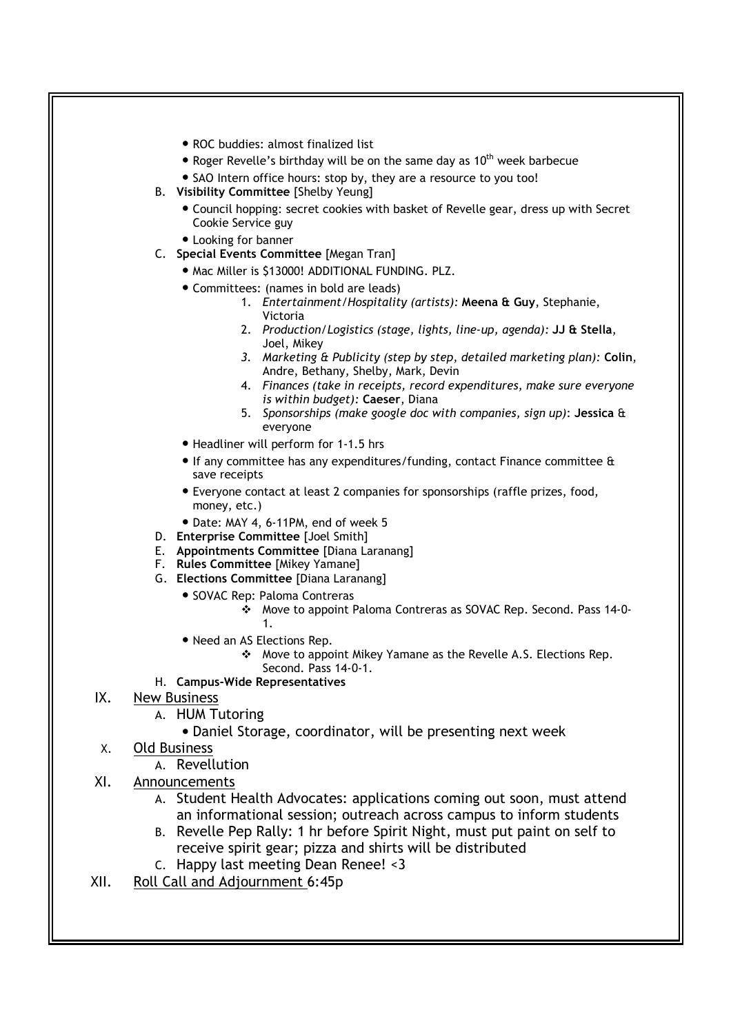- ROC buddies: almost finalized list
- Roger Revelle's birthday will be on the same day as $10^{th}$ week barbecue
- SAO Intern office hours: stop by, they are a resource to you too!

B. **Visibility Committee** [Shelby Yeung]

- Council hopping: secret cookies with basket of Revelle gear, dress up with Secret Cookie Service guy
- Looking for banner

C. **Special Events Committee** [Megan Tran]

- Mac Miller is $13000! ADDITIONAL FUNDING. PLZ.
- Committees: (names in bold are leads)
    1. *Entertainment/Hospitality (artists):* **Meena & Guy**, Stephanie, Victoria
    2. *Production/Logistics (stage, lights, line-up, agenda):* **JJ & Stella**, Joel, Mikey
    3. *Marketing & Publicity (step by step, detailed marketing plan):* **Colin**, Andre, Bethany, Shelby, Mark, Devin
    4. *Finances (take in receipts, record expenditures, make sure everyone is within budget):* **Caeser**, Diana
    5. *Sponsorships (make google doc with companies, sign up)*: **Jessica** & everyone
- Headliner will perform for 1-1.5 hrs
- If any committee has any expenditures/funding, contact Finance committee & save receipts
- Everyone contact at least 2 companies for sponsorships (raffle prizes, food, money, etc.)
- Date: MAY 4, 6-11PM, end of week 5

D. **Enterprise Committee** [Joel Smith]

E. **Appointments Committee** [Diana Laranang]

F. **Rules Committee** [Mikey Yamane]

G. **Elections Committee** [Diana Laranang]

- SOVAC Rep: Paloma Contreras
    - ❖ Move to appoint Paloma Contreras as SOVAC Rep. Second. Pass 14-0-1.
- Need an AS Elections Rep.
    - ❖ Move to appoint Mikey Yamane as the Revelle A.S. Elections Rep. Second. Pass 14-0-1.

H. **Campus-Wide Representatives**

IX. New Business

A. HUM Tutoring

- Daniel Storage, coordinator, will be presenting next week

X. Old Business

A. Revellution

XI. Announcements

A. Student Health Advocates: applications coming out soon, must attend an informational session; outreach across campus to inform students

B. Revelle Pep Rally: 1 hr before Spirit Night, must put paint on self to receive spirit gear; pizza and shirts will be distributed

C. Happy last meeting Dean Renee! <3

XII. Roll Call and Adjournment 6:45p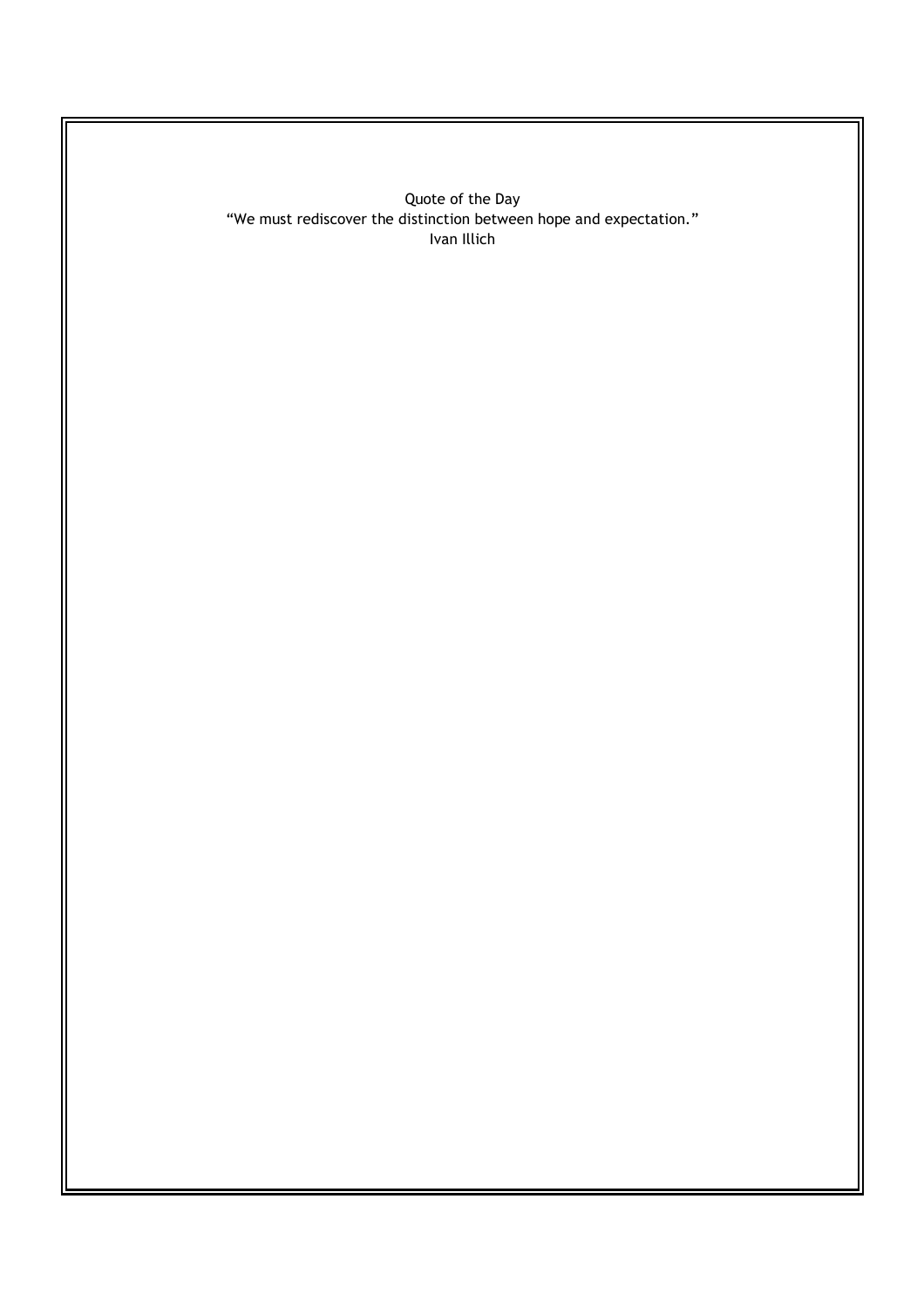Quote of the Day

“We must rediscover the distinction between hope and expectation.”

Ivan Illich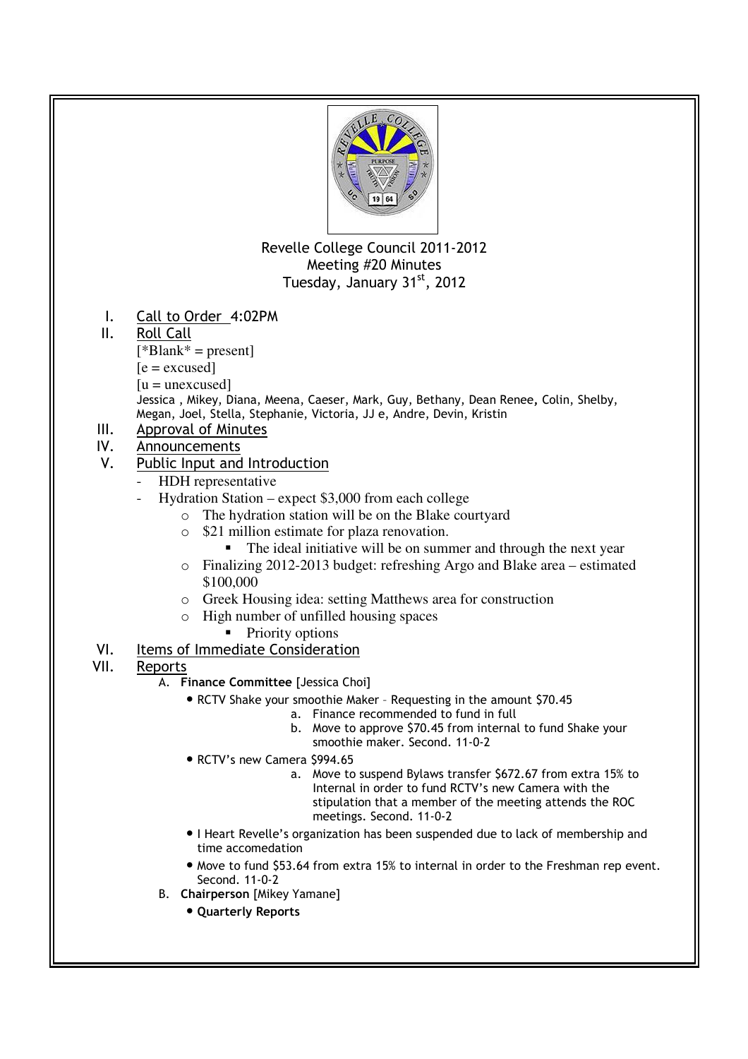Revelle College Council 2011-2012
Meeting #20 Minutes
Tuesday, January 31st, 2012

I. Call to Order 4:02PM

II. Roll Call

[*Blank* = present]
[e = excused]
[u = unexcused]

Jessica , Mikey, Diana, Meena, Caeser, Mark, Guy, Bethany, Dean Renee, Colin, Shelby, Megan, Joel, Stella, Stephanie, Victoria, JJ e, Andre, Devin, Kristin

III. Approval of Minutes

IV. Announcements

V. Public Input and Introduction

- HDH representative
- Hydration Station – expect $3,000 from each college
  - The hydration station will be on the Blake courtyard
  - $21 million estimate for plaza renovation.
    - The ideal initiative will be on summer and through the next year
  - Finalizing 2012-2013 budget: refreshing Argo and Blake area – estimated $100,000
  - Greek Housing idea: setting Matthews area for construction
  - High number of unfilled housing spaces
    - Priority options

VI. Items of Immediate Consideration

VII. Reports

A. **Finance Committee** [Jessica Choi]

- RCTV Shake your smoothie Maker – Requesting in the amount $70.45
  a. Finance recommended to fund in full
  b. Move to approve $70.45 from internal to fund Shake your smoothie maker. Second. 11-0-2
- RCTV's new Camera $994.65
  a. Move to suspend Bylaws transfer $672.67 from extra 15% to Internal in order to fund RCTV's new Camera with the stipulation that a member of the meeting attends the ROC meetings. Second. 11-0-2
- I Heart Revelle's organization has been suspended due to lack of membership and time accomedation
- Move to fund $53.64 from extra 15% to internal in order to the Freshman rep event. Second. 11-0-2

B. **Chairperson** [Mikey Yamane]

- **Quarterly Reports**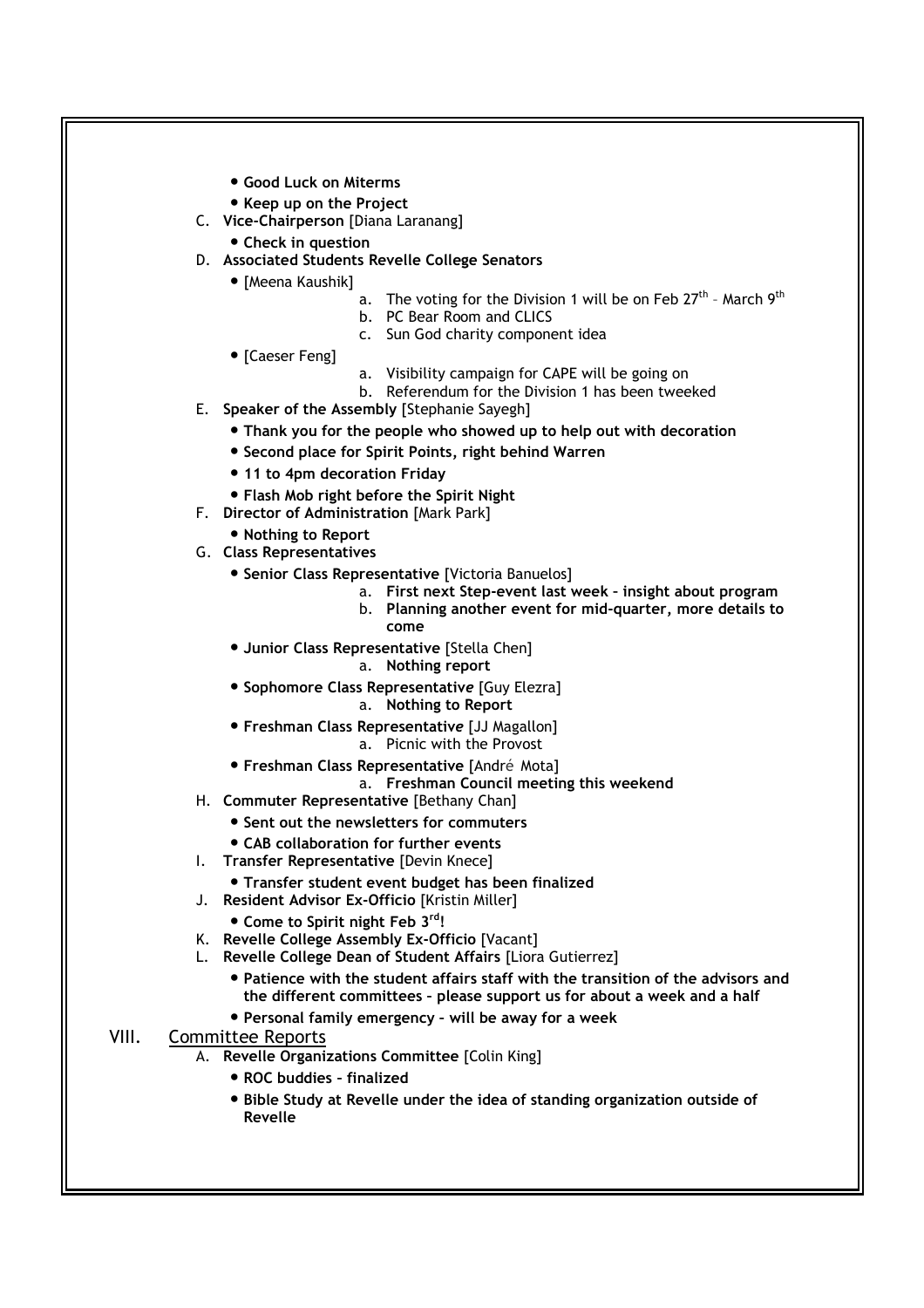- **Good Luck on Miterms**
- **Keep up on the Project**

C. **Vice-Chairperson** [Diana Laranang]

- **Check in question**

D. **Associated Students Revelle College Senators**

- [Meena Kaushik]
  - a. The voting for the Division 1 will be on Feb 27th – March 9th
  - b. PC Bear Room and CLICS
  - c. Sun God charity component idea
- [Caeser Feng]
  - a. Visibility campaign for CAPE will be going on
  - b. Referendum for the Division 1 has been tweeked

E. **Speaker of the Assembly** [Stephanie Sayegh]

- **Thank you for the people who showed up to help out with decoration**
- **Second place for Spirit Points, right behind Warren**
- **11 to 4pm decoration Friday**
- **Flash Mob right before the Spirit Night**

F. **Director of Administration** [Mark Park]

- **Nothing to Report**

G. **Class Representatives**

- **Senior Class Representative** [Victoria Banuelos]
  - a. **First next Step-event last week – insight about program**
  - b. **Planning another event for mid-quarter, more details to come**
- **Junior Class Representative** [Stella Chen]
  - a. **Nothing report**
- **Sophomore Class Representative** [Guy Elezra]
  - a. **Nothing to Report**
- **Freshman Class Representative** [JJ Magallon]
  - a. Picnic with the Provost
- **Freshman Class Representative** [André Mota]
  - a. **Freshman Council meeting this weekend**

H. **Commuter Representative** [Bethany Chan]

- **Sent out the newsletters for commuters**
- **CAB collaboration for further events**

I. **Transfer Representative** [Devin Knece]

- **Transfer student event budget has been finalized**

J. **Resident Advisor Ex-Officio** [Kristin Miller]

- **Come to Spirit night Feb 3rd!**

K. **Revelle College Assembly Ex-Officio** [Vacant]

L. **Revelle College Dean of Student Affairs** [Liora Gutierrez]

- **Patience with the student affairs staff with the transition of the advisors and the different committees – please support us for about a week and a half**
- **Personal family emergency – will be away for a week**

## VIII. Committee Reports

A. **Revelle Organizations Committee** [Colin King]

- **ROC buddies – finalized**
- **Bible Study at Revelle under the idea of standing organization outside of Revelle**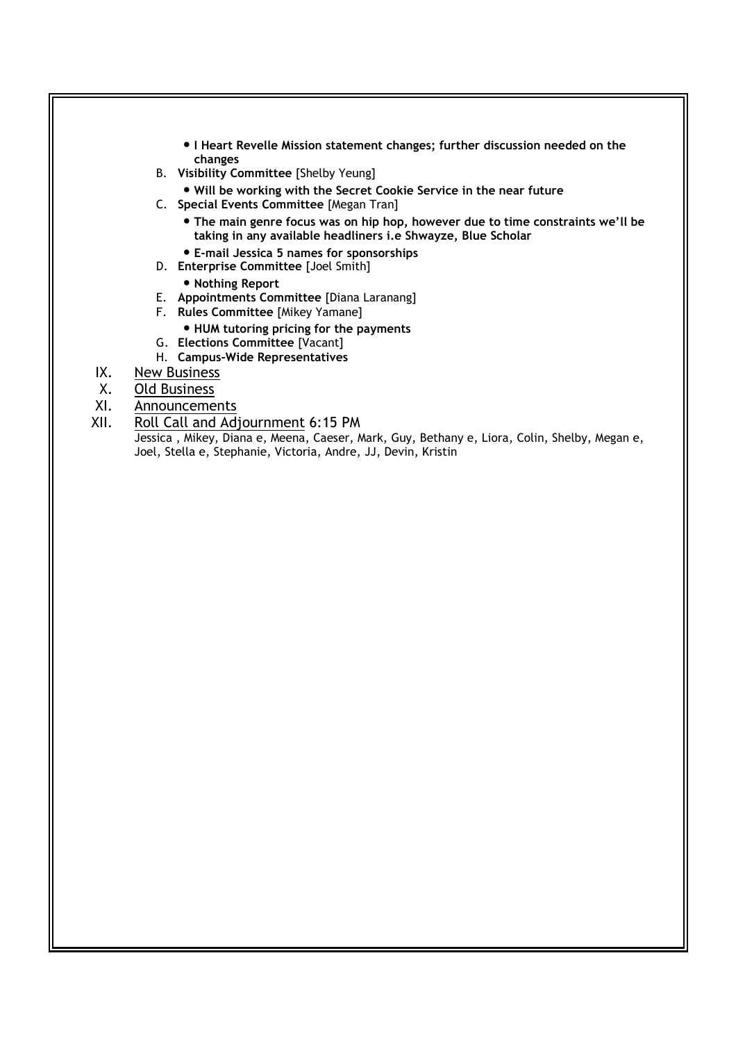- **I Heart Revelle Mission statement changes; further discussion needed on the changes**

B. **Visibility Committee** [Shelby Yeung]
   - **Will be working with the Secret Cookie Service in the near future**

C. **Special Events Committee** [Megan Tran]
   - **The main genre focus was on hip hop, however due to time constraints we'll be taking in any available headliners i.e Shwayze, Blue Scholar**
   - **E-mail Jessica 5 names for sponsorships**

D. **Enterprise Committee** [Joel Smith]
   - **Nothing Report**

E. **Appointments Committee** [Diana Laranang]

F. **Rules Committee** [Mikey Yamane]
   - **HUM tutoring pricing for the payments**

G. **Elections Committee** [Vacant]

H. **Campus-Wide Representatives**

IX. New Business

X. Old Business

XI. Announcements

XII. Roll Call and Adjournment 6:15 PM

Jessica , Mikey, Diana e, Meena, Caeser, Mark, Guy, Bethany e, Liora, Colin, Shelby, Megan e, Joel, Stella e, Stephanie, Victoria, Andre, JJ, Devin, Kristin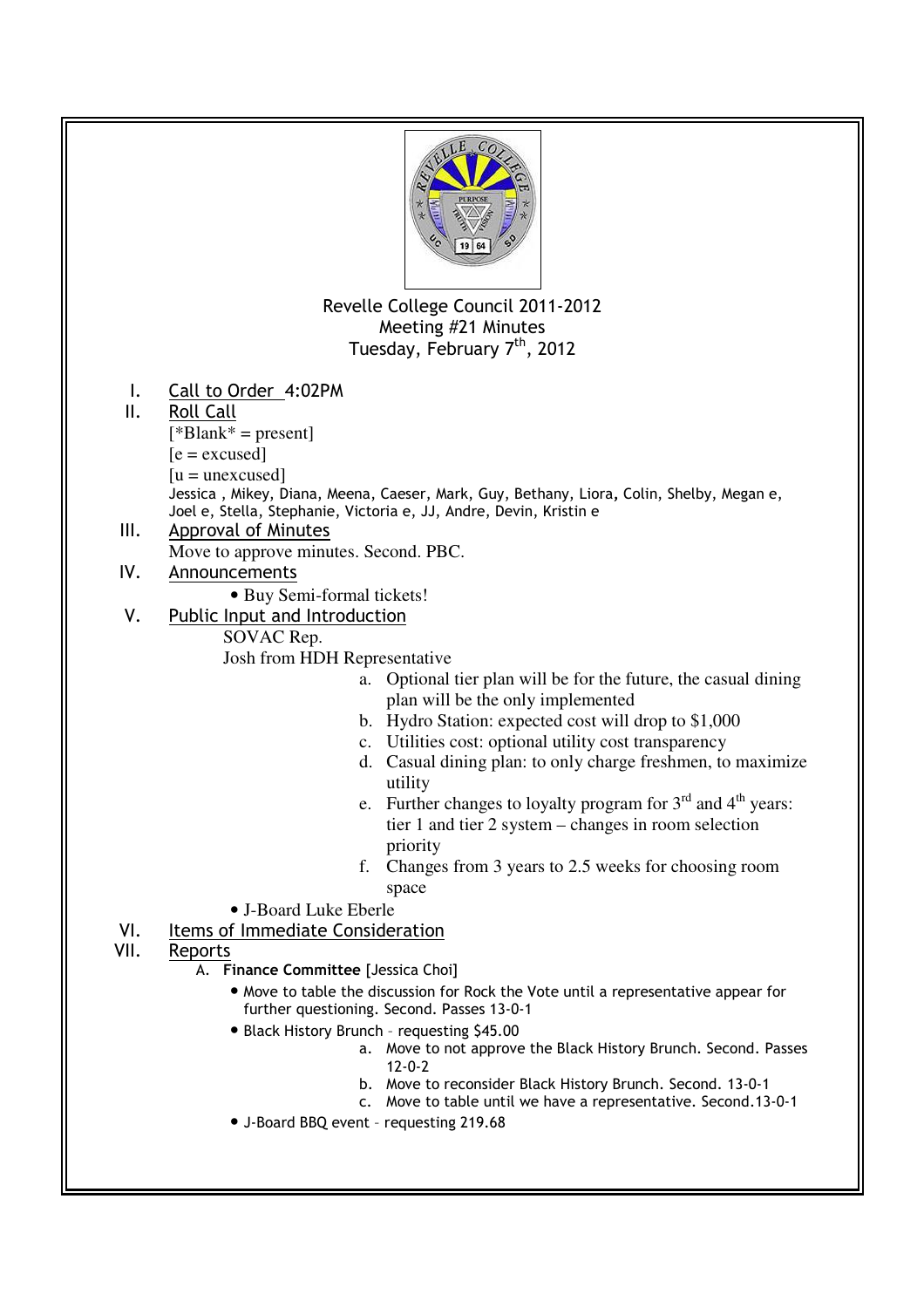Revelle College Council 2011-2012
Meeting #21 Minutes
Tuesday, February 7th, 2012

I. Call to Order 4:02PM

II. Roll Call

[*Blank* = present]
[e = excused]
[u = unexcused]

Jessica , Mikey, Diana, Meena, Caeser, Mark, Guy, Bethany, Liora, Colin, Shelby, Megan e, Joel e, Stella, Stephanie, Victoria e, JJ, Andre, Devin, Kristin e

III. Approval of Minutes

Move to approve minutes. Second. PBC.

IV. Announcements

- Buy Semi-formal tickets!

V. Public Input and Introduction

SOVAC Rep.

Josh from HDH Representative

a. Optional tier plan will be for the future, the casual dining plan will be the only implemented
b. Hydro Station: expected cost will drop to $1,000
c. Utilities cost: optional utility cost transparency
d. Casual dining plan: to only charge freshmen, to maximize utility
e. Further changes to loyalty program for 3rd and 4th years: tier 1 and tier 2 system – changes in room selection priority
f. Changes from 3 years to 2.5 weeks for choosing room space

- J-Board Luke Eberle

VI. Items of Immediate Consideration

VII. Reports

A. **Finance Committee** [Jessica Choi]

- Move to table the discussion for Rock the Vote until a representative appear for further questioning. Second. Passes 13-0-1
- Black History Brunch – requesting $45.00
  a. Move to not approve the Black History Brunch. Second. Passes 12-0-2
  b. Move to reconsider Black History Brunch. Second. 13-0-1
  c. Move to table until we have a representative. Second.13-0-1
- J-Board BBQ event – requesting 219.68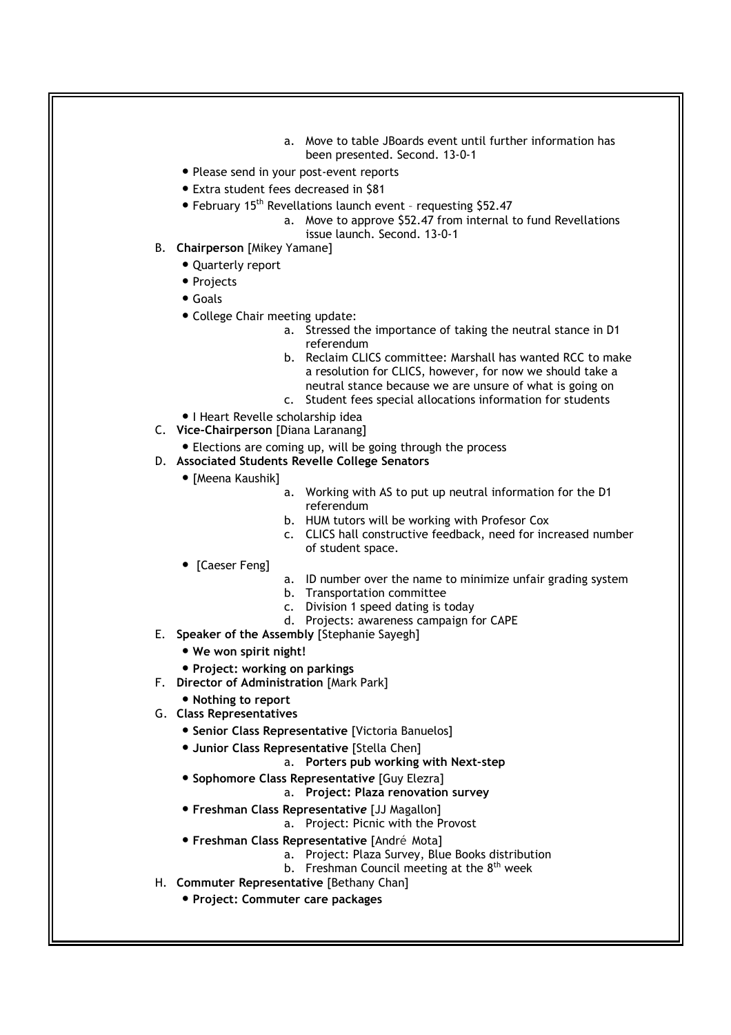a. Move to table JBoards event until further information has been presented. Second. 13-0-1

- Please send in your post-event reports
- Extra student fees decreased in $81
- February 15th Revellations launch event – requesting $52.47
    a. Move to approve $52.47 from internal to fund Revellations issue launch. Second. 13-0-1

B. **Chairperson** [Mikey Yamane]
- Quarterly report
- Projects
- Goals
- College Chair meeting update:
    a. Stressed the importance of taking the neutral stance in D1 referendum
    b. Reclaim CLICS committee: Marshall has wanted RCC to make a resolution for CLICS, however, for now we should take a neutral stance because we are unsure of what is going on
    c. Student fees special allocations information for students
- I Heart Revelle scholarship idea

C. **Vice-Chairperson** [Diana Laranang]
- Elections are coming up, will be going through the process

D. **Associated Students Revelle College Senators**
- [Meena Kaushik]
    a. Working with AS to put up neutral information for the D1 referendum
    b. HUM tutors will be working with Profesor Cox
    c. CLICS hall constructive feedback, need for increased number of student space.
- [Caeser Feng]
    a. ID number over the name to minimize unfair grading system
    b. Transportation committee
    c. Division 1 speed dating is today
    d. Projects: awareness campaign for CAPE

E. **Speaker of the Assembly** [Stephanie Sayegh]
- **We won spirit night!**
- **Project: working on parkings**

F. **Director of Administration** [Mark Park]
- **Nothing to report**

G. **Class Representatives**
- **Senior Class Representative** [Victoria Banuelos]
- **Junior Class Representative** [Stella Chen]
    a. **Porters pub working with Next-step**
- **Sophomore Class Representative** [Guy Elezra]
    a. **Project: Plaza renovation survey**
- **Freshman Class Representative** [JJ Magallon]
    a. Project: Picnic with the Provost
- **Freshman Class Representative** [André Mota]
    a. Project: Plaza Survey, Blue Books distribution
    b. Freshman Council meeting at the 8th week

H. **Commuter Representative** [Bethany Chan]
- **Project: Commuter care packages**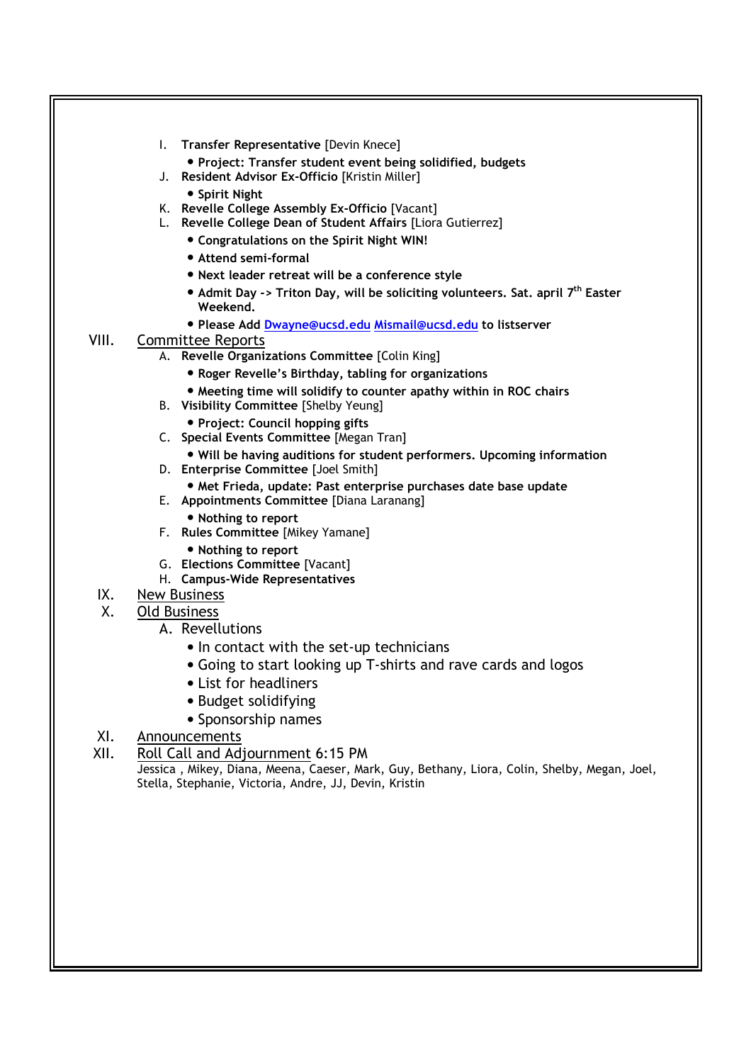I. **Transfer Representative** [Devin Knece]
   - **Project: Transfer student event being solidified, budgets**

J. **Resident Advisor Ex-Officio** [Kristin Miller]
   - **Spirit Night**

K. **Revelle College Assembly Ex-Officio** [Vacant]

L. **Revelle College Dean of Student Affairs** [Liora Gutierrez]
   - **Congratulations on the Spirit Night WIN!**
   - **Attend semi-formal**
   - **Next leader retreat will be a conference style**
   - **Admit Day -> Triton Day, will be soliciting volunteers. Sat. april 7th Easter Weekend.**
   - **Please Add Dwayne@ucsd.edu Mismail@ucsd.edu to listserver**

VIII. Committee Reports

A. **Revelle Organizations Committee** [Colin King]
   - **Roger Revelle's Birthday, tabling for organizations**
   - **Meeting time will solidify to counter apathy within in ROC chairs**

B. **Visibility Committee** [Shelby Yeung]
   - **Project: Council hopping gifts**

C. **Special Events Committee** [Megan Tran]
   - **Will be having auditions for student performers. Upcoming information**

D. **Enterprise Committee** [Joel Smith]
   - **Met Frieda, update: Past enterprise purchases date base update**

E. **Appointments Committee** [Diana Laranang]
   - **Nothing to report**

F. **Rules Committee** [Mikey Yamane]
   - **Nothing to report**

G. **Elections Committee** [Vacant]

H. **Campus-Wide Representatives**

IX. New Business

X. Old Business

A. Revellutions
   - In contact with the set-up technicians
   - Going to start looking up T-shirts and rave cards and logos
   - List for headliners
   - Budget solidifying
   - Sponsorship names

XI. Announcements

XII. Roll Call and Adjournment 6:15 PM

Jessica , Mikey, Diana, Meena, Caeser, Mark, Guy, Bethany, Liora, Colin, Shelby, Megan, Joel, Stella, Stephanie, Victoria, Andre, JJ, Devin, Kristin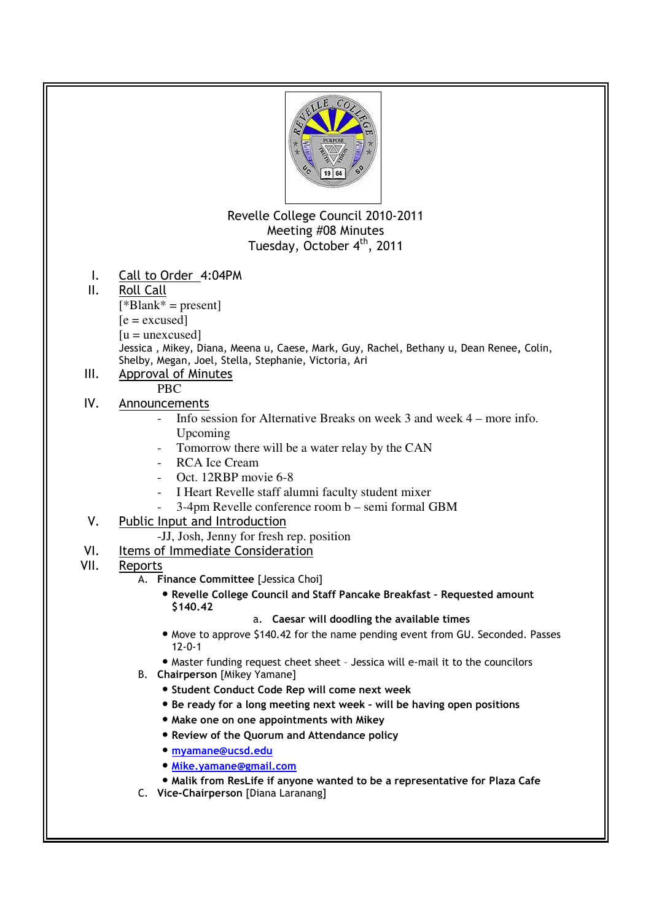Revelle College Council 2010-2011
Meeting #08 Minutes
Tuesday, October 4th, 2011

I. Call to Order 4:04PM

II. Roll Call

[*Blank* = present]
[e = excused]
[u = unexcused]
Jessica , Mikey, Diana, Meena u, Caese, Mark, Guy, Rachel, Bethany u, Dean Renee, Colin, Shelby, Megan, Joel, Stella, Stephanie, Victoria, Ari

III. Approval of Minutes

PBC

IV. Announcements

- Info session for Alternative Breaks on week 3 and week 4 – more info. Upcoming
- Tomorrow there will be a water relay by the CAN
- RCA Ice Cream
- Oct. 12RBP movie 6-8
- I Heart Revelle staff alumni faculty student mixer
- 3-4pm Revelle conference room b – semi formal GBM

V. Public Input and Introduction

-JJ, Josh, Jenny for fresh rep. position

VI. Items of Immediate Consideration

VII. Reports

A. **Finance Committee** [Jessica Choi]
- **Revelle College Council and Staff Pancake Breakfast – Requested amount $140.42**
  a. **Caesar will doodling the available times**
- Move to approve $140.42 for the name pending event from GU. Seconded. Passes 12-0-1
- Master funding request cheet sheet – Jessica will e-mail it to the councilors

B. **Chairperson** [Mikey Yamane]
- **Student Conduct Code Rep will come next week**
- **Be ready for a long meeting next week – will be having open positions**
- **Make one on one appointments with Mikey**
- **Review of the Quorum and Attendance policy**
- **myamane@ucsd.edu**
- **Mike.yamane@gmail.com**
- **Malik from ResLife if anyone wanted to be a representative for Plaza Cafe**

C. **Vice-Chairperson** [Diana Laranang]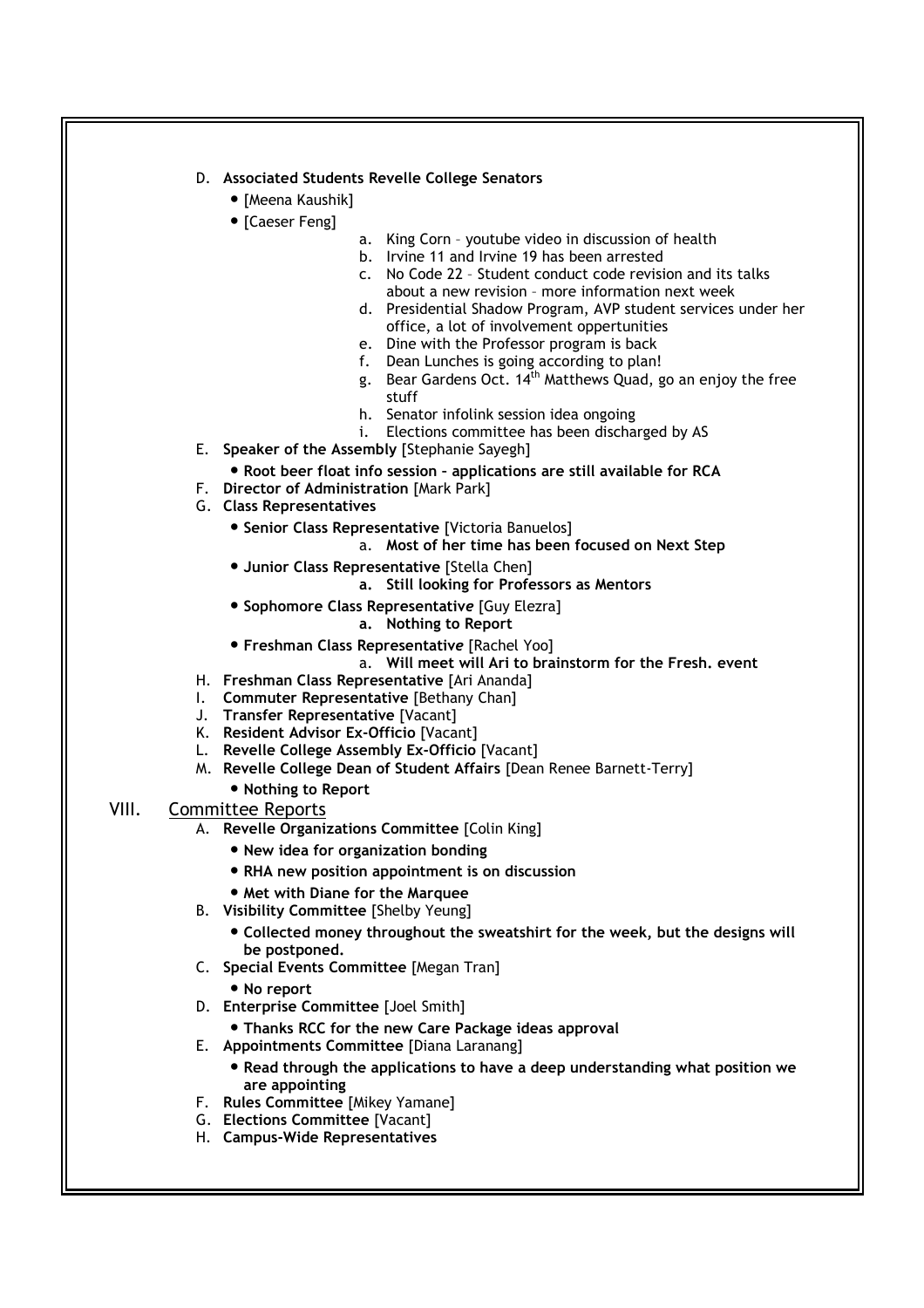D. **Associated Students Revelle College Senators**
   - [Meena Kaushik]
   - [Caeser Feng]
     a. King Corn – youtube video in discussion of health
     b. Irvine 11 and Irvine 19 has been arrested
     c. No Code 22 – Student conduct code revision and its talks about a new revision – more information next week
     d. Presidential Shadow Program, AVP student services under her office, a lot of involvement oppertunities
     e. Dine with the Professor program is back
     f. Dean Lunches is going according to plan!
     g. Bear Gardens Oct. 14th Matthews Quad, go an enjoy the free stuff
     h. Senator infolink session idea ongoing
     i. Elections committee has been discharged by AS

E. **Speaker of the Assembly** [Stephanie Sayegh]
   - **Root beer float info session – applications are still available for RCA**

F. **Director of Administration** [Mark Park]

G. **Class Representatives**
   - **Senior Class Representative** [Victoria Banuelos]
     a. **Most of her time has been focused on Next Step**
   - **Junior Class Representative** [Stella Chen]
     a. **Still looking for Professors as Mentors**
   - **Sophomore Class Representative** [Guy Elezra]
     a. **Nothing to Report**
   - **Freshman Class Representative** [Rachel Yoo]
     a. **Will meet will Ari to brainstorm for the Fresh. event**

H. **Freshman Class Representative** [Ari Ananda]

I. **Commuter Representative** [Bethany Chan]

J. **Transfer Representative** [Vacant]

K. **Resident Advisor Ex-Officio** [Vacant]

L. **Revelle College Assembly Ex-Officio** [Vacant]

M. **Revelle College Dean of Student Affairs** [Dean Renee Barnett-Terry]
   - **Nothing to Report**

## VIII. Committee Reports

A. **Revelle Organizations Committee** [Colin King]
   - **New idea for organization bonding**
   - **RHA new position appointment is on discussion**
   - **Met with Diane for the Marquee**

B. **Visibility Committee** [Shelby Yeung]
   - **Collected money throughout the sweatshirt for the week, but the designs will be postponed.**

C. **Special Events Committee** [Megan Tran]
   - **No report**

D. **Enterprise Committee** [Joel Smith]
   - **Thanks RCC for the new Care Package ideas approval**

E. **Appointments Committee** [Diana Laranang]
   - **Read through the applications to have a deep understanding what position we are appointing**

F. **Rules Committee** [Mikey Yamane]

G. **Elections Committee** [Vacant]

H. **Campus-Wide Representatives**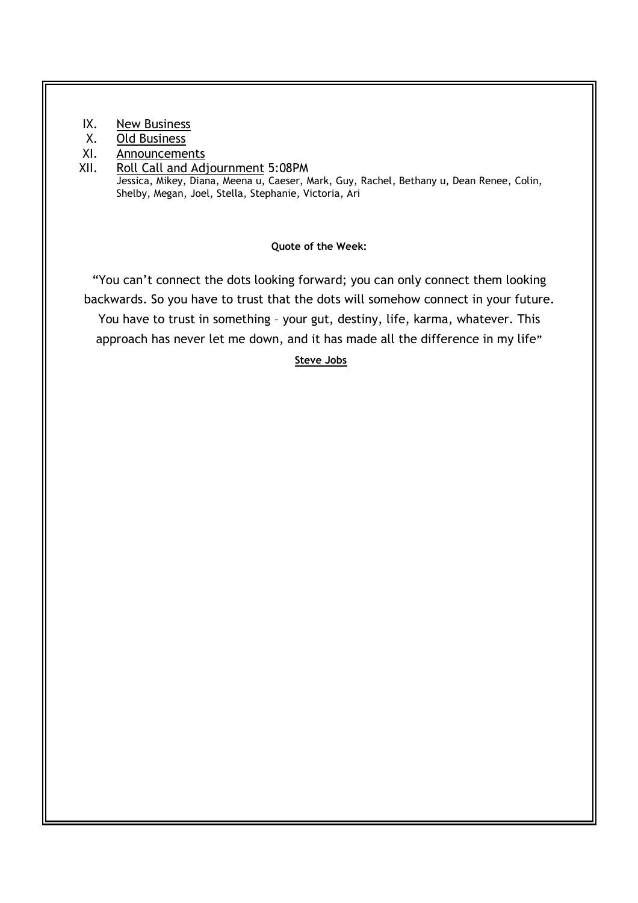IX. New Business

X. Old Business

XI. Announcements

XII. Roll Call and Adjournment 5:08PM

Jessica, Mikey, Diana, Meena u, Caeser, Mark, Guy, Rachel, Bethany u, Dean Renee, Colin, Shelby, Megan, Joel, Stella, Stephanie, Victoria, Ari

**Quote of the Week:**

"You can't connect the dots looking forward; you can only connect them looking backwards. So you have to trust that the dots will somehow connect in your future. You have to trust in something – your gut, destiny, life, karma, whatever. This approach has never let me down, and it has made all the difference in my life"

**Steve Jobs**